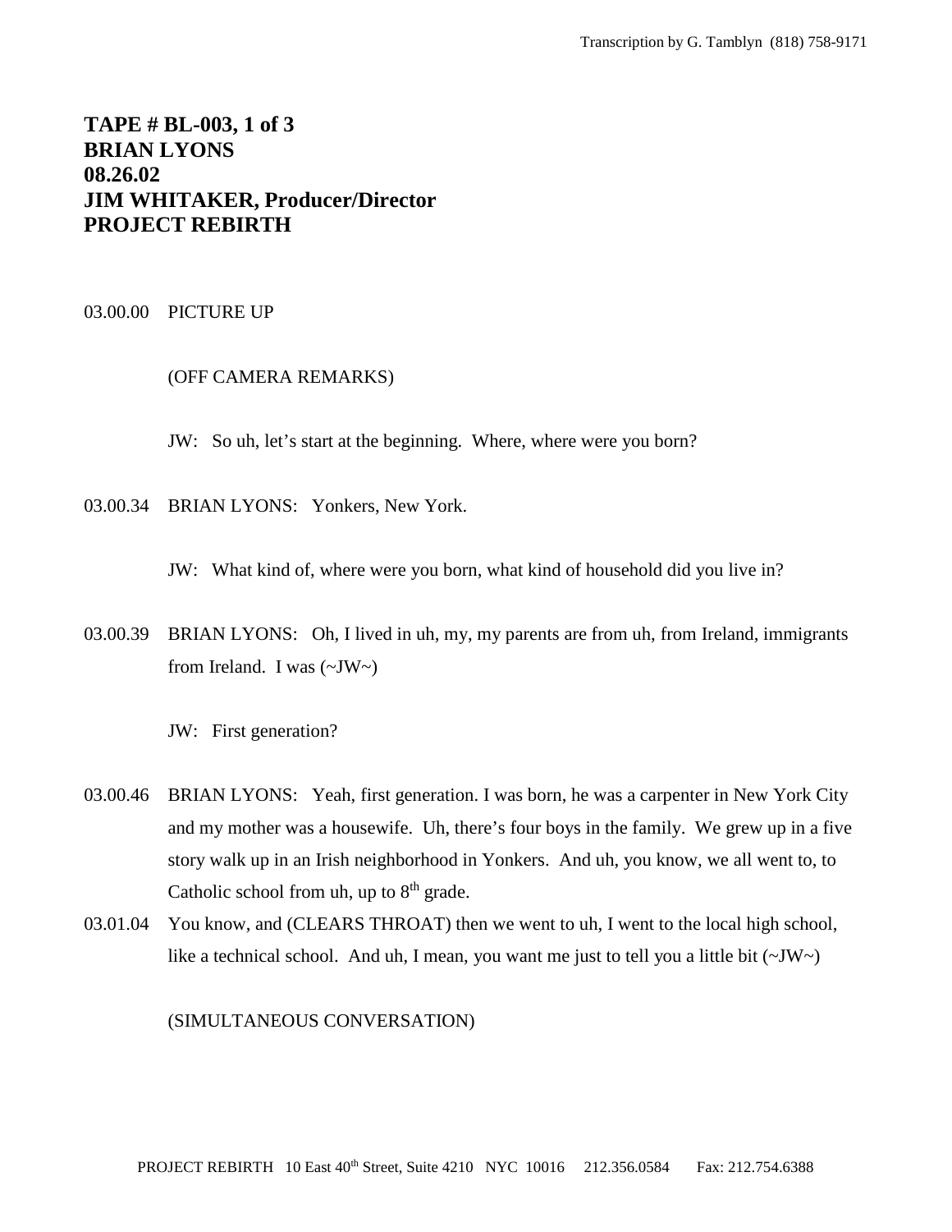**TAPE # BL-003, 1 of 3**
**BRIAN LYONS**
**08.26.02**
**JIM WHITAKER, Producer/Director**
**PROJECT REBIRTH**

03.00.00 PICTURE UP

(OFF CAMERA REMARKS)

JW: So uh, let's start at the beginning. Where, where were you born?

03.00.34 BRIAN LYONS: Yonkers, New York.

JW: What kind of, where were you born, what kind of household did you live in?

03.00.39 BRIAN LYONS: Oh, I lived in uh, my, my parents are from uh, from Ireland, immigrants from Ireland. I was (~JW~)

JW: First generation?

03.00.46 BRIAN LYONS: Yeah, first generation. I was born, he was a carpenter in New York City and my mother was a housewife. Uh, there's four boys in the family. We grew up in a five story walk up in an Irish neighborhood in Yonkers. And uh, you know, we all went to, to Catholic school from uh, up to 8th grade.

03.01.04 You know, and (CLEARS THROAT) then we went to uh, I went to the local high school, like a technical school. And uh, I mean, you want me just to tell you a little bit (~JW~)

(SIMULTANEOUS CONVERSATION)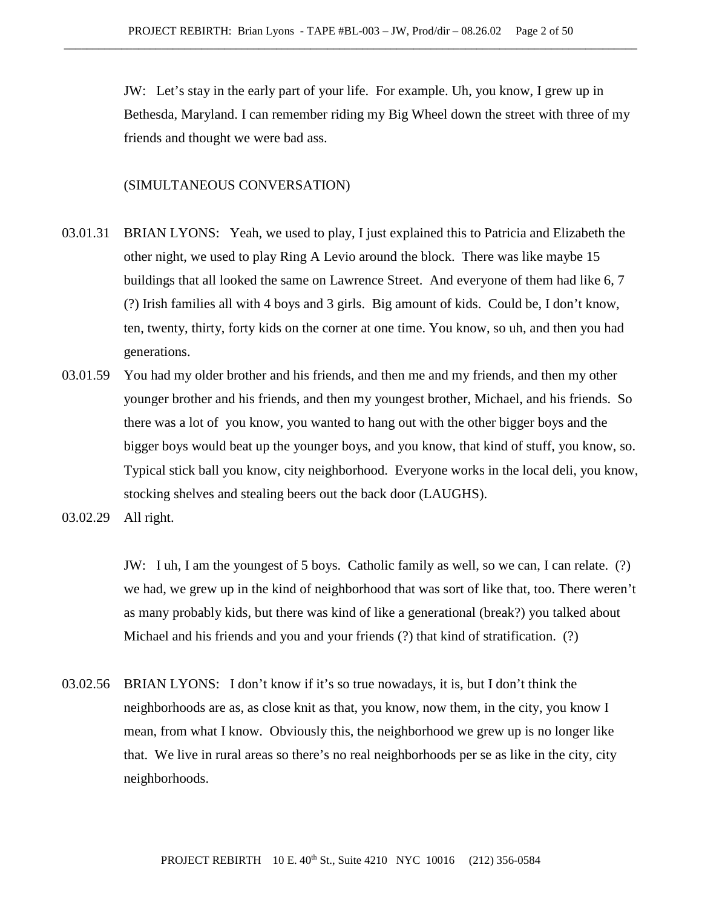JW: Let's stay in the early part of your life. For example. Uh, you know, I grew up in Bethesda, Maryland. I can remember riding my Big Wheel down the street with three of my friends and thought we were bad ass.

(SIMULTANEOUS CONVERSATION)

03.01.31 BRIAN LYONS: Yeah, we used to play, I just explained this to Patricia and Elizabeth the other night, we used to play Ring A Levio around the block. There was like maybe 15 buildings that all looked the same on Lawrence Street. And everyone of them had like 6, 7 (?) Irish families all with 4 boys and 3 girls. Big amount of kids. Could be, I don't know, ten, twenty, thirty, forty kids on the corner at one time. You know, so uh, and then you had generations.

03.01.59 You had my older brother and his friends, and then me and my friends, and then my other younger brother and his friends, and then my youngest brother, Michael, and his friends. So there was a lot of you know, you wanted to hang out with the other bigger boys and the bigger boys would beat up the younger boys, and you know, that kind of stuff, you know, so. Typical stick ball you know, city neighborhood. Everyone works in the local deli, you know, stocking shelves and stealing beers out the back door (LAUGHS).

03.02.29 All right.

JW: I uh, I am the youngest of 5 boys. Catholic family as well, so we can, I can relate. (?) we had, we grew up in the kind of neighborhood that was sort of like that, too. There weren't as many probably kids, but there was kind of like a generational (break?) you talked about Michael and his friends and you and your friends (?) that kind of stratification. (?)

03.02.56 BRIAN LYONS: I don't know if it's so true nowadays, it is, but I don't think the neighborhoods are as, as close knit as that, you know, now them, in the city, you know I mean, from what I know. Obviously this, the neighborhood we grew up is no longer like that. We live in rural areas so there's no real neighborhoods per se as like in the city, city neighborhoods.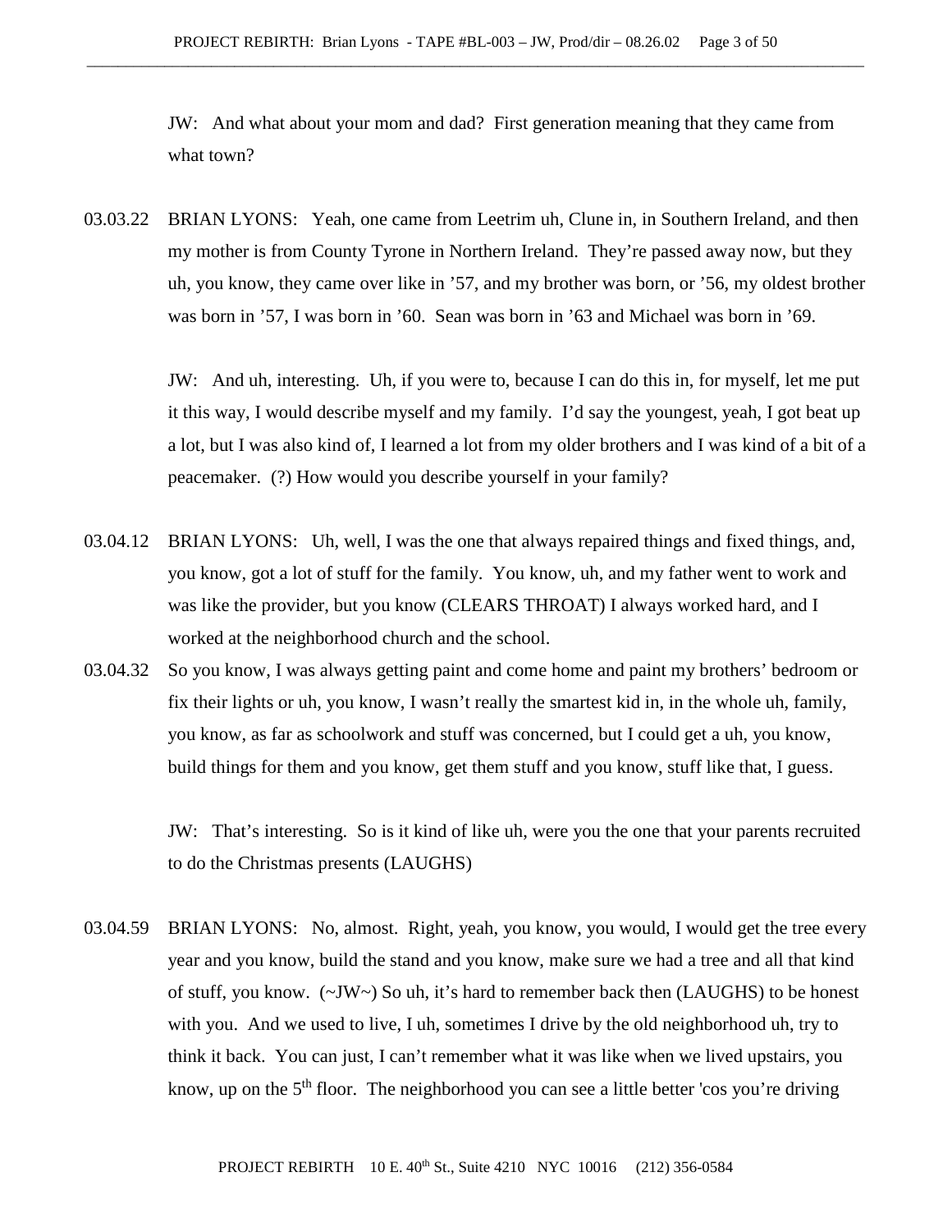JW: And what about your mom and dad? First generation meaning that they came from what town?

03.03.22 BRIAN LYONS: Yeah, one came from Leetrim uh, Clune in, in Southern Ireland, and then my mother is from County Tyrone in Northern Ireland. They're passed away now, but they uh, you know, they came over like in '57, and my brother was born, or '56, my oldest brother was born in '57, I was born in '60. Sean was born in '63 and Michael was born in '69.

JW: And uh, interesting. Uh, if you were to, because I can do this in, for myself, let me put it this way, I would describe myself and my family. I'd say the youngest, yeah, I got beat up a lot, but I was also kind of, I learned a lot from my older brothers and I was kind of a bit of a peacemaker. (?) How would you describe yourself in your family?

03.04.12 BRIAN LYONS: Uh, well, I was the one that always repaired things and fixed things, and, you know, got a lot of stuff for the family. You know, uh, and my father went to work and was like the provider, but you know (CLEARS THROAT) I always worked hard, and I worked at the neighborhood church and the school.

03.04.32 So you know, I was always getting paint and come home and paint my brothers' bedroom or fix their lights or uh, you know, I wasn't really the smartest kid in, in the whole uh, family, you know, as far as schoolwork and stuff was concerned, but I could get a uh, you know, build things for them and you know, get them stuff and you know, stuff like that, I guess.

JW: That's interesting. So is it kind of like uh, were you the one that your parents recruited to do the Christmas presents (LAUGHS)

03.04.59 BRIAN LYONS: No, almost. Right, yeah, you know, you would, I would get the tree every year and you know, build the stand and you know, make sure we had a tree and all that kind of stuff, you know. (~JW~) So uh, it's hard to remember back then (LAUGHS) to be honest with you. And we used to live, I uh, sometimes I drive by the old neighborhood uh, try to think it back. You can just, I can't remember what it was like when we lived upstairs, you know, up on the 5th floor. The neighborhood you can see a little better 'cos you're driving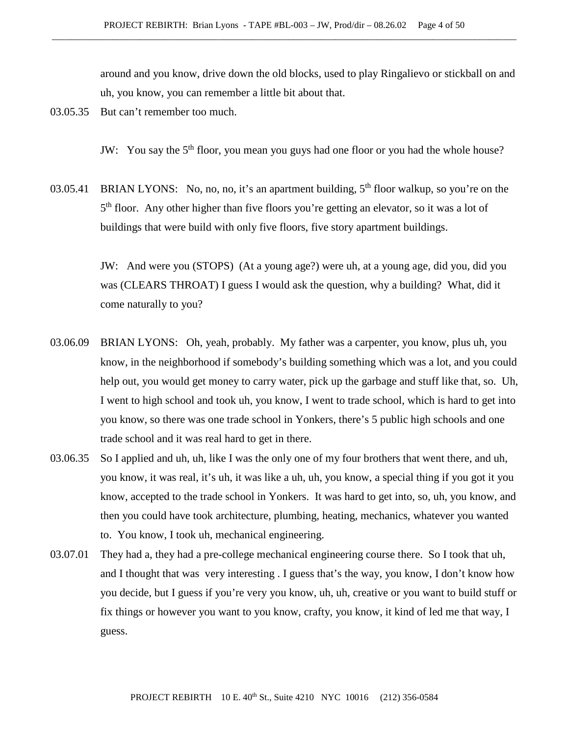around and you know, drive down the old blocks, used to play Ringalievo or stickball on and uh, you know, you can remember a little bit about that.

03.05.35 But can't remember too much.

JW: You say the 5th floor, you mean you guys had one floor or you had the whole house?

03.05.41 BRIAN LYONS: No, no, no, it's an apartment building, 5th floor walkup, so you're on the 5th floor. Any other higher than five floors you're getting an elevator, so it was a lot of buildings that were build with only five floors, five story apartment buildings.

JW: And were you (STOPS) (At a young age?) were uh, at a young age, did you, did you was (CLEARS THROAT) I guess I would ask the question, why a building? What, did it come naturally to you?

03.06.09 BRIAN LYONS: Oh, yeah, probably. My father was a carpenter, you know, plus uh, you know, in the neighborhood if somebody's building something which was a lot, and you could help out, you would get money to carry water, pick up the garbage and stuff like that, so. Uh, I went to high school and took uh, you know, I went to trade school, which is hard to get into you know, so there was one trade school in Yonkers, there's 5 public high schools and one trade school and it was real hard to get in there.

03.06.35 So I applied and uh, uh, like I was the only one of my four brothers that went there, and uh, you know, it was real, it's uh, it was like a uh, uh, you know, a special thing if you got it you know, accepted to the trade school in Yonkers. It was hard to get into, so, uh, you know, and then you could have took architecture, plumbing, heating, mechanics, whatever you wanted to. You know, I took uh, mechanical engineering.

03.07.01 They had a, they had a pre-college mechanical engineering course there. So I took that uh, and I thought that was very interesting . I guess that's the way, you know, I don't know how you decide, but I guess if you're very you know, uh, uh, creative or you want to build stuff or fix things or however you want to you know, crafty, you know, it kind of led me that way, I guess.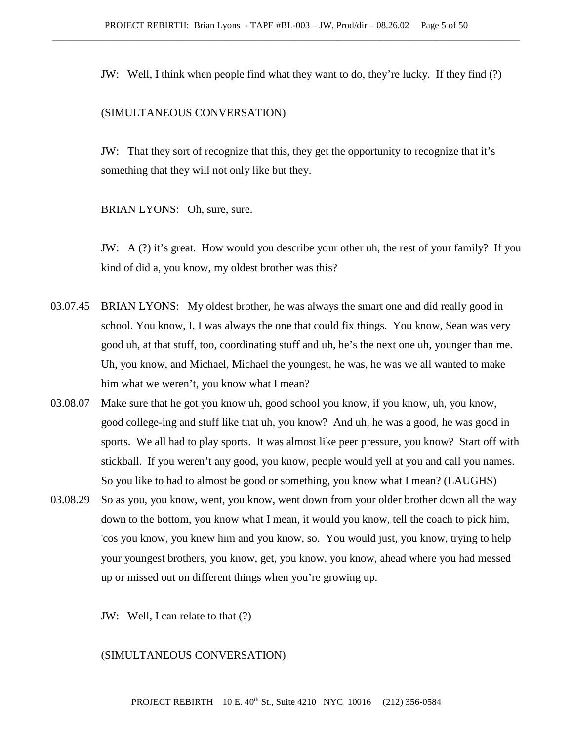JW: Well, I think when people find what they want to do, they're lucky. If they find (?)

(SIMULTANEOUS CONVERSATION)

JW: That they sort of recognize that this, they get the opportunity to recognize that it's something that they will not only like but they.

BRIAN LYONS: Oh, sure, sure.

JW: A (?) it's great. How would you describe your other uh, the rest of your family? If you kind of did a, you know, my oldest brother was this?

03.07.45 BRIAN LYONS: My oldest brother, he was always the smart one and did really good in school. You know, I, I was always the one that could fix things. You know, Sean was very good uh, at that stuff, too, coordinating stuff and uh, he's the next one uh, younger than me. Uh, you know, and Michael, Michael the youngest, he was, he was we all wanted to make him what we weren't, you know what I mean?

03.08.07 Make sure that he got you know uh, good school you know, if you know, uh, you know, good college-ing and stuff like that uh, you know? And uh, he was a good, he was good in sports. We all had to play sports. It was almost like peer pressure, you know? Start off with stickball. If you weren't any good, you know, people would yell at you and call you names. So you like to had to almost be good or something, you know what I mean? (LAUGHS)

03.08.29 So as you, you know, went, you know, went down from your older brother down all the way down to the bottom, you know what I mean, it would you know, tell the coach to pick him, 'cos you know, you knew him and you know, so. You would just, you know, trying to help your youngest brothers, you know, get, you know, you know, ahead where you had messed up or missed out on different things when you're growing up.

JW: Well, I can relate to that (?)

(SIMULTANEOUS CONVERSATION)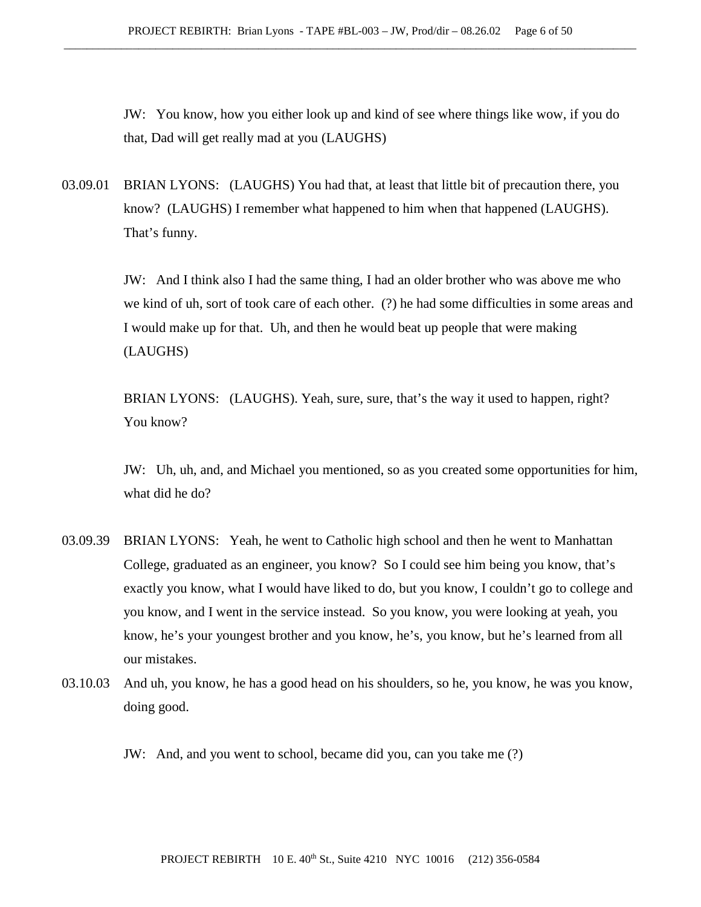JW: You know, how you either look up and kind of see where things like wow, if you do that, Dad will get really mad at you (LAUGHS)

03.09.01 BRIAN LYONS: (LAUGHS) You had that, at least that little bit of precaution there, you know? (LAUGHS) I remember what happened to him when that happened (LAUGHS). That's funny.

JW: And I think also I had the same thing, I had an older brother who was above me who we kind of uh, sort of took care of each other. (?) he had some difficulties in some areas and I would make up for that. Uh, and then he would beat up people that were making (LAUGHS)

BRIAN LYONS: (LAUGHS). Yeah, sure, sure, that's the way it used to happen, right? You know?

JW: Uh, uh, and, and Michael you mentioned, so as you created some opportunities for him, what did he do?

03.09.39 BRIAN LYONS: Yeah, he went to Catholic high school and then he went to Manhattan College, graduated as an engineer, you know? So I could see him being you know, that's exactly you know, what I would have liked to do, but you know, I couldn't go to college and you know, and I went in the service instead. So you know, you were looking at yeah, you know, he's your youngest brother and you know, he's, you know, but he's learned from all our mistakes.

03.10.03 And uh, you know, he has a good head on his shoulders, so he, you know, he was you know, doing good.

JW: And, and you went to school, became did you, can you take me (?)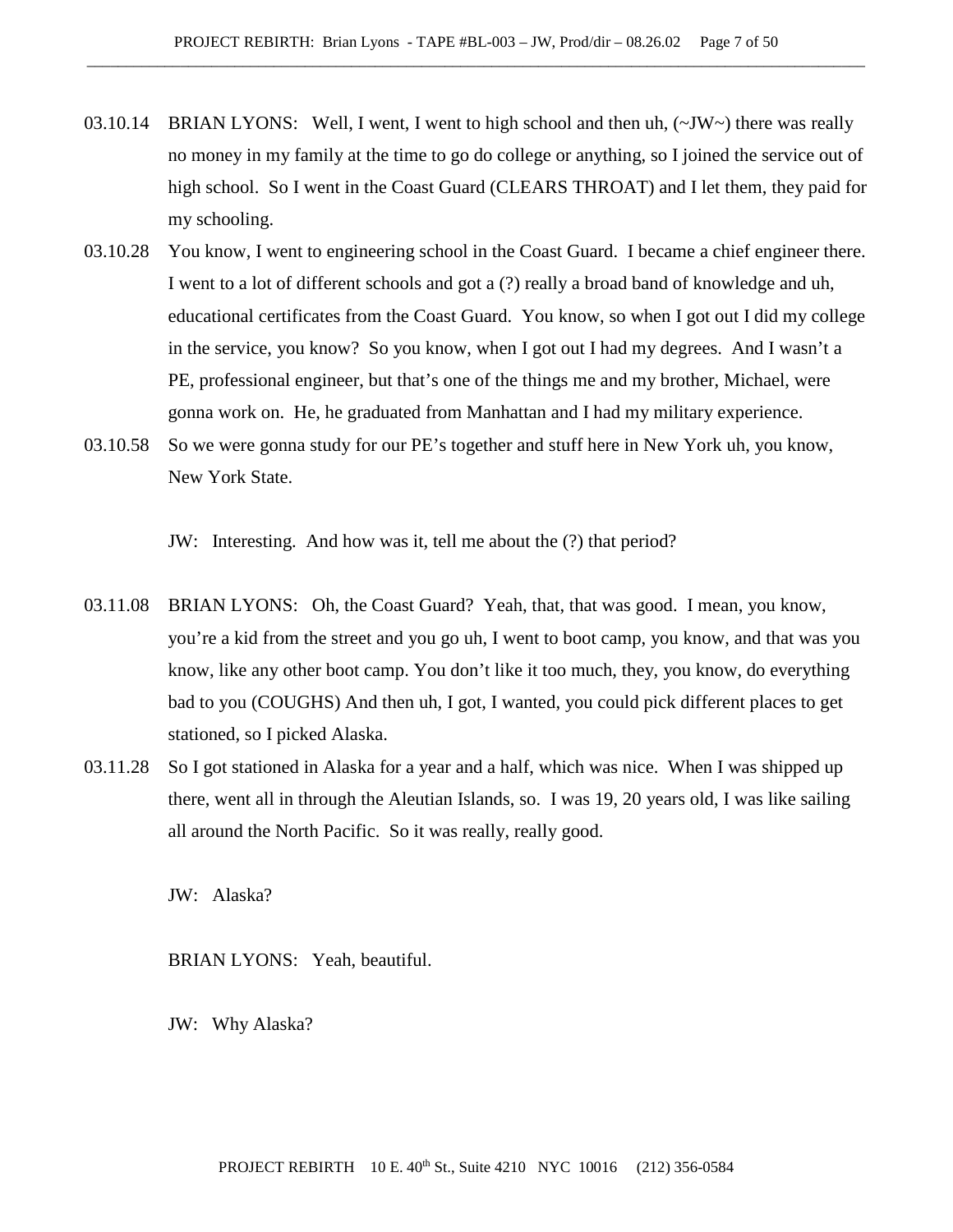03.10.14 BRIAN LYONS: Well, I went, I went to high school and then uh, (~JW~) there was really no money in my family at the time to go do college or anything, so I joined the service out of high school. So I went in the Coast Guard (CLEARS THROAT) and I let them, they paid for my schooling.

03.10.28 You know, I went to engineering school in the Coast Guard. I became a chief engineer there. I went to a lot of different schools and got a (?) really a broad band of knowledge and uh, educational certificates from the Coast Guard. You know, so when I got out I did my college in the service, you know? So you know, when I got out I had my degrees. And I wasn't a PE, professional engineer, but that's one of the things me and my brother, Michael, were gonna work on. He, he graduated from Manhattan and I had my military experience.

03.10.58 So we were gonna study for our PE's together and stuff here in New York uh, you know, New York State.

JW: Interesting. And how was it, tell me about the (?) that period?

03.11.08 BRIAN LYONS: Oh, the Coast Guard? Yeah, that, that was good. I mean, you know, you're a kid from the street and you go uh, I went to boot camp, you know, and that was you know, like any other boot camp. You don't like it too much, they, you know, do everything bad to you (COUGHS) And then uh, I got, I wanted, you could pick different places to get stationed, so I picked Alaska.

03.11.28 So I got stationed in Alaska for a year and a half, which was nice. When I was shipped up there, went all in through the Aleutian Islands, so. I was 19, 20 years old, I was like sailing all around the North Pacific. So it was really, really good.

JW: Alaska?

BRIAN LYONS: Yeah, beautiful.

JW: Why Alaska?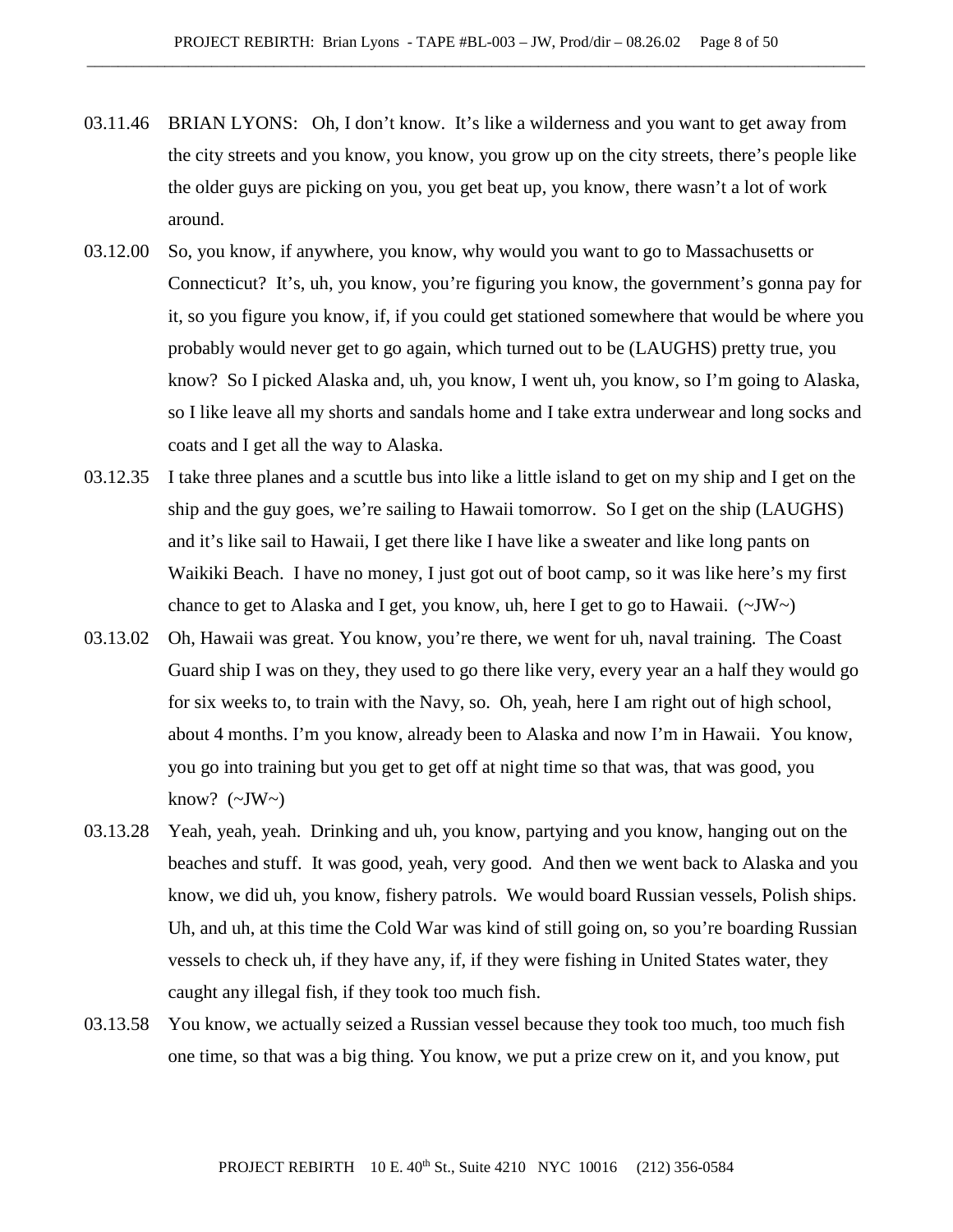03.11.46 BRIAN LYONS: Oh, I don't know. It's like a wilderness and you want to get away from the city streets and you know, you know, you grow up on the city streets, there's people like the older guys are picking on you, you get beat up, you know, there wasn't a lot of work around.

03.12.00 So, you know, if anywhere, you know, why would you want to go to Massachusetts or Connecticut? It's, uh, you know, you're figuring you know, the government's gonna pay for it, so you figure you know, if, if you could get stationed somewhere that would be where you probably would never get to go again, which turned out to be (LAUGHS) pretty true, you know? So I picked Alaska and, uh, you know, I went uh, you know, so I'm going to Alaska, so I like leave all my shorts and sandals home and I take extra underwear and long socks and coats and I get all the way to Alaska.

03.12.35 I take three planes and a scuttle bus into like a little island to get on my ship and I get on the ship and the guy goes, we're sailing to Hawaii tomorrow. So I get on the ship (LAUGHS) and it's like sail to Hawaii, I get there like I have like a sweater and like long pants on Waikiki Beach. I have no money, I just got out of boot camp, so it was like here's my first chance to get to Alaska and I get, you know, uh, here I get to go to Hawaii. (~JW~)

03.13.02 Oh, Hawaii was great. You know, you're there, we went for uh, naval training. The Coast Guard ship I was on they, they used to go there like very, every year an a half they would go for six weeks to, to train with the Navy, so. Oh, yeah, here I am right out of high school, about 4 months. I'm you know, already been to Alaska and now I'm in Hawaii. You know, you go into training but you get to get off at night time so that was, that was good, you know? (~JW~)

03.13.28 Yeah, yeah, yeah. Drinking and uh, you know, partying and you know, hanging out on the beaches and stuff. It was good, yeah, very good. And then we went back to Alaska and you know, we did uh, you know, fishery patrols. We would board Russian vessels, Polish ships. Uh, and uh, at this time the Cold War was kind of still going on, so you're boarding Russian vessels to check uh, if they have any, if, if they were fishing in United States water, they caught any illegal fish, if they took too much fish.

03.13.58 You know, we actually seized a Russian vessel because they took too much, too much fish one time, so that was a big thing. You know, we put a prize crew on it, and you know, put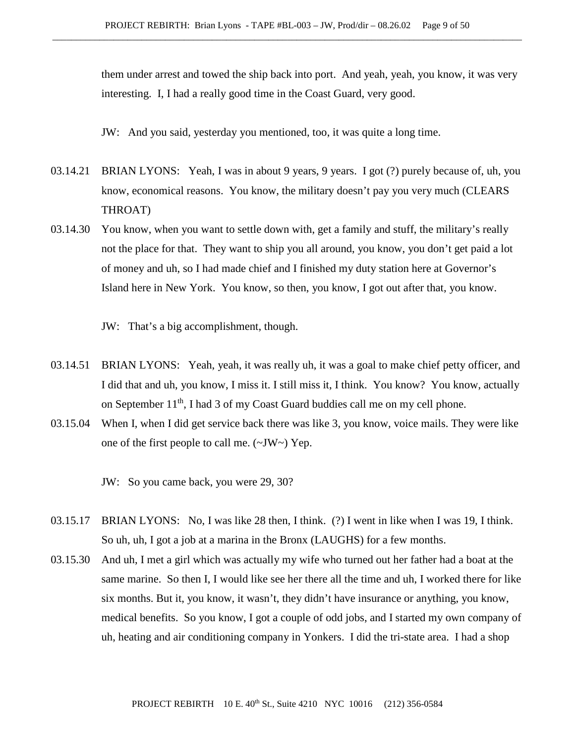them under arrest and towed the ship back into port. And yeah, yeah, you know, it was very interesting. I, I had a really good time in the Coast Guard, very good.

JW: And you said, yesterday you mentioned, too, it was quite a long time.

03.14.21 BRIAN LYONS: Yeah, I was in about 9 years, 9 years. I got (?) purely because of, uh, you know, economical reasons. You know, the military doesn't pay you very much (CLEARS THROAT)

03.14.30 You know, when you want to settle down with, get a family and stuff, the military's really not the place for that. They want to ship you all around, you know, you don't get paid a lot of money and uh, so I had made chief and I finished my duty station here at Governor's Island here in New York. You know, so then, you know, I got out after that, you know.

JW: That's a big accomplishment, though.

03.14.51 BRIAN LYONS: Yeah, yeah, it was really uh, it was a goal to make chief petty officer, and I did that and uh, you know, I miss it. I still miss it, I think. You know? You know, actually on September 11th, I had 3 of my Coast Guard buddies call me on my cell phone.

03.15.04 When I, when I did get service back there was like 3, you know, voice mails. They were like one of the first people to call me. (~JW~) Yep.

JW: So you came back, you were 29, 30?

03.15.17 BRIAN LYONS: No, I was like 28 then, I think. (?) I went in like when I was 19, I think. So uh, uh, I got a job at a marina in the Bronx (LAUGHS) for a few months.

03.15.30 And uh, I met a girl which was actually my wife who turned out her father had a boat at the same marine. So then I, I would like see her there all the time and uh, I worked there for like six months. But it, you know, it wasn't, they didn't have insurance or anything, you know, medical benefits. So you know, I got a couple of odd jobs, and I started my own company of uh, heating and air conditioning company in Yonkers. I did the tri-state area. I had a shop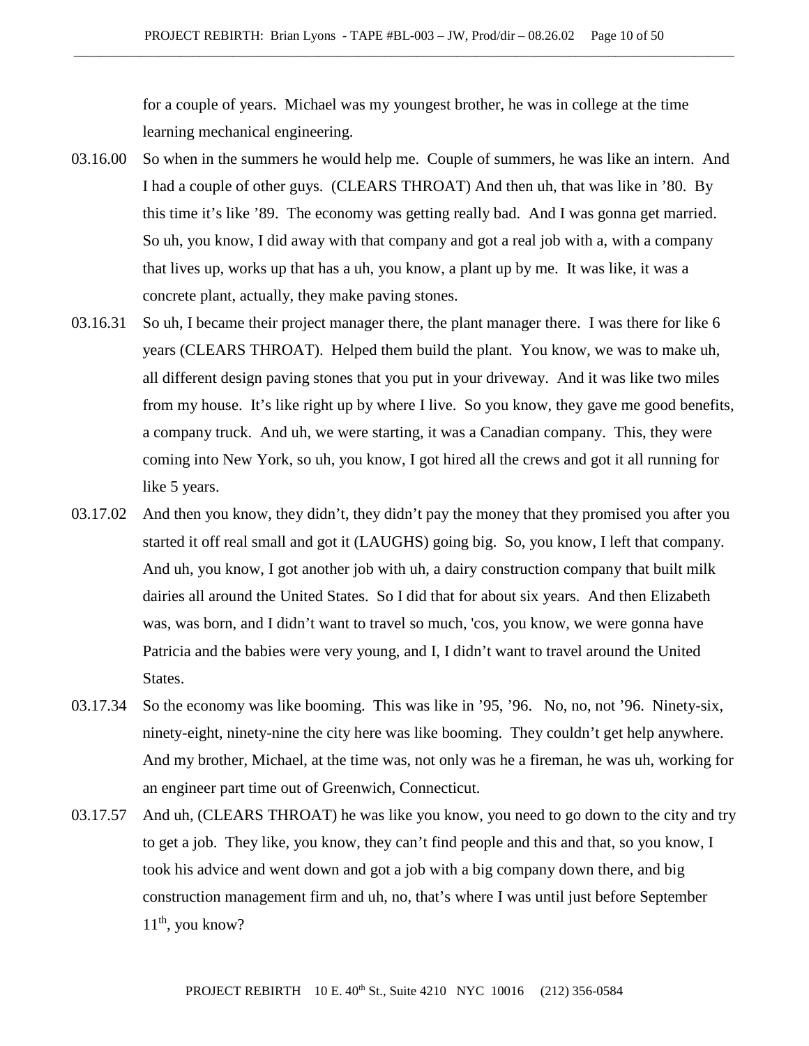for a couple of years. Michael was my youngest brother, he was in college at the time learning mechanical engineering.

03.16.00 So when in the summers he would help me. Couple of summers, he was like an intern. And I had a couple of other guys. (CLEARS THROAT) And then uh, that was like in '80. By this time it's like '89. The economy was getting really bad. And I was gonna get married. So uh, you know, I did away with that company and got a real job with a, with a company that lives up, works up that has a uh, you know, a plant up by me. It was like, it was a concrete plant, actually, they make paving stones.

03.16.31 So uh, I became their project manager there, the plant manager there. I was there for like 6 years (CLEARS THROAT). Helped them build the plant. You know, we was to make uh, all different design paving stones that you put in your driveway. And it was like two miles from my house. It's like right up by where I live. So you know, they gave me good benefits, a company truck. And uh, we were starting, it was a Canadian company. This, they were coming into New York, so uh, you know, I got hired all the crews and got it all running for like 5 years.

03.17.02 And then you know, they didn't, they didn't pay the money that they promised you after you started it off real small and got it (LAUGHS) going big. So, you know, I left that company. And uh, you know, I got another job with uh, a dairy construction company that built milk dairies all around the United States. So I did that for about six years. And then Elizabeth was, was born, and I didn't want to travel so much, 'cos, you know, we were gonna have Patricia and the babies were very young, and I, I didn't want to travel around the United States.

03.17.34 So the economy was like booming. This was like in '95, '96. No, no, not '96. Ninety-six, ninety-eight, ninety-nine the city here was like booming. They couldn't get help anywhere. And my brother, Michael, at the time was, not only was he a fireman, he was uh, working for an engineer part time out of Greenwich, Connecticut.

03.17.57 And uh, (CLEARS THROAT) he was like you know, you need to go down to the city and try to get a job. They like, you know, they can't find people and this and that, so you know, I took his advice and went down and got a job with a big company down there, and big construction management firm and uh, no, that's where I was until just before September 11th, you know?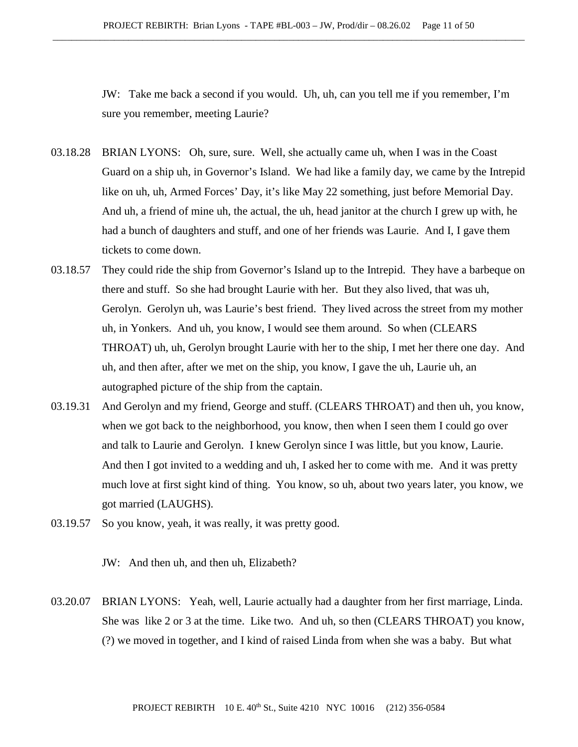JW: Take me back a second if you would. Uh, uh, can you tell me if you remember, I'm sure you remember, meeting Laurie?

03.18.28 BRIAN LYONS: Oh, sure, sure. Well, she actually came uh, when I was in the Coast Guard on a ship uh, in Governor's Island. We had like a family day, we came by the Intrepid like on uh, uh, Armed Forces' Day, it's like May 22 something, just before Memorial Day. And uh, a friend of mine uh, the actual, the uh, head janitor at the church I grew up with, he had a bunch of daughters and stuff, and one of her friends was Laurie. And I, I gave them tickets to come down.

03.18.57 They could ride the ship from Governor's Island up to the Intrepid. They have a barbeque on there and stuff. So she had brought Laurie with her. But they also lived, that was uh, Gerolyn. Gerolyn uh, was Laurie's best friend. They lived across the street from my mother uh, in Yonkers. And uh, you know, I would see them around. So when (CLEARS THROAT) uh, uh, Gerolyn brought Laurie with her to the ship, I met her there one day. And uh, and then after, after we met on the ship, you know, I gave the uh, Laurie uh, an autographed picture of the ship from the captain.

03.19.31 And Gerolyn and my friend, George and stuff. (CLEARS THROAT) and then uh, you know, when we got back to the neighborhood, you know, then when I seen them I could go over and talk to Laurie and Gerolyn. I knew Gerolyn since I was little, but you know, Laurie. And then I got invited to a wedding and uh, I asked her to come with me. And it was pretty much love at first sight kind of thing. You know, so uh, about two years later, you know, we got married (LAUGHS).

03.19.57 So you know, yeah, it was really, it was pretty good.

JW: And then uh, and then uh, Elizabeth?

03.20.07 BRIAN LYONS: Yeah, well, Laurie actually had a daughter from her first marriage, Linda. She was like 2 or 3 at the time. Like two. And uh, so then (CLEARS THROAT) you know, (?) we moved in together, and I kind of raised Linda from when she was a baby. But what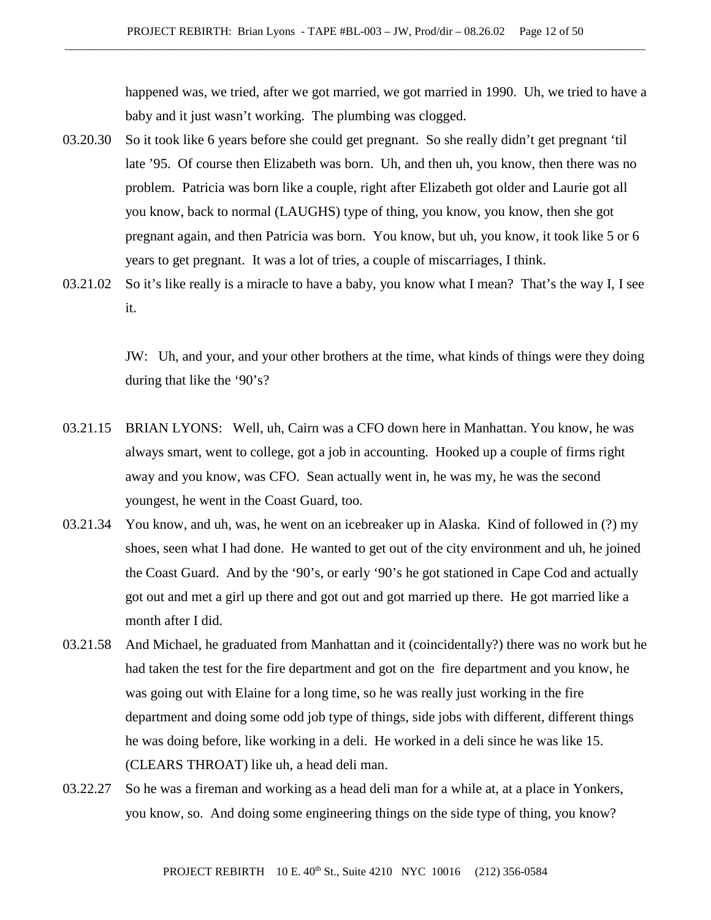happened was, we tried, after we got married, we got married in 1990. Uh, we tried to have a baby and it just wasn't working. The plumbing was clogged.

03.20.30 So it took like 6 years before she could get pregnant. So she really didn't get pregnant 'til late '95. Of course then Elizabeth was born. Uh, and then uh, you know, then there was no problem. Patricia was born like a couple, right after Elizabeth got older and Laurie got all you know, back to normal (LAUGHS) type of thing, you know, you know, then she got pregnant again, and then Patricia was born. You know, but uh, you know, it took like 5 or 6 years to get pregnant. It was a lot of tries, a couple of miscarriages, I think.

03.21.02 So it's like really is a miracle to have a baby, you know what I mean? That's the way I, I see it.

JW: Uh, and your, and your other brothers at the time, what kinds of things were they doing during that like the '90's?

03.21.15 BRIAN LYONS: Well, uh, Cairn was a CFO down here in Manhattan. You know, he was always smart, went to college, got a job in accounting. Hooked up a couple of firms right away and you know, was CFO. Sean actually went in, he was my, he was the second youngest, he went in the Coast Guard, too.

03.21.34 You know, and uh, was, he went on an icebreaker up in Alaska. Kind of followed in (?) my shoes, seen what I had done. He wanted to get out of the city environment and uh, he joined the Coast Guard. And by the '90's, or early '90's he got stationed in Cape Cod and actually got out and met a girl up there and got out and got married up there. He got married like a month after I did.

03.21.58 And Michael, he graduated from Manhattan and it (coincidentally?) there was no work but he had taken the test for the fire department and got on the fire department and you know, he was going out with Elaine for a long time, so he was really just working in the fire department and doing some odd job type of things, side jobs with different, different things he was doing before, like working in a deli. He worked in a deli since he was like 15. (CLEARS THROAT) like uh, a head deli man.

03.22.27 So he was a fireman and working as a head deli man for a while at, at a place in Yonkers, you know, so. And doing some engineering things on the side type of thing, you know?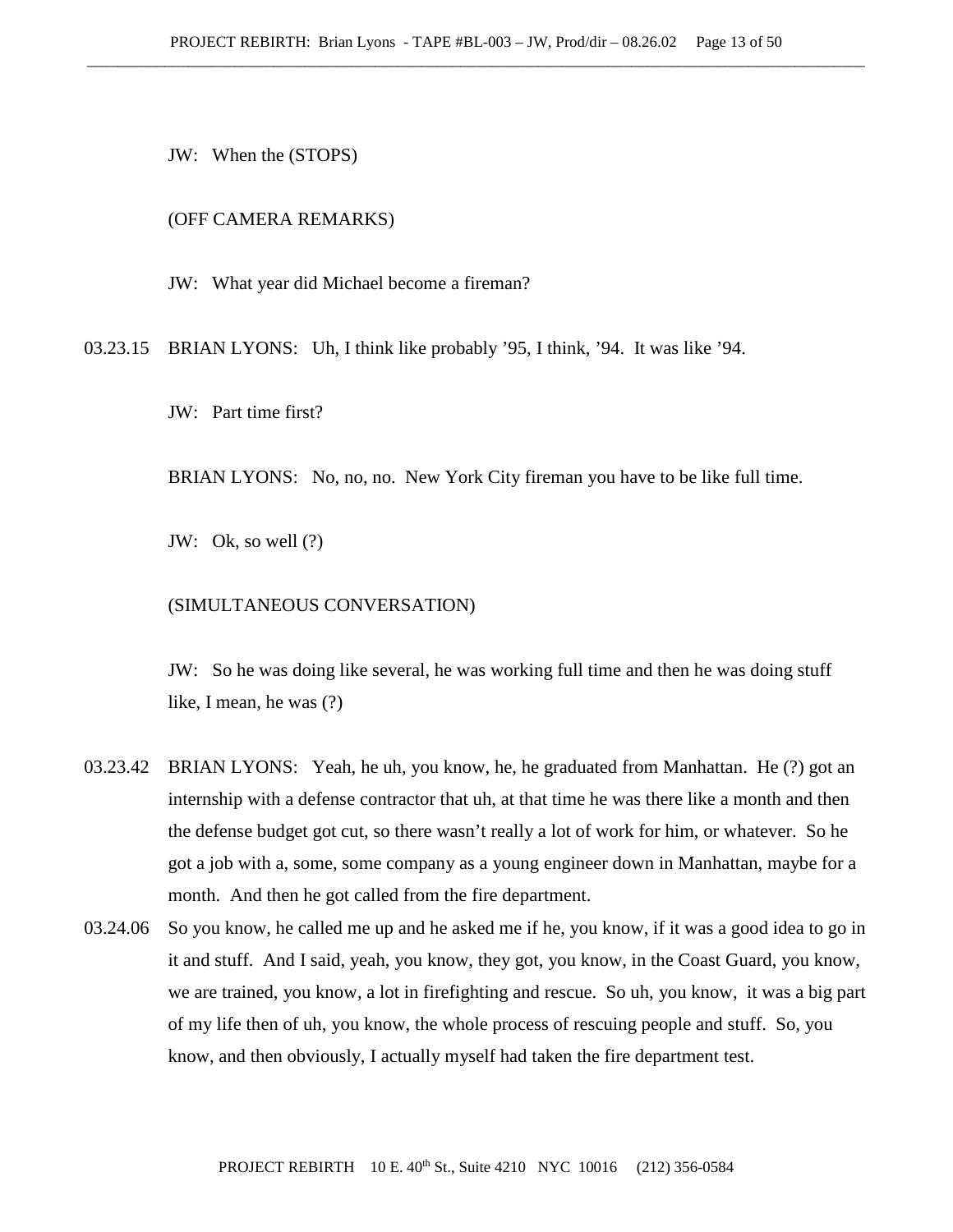JW: When the (STOPS)

(OFF CAMERA REMARKS)

JW: What year did Michael become a fireman?

03.23.15 BRIAN LYONS: Uh, I think like probably ’95, I think, ’94. It was like ’94.

JW: Part time first?

BRIAN LYONS: No, no, no. New York City fireman you have to be like full time.

JW: Ok, so well (?)

(SIMULTANEOUS CONVERSATION)

JW: So he was doing like several, he was working full time and then he was doing stuff like, I mean, he was (?)

03.23.42 BRIAN LYONS: Yeah, he uh, you know, he, he graduated from Manhattan. He (?) got an internship with a defense contractor that uh, at that time he was there like a month and then the defense budget got cut, so there wasn’t really a lot of work for him, or whatever. So he got a job with a, some, some company as a young engineer down in Manhattan, maybe for a month. And then he got called from the fire department.

03.24.06 So you know, he called me up and he asked me if he, you know, if it was a good idea to go in it and stuff. And I said, yeah, you know, they got, you know, in the Coast Guard, you know, we are trained, you know, a lot in firefighting and rescue. So uh, you know, it was a big part of my life then of uh, you know, the whole process of rescuing people and stuff. So, you know, and then obviously, I actually myself had taken the fire department test.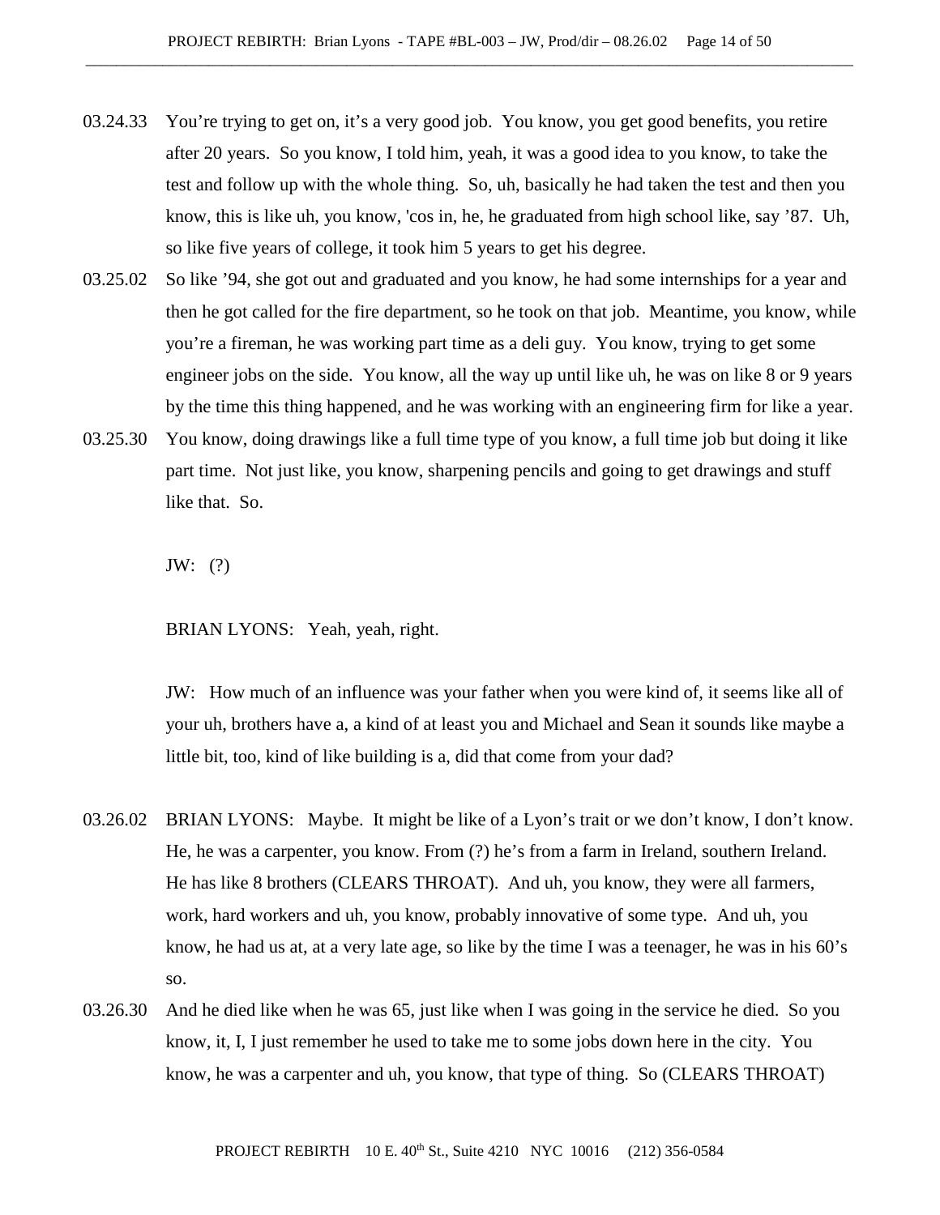03.24.33 You're trying to get on, it's a very good job. You know, you get good benefits, you retire after 20 years. So you know, I told him, yeah, it was a good idea to you know, to take the test and follow up with the whole thing. So, uh, basically he had taken the test and then you know, this is like uh, you know, 'cos in, he, he graduated from high school like, say '87. Uh, so like five years of college, it took him 5 years to get his degree.

03.25.02 So like '94, she got out and graduated and you know, he had some internships for a year and then he got called for the fire department, so he took on that job. Meantime, you know, while you're a fireman, he was working part time as a deli guy. You know, trying to get some engineer jobs on the side. You know, all the way up until like uh, he was on like 8 or 9 years by the time this thing happened, and he was working with an engineering firm for like a year.

03.25.30 You know, doing drawings like a full time type of you know, a full time job but doing it like part time. Not just like, you know, sharpening pencils and going to get drawings and stuff like that. So.

JW: (?)

BRIAN LYONS: Yeah, yeah, right.

JW: How much of an influence was your father when you were kind of, it seems like all of your uh, brothers have a, a kind of at least you and Michael and Sean it sounds like maybe a little bit, too, kind of like building is a, did that come from your dad?

03.26.02 BRIAN LYONS: Maybe. It might be like of a Lyon's trait or we don't know, I don't know. He, he was a carpenter, you know. From (?) he's from a farm in Ireland, southern Ireland. He has like 8 brothers (CLEARS THROAT). And uh, you know, they were all farmers, work, hard workers and uh, you know, probably innovative of some type. And uh, you know, he had us at, at a very late age, so like by the time I was a teenager, he was in his 60's so.

03.26.30 And he died like when he was 65, just like when I was going in the service he died. So you know, it, I, I just remember he used to take me to some jobs down here in the city. You know, he was a carpenter and uh, you know, that type of thing. So (CLEARS THROAT)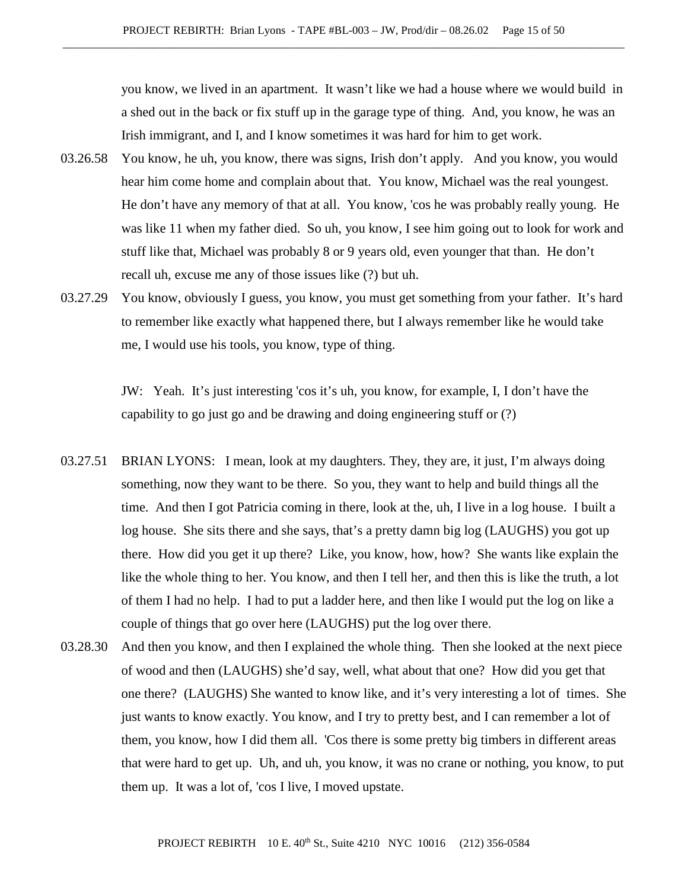you know, we lived in an apartment. It wasn't like we had a house where we would build in a shed out in the back or fix stuff up in the garage type of thing. And, you know, he was an Irish immigrant, and I, and I know sometimes it was hard for him to get work.

03.26.58 You know, he uh, you know, there was signs, Irish don't apply. And you know, you would hear him come home and complain about that. You know, Michael was the real youngest. He don't have any memory of that at all. You know, 'cos he was probably really young. He was like 11 when my father died. So uh, you know, I see him going out to look for work and stuff like that, Michael was probably 8 or 9 years old, even younger that than. He don't recall uh, excuse me any of those issues like (?) but uh.

03.27.29 You know, obviously I guess, you know, you must get something from your father. It's hard to remember like exactly what happened there, but I always remember like he would take me, I would use his tools, you know, type of thing.

JW: Yeah. It's just interesting 'cos it's uh, you know, for example, I, I don't have the capability to go just go and be drawing and doing engineering stuff or (?)

03.27.51 BRIAN LYONS: I mean, look at my daughters. They, they are, it just, I'm always doing something, now they want to be there. So you, they want to help and build things all the time. And then I got Patricia coming in there, look at the, uh, I live in a log house. I built a log house. She sits there and she says, that's a pretty damn big log (LAUGHS) you got up there. How did you get it up there? Like, you know, how, how? She wants like explain the like the whole thing to her. You know, and then I tell her, and then this is like the truth, a lot of them I had no help. I had to put a ladder here, and then like I would put the log on like a couple of things that go over here (LAUGHS) put the log over there.

03.28.30 And then you know, and then I explained the whole thing. Then she looked at the next piece of wood and then (LAUGHS) she'd say, well, what about that one? How did you get that one there? (LAUGHS) She wanted to know like, and it's very interesting a lot of times. She just wants to know exactly. You know, and I try to pretty best, and I can remember a lot of them, you know, how I did them all. 'Cos there is some pretty big timbers in different areas that were hard to get up. Uh, and uh, you know, it was no crane or nothing, you know, to put them up. It was a lot of, 'cos I live, I moved upstate.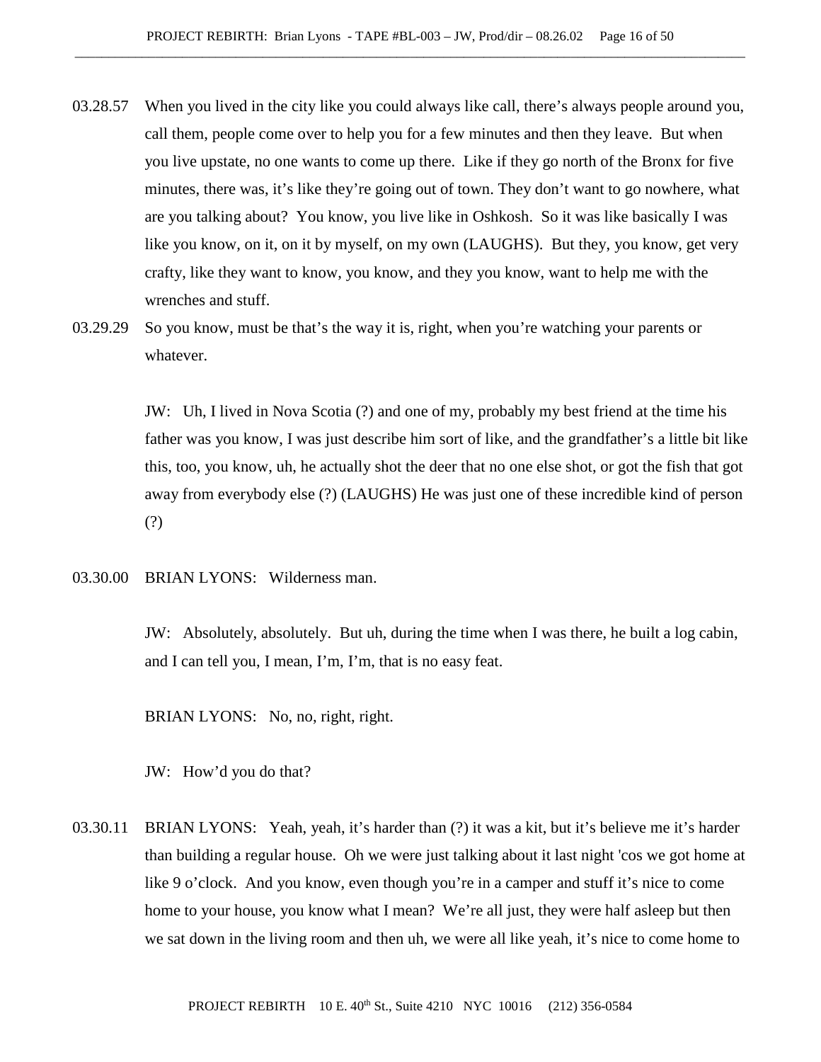03.28.57 When you lived in the city like you could always like call, there's always people around you, call them, people come over to help you for a few minutes and then they leave. But when you live upstate, no one wants to come up there. Like if they go north of the Bronx for five minutes, there was, it's like they're going out of town. They don't want to go nowhere, what are you talking about? You know, you live like in Oshkosh. So it was like basically I was like you know, on it, on it by myself, on my own (LAUGHS). But they, you know, get very crafty, like they want to know, you know, and they you know, want to help me with the wrenches and stuff.

03.29.29 So you know, must be that's the way it is, right, when you're watching your parents or whatever.

JW: Uh, I lived in Nova Scotia (?) and one of my, probably my best friend at the time his father was you know, I was just describe him sort of like, and the grandfather's a little bit like this, too, you know, uh, he actually shot the deer that no one else shot, or got the fish that got away from everybody else (?) (LAUGHS) He was just one of these incredible kind of person (?)

03.30.00 BRIAN LYONS: Wilderness man.

JW: Absolutely, absolutely. But uh, during the time when I was there, he built a log cabin, and I can tell you, I mean, I'm, I'm, that is no easy feat.

BRIAN LYONS: No, no, right, right.

JW: How'd you do that?

03.30.11 BRIAN LYONS: Yeah, yeah, it's harder than (?) it was a kit, but it's believe me it's harder than building a regular house. Oh we were just talking about it last night 'cos we got home at like 9 o'clock. And you know, even though you're in a camper and stuff it's nice to come home to your house, you know what I mean? We're all just, they were half asleep but then we sat down in the living room and then uh, we were all like yeah, it's nice to come home to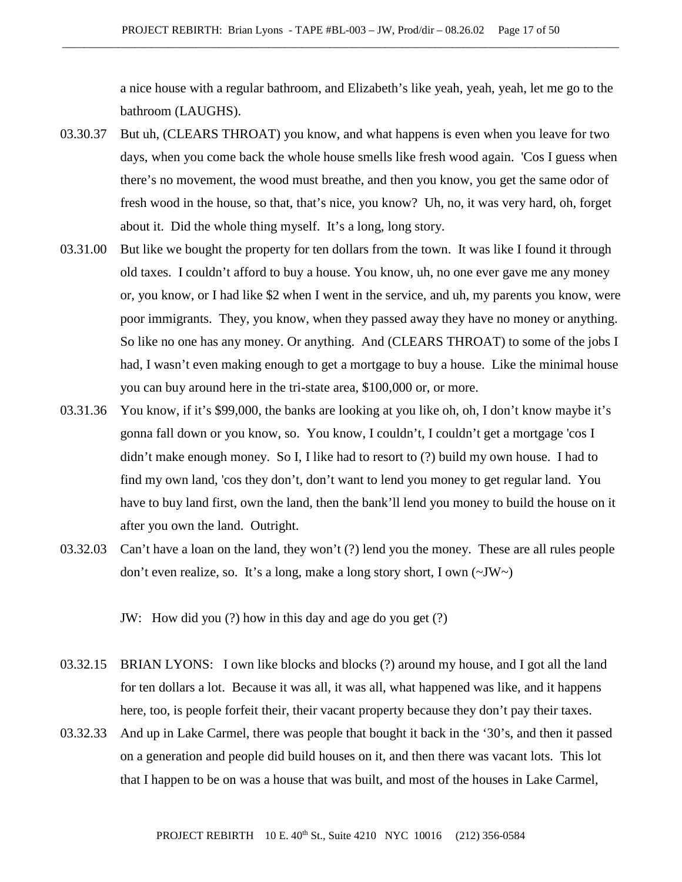a nice house with a regular bathroom, and Elizabeth's like yeah, yeah, yeah, let me go to the bathroom (LAUGHS).

03.30.37 But uh, (CLEARS THROAT) you know, and what happens is even when you leave for two days, when you come back the whole house smells like fresh wood again. 'Cos I guess when there's no movement, the wood must breathe, and then you know, you get the same odor of fresh wood in the house, so that, that's nice, you know? Uh, no, it was very hard, oh, forget about it. Did the whole thing myself. It's a long, long story.

03.31.00 But like we bought the property for ten dollars from the town. It was like I found it through old taxes. I couldn't afford to buy a house. You know, uh, no one ever gave me any money or, you know, or I had like $2 when I went in the service, and uh, my parents you know, were poor immigrants. They, you know, when they passed away they have no money or anything. So like no one has any money. Or anything. And (CLEARS THROAT) to some of the jobs I had, I wasn't even making enough to get a mortgage to buy a house. Like the minimal house you can buy around here in the tri-state area, $100,000 or, or more.

03.31.36 You know, if it's $99,000, the banks are looking at you like oh, oh, I don't know maybe it's gonna fall down or you know, so. You know, I couldn't, I couldn't get a mortgage 'cos I didn't make enough money. So I, I like had to resort to (?) build my own house. I had to find my own land, 'cos they don't, don't want to lend you money to get regular land. You have to buy land first, own the land, then the bank'll lend you money to build the house on it after you own the land. Outright.

03.32.03 Can't have a loan on the land, they won't (?) lend you the money. These are all rules people don't even realize, so. It's a long, make a long story short, I own (~JW~)

JW: How did you (?) how in this day and age do you get (?)

03.32.15 BRIAN LYONS: I own like blocks and blocks (?) around my house, and I got all the land for ten dollars a lot. Because it was all, it was all, what happened was like, and it happens here, too, is people forfeit their, their vacant property because they don't pay their taxes.

03.32.33 And up in Lake Carmel, there was people that bought it back in the '30's, and then it passed on a generation and people did build houses on it, and then there was vacant lots. This lot that I happen to be on was a house that was built, and most of the houses in Lake Carmel,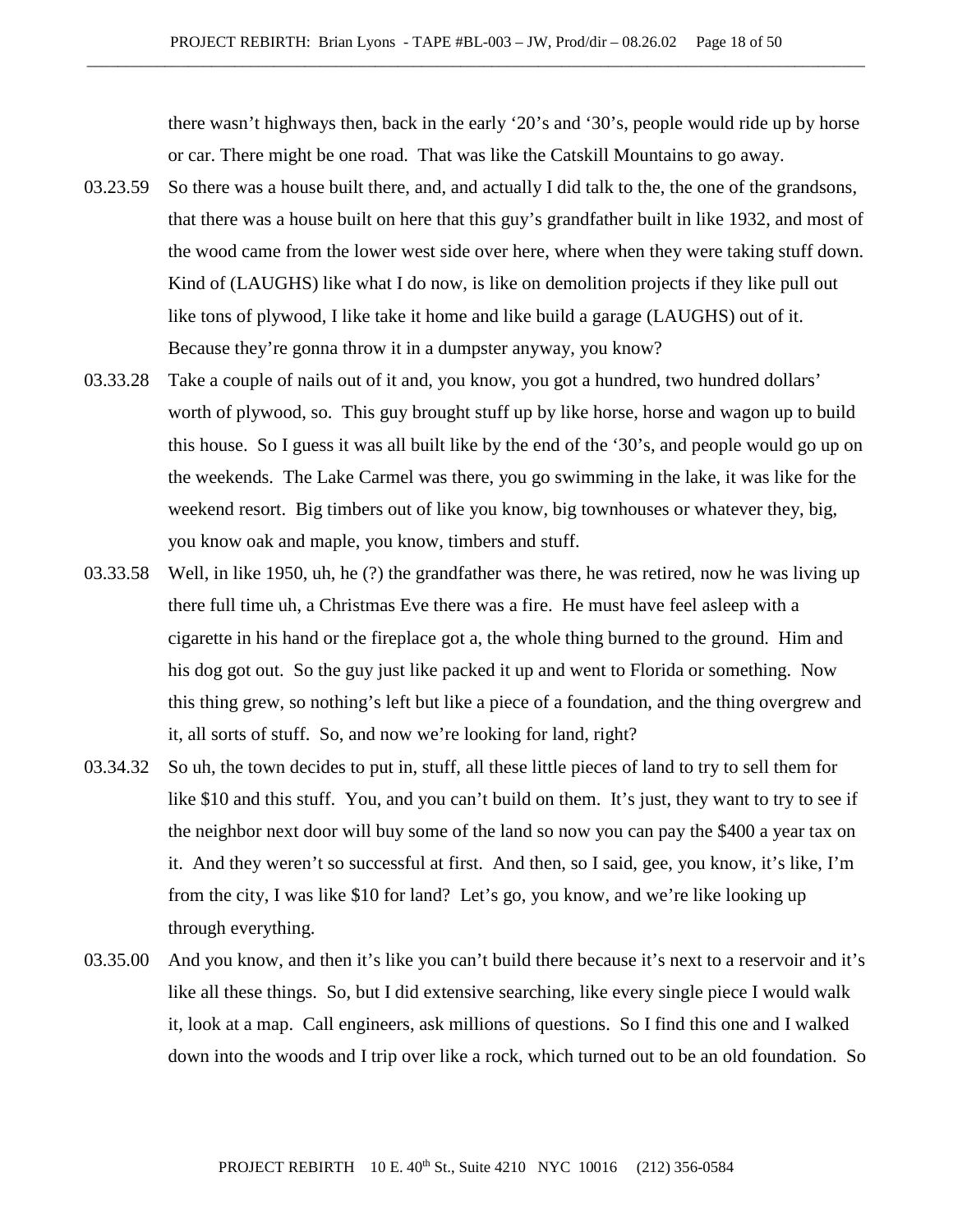there wasn't highways then, back in the early '20's and '30's, people would ride up by horse or car. There might be one road. That was like the Catskill Mountains to go away.

03.23.59 So there was a house built there, and, and actually I did talk to the, the one of the grandsons, that there was a house built on here that this guy's grandfather built in like 1932, and most of the wood came from the lower west side over here, where when they were taking stuff down. Kind of (LAUGHS) like what I do now, is like on demolition projects if they like pull out like tons of plywood, I like take it home and like build a garage (LAUGHS) out of it. Because they're gonna throw it in a dumpster anyway, you know?

03.33.28 Take a couple of nails out of it and, you know, you got a hundred, two hundred dollars' worth of plywood, so. This guy brought stuff up by like horse, horse and wagon up to build this house. So I guess it was all built like by the end of the '30's, and people would go up on the weekends. The Lake Carmel was there, you go swimming in the lake, it was like for the weekend resort. Big timbers out of like you know, big townhouses or whatever they, big, you know oak and maple, you know, timbers and stuff.

03.33.58 Well, in like 1950, uh, he (?) the grandfather was there, he was retired, now he was living up there full time uh, a Christmas Eve there was a fire. He must have feel asleep with a cigarette in his hand or the fireplace got a, the whole thing burned to the ground. Him and his dog got out. So the guy just like packed it up and went to Florida or something. Now this thing grew, so nothing's left but like a piece of a foundation, and the thing overgrew and it, all sorts of stuff. So, and now we're looking for land, right?

03.34.32 So uh, the town decides to put in, stuff, all these little pieces of land to try to sell them for like $10 and this stuff. You, and you can't build on them. It's just, they want to try to see if the neighbor next door will buy some of the land so now you can pay the $400 a year tax on it. And they weren't so successful at first. And then, so I said, gee, you know, it's like, I'm from the city, I was like $10 for land? Let's go, you know, and we're like looking up through everything.

03.35.00 And you know, and then it's like you can't build there because it's next to a reservoir and it's like all these things. So, but I did extensive searching, like every single piece I would walk it, look at a map. Call engineers, ask millions of questions. So I find this one and I walked down into the woods and I trip over like a rock, which turned out to be an old foundation. So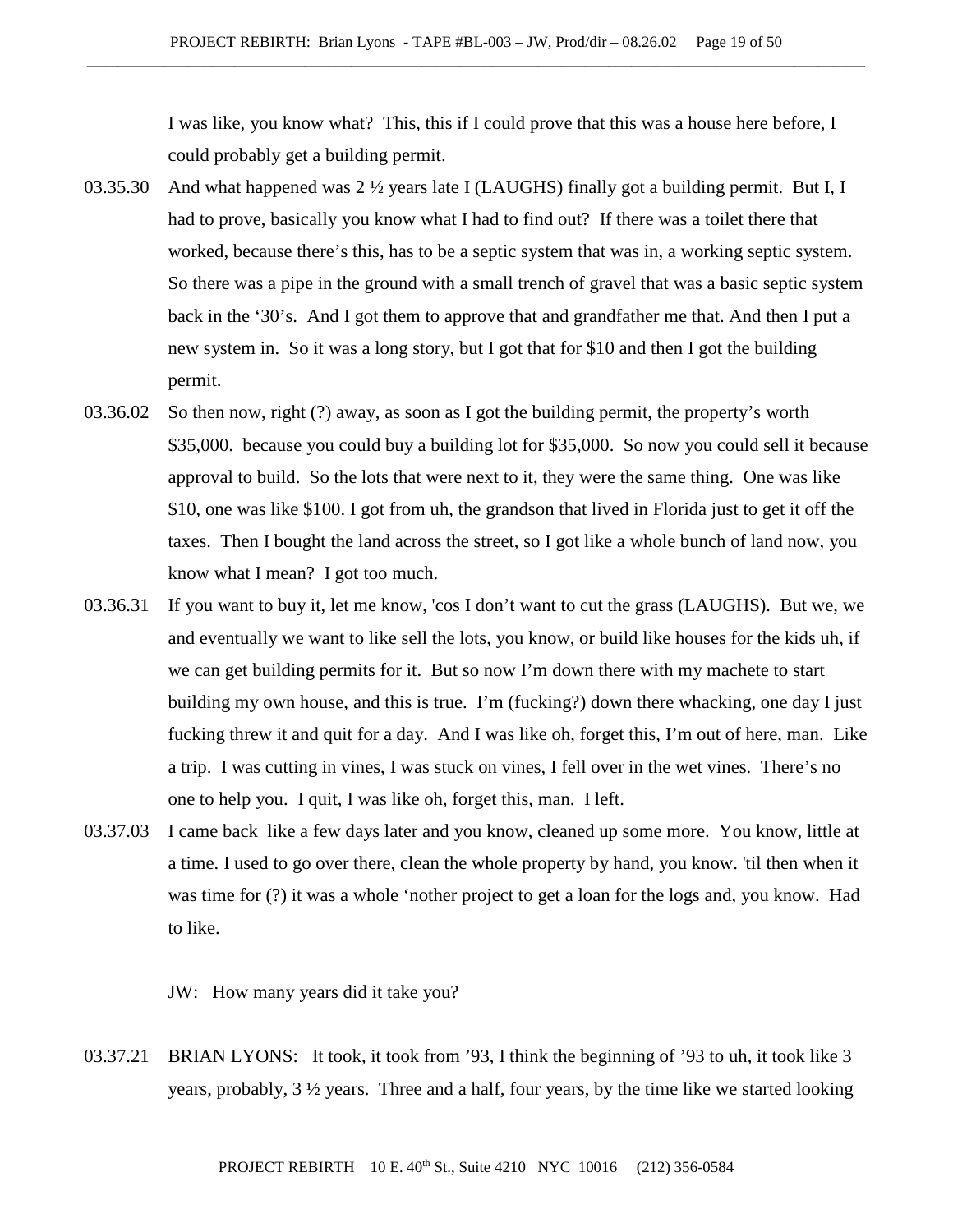I was like, you know what? This, this if I could prove that this was a house here before, I could probably get a building permit.

03.35.30 And what happened was 2 ½ years late I (LAUGHS) finally got a building permit. But I, I had to prove, basically you know what I had to find out? If there was a toilet there that worked, because there's this, has to be a septic system that was in, a working septic system. So there was a pipe in the ground with a small trench of gravel that was a basic septic system back in the '30's. And I got them to approve that and grandfather me that. And then I put a new system in. So it was a long story, but I got that for $10 and then I got the building permit.

03.36.02 So then now, right (?) away, as soon as I got the building permit, the property's worth $35,000. because you could buy a building lot for $35,000. So now you could sell it because approval to build. So the lots that were next to it, they were the same thing. One was like $10, one was like $100. I got from uh, the grandson that lived in Florida just to get it off the taxes. Then I bought the land across the street, so I got like a whole bunch of land now, you know what I mean? I got too much.

03.36.31 If you want to buy it, let me know, 'cos I don't want to cut the grass (LAUGHS). But we, we and eventually we want to like sell the lots, you know, or build like houses for the kids uh, if we can get building permits for it. But so now I'm down there with my machete to start building my own house, and this is true. I'm (fucking?) down there whacking, one day I just fucking threw it and quit for a day. And I was like oh, forget this, I'm out of here, man. Like a trip. I was cutting in vines, I was stuck on vines, I fell over in the wet vines. There's no one to help you. I quit, I was like oh, forget this, man. I left.

03.37.03 I came back like a few days later and you know, cleaned up some more. You know, little at a time. I used to go over there, clean the whole property by hand, you know. 'til then when it was time for (?) it was a whole 'nother project to get a loan for the logs and, you know. Had to like.

JW: How many years did it take you?

03.37.21 BRIAN LYONS: It took, it took from '93, I think the beginning of '93 to uh, it took like 3 years, probably, 3 ½ years. Three and a half, four years, by the time like we started looking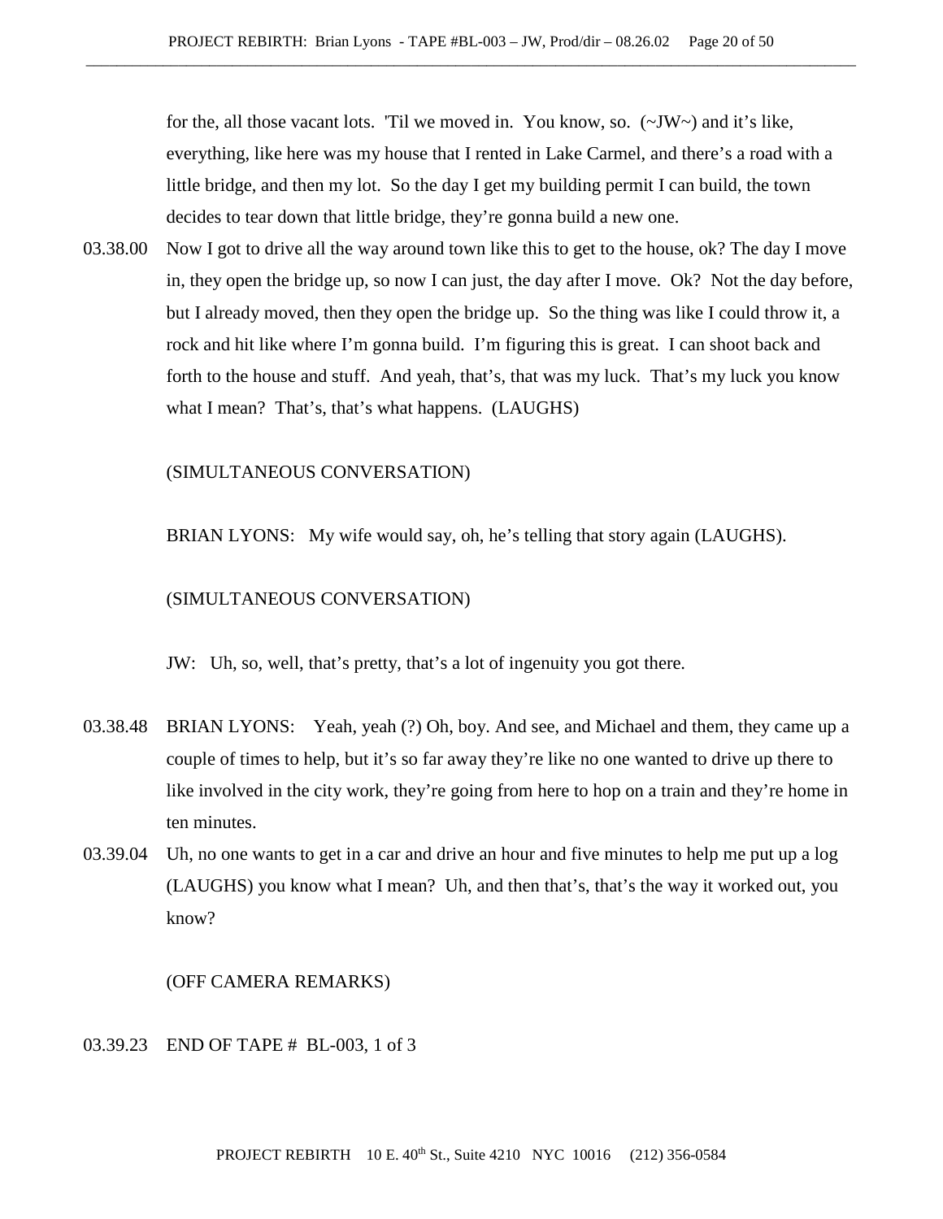for the, all those vacant lots. 'Til we moved in. You know, so. (~JW~) and it's like, everything, like here was my house that I rented in Lake Carmel, and there's a road with a little bridge, and then my lot. So the day I get my building permit I can build, the town decides to tear down that little bridge, they're gonna build a new one.

03.38.00 Now I got to drive all the way around town like this to get to the house, ok? The day I move in, they open the bridge up, so now I can just, the day after I move. Ok? Not the day before, but I already moved, then they open the bridge up. So the thing was like I could throw it, a rock and hit like where I'm gonna build. I'm figuring this is great. I can shoot back and forth to the house and stuff. And yeah, that's, that was my luck. That's my luck you know what I mean? That's, that's what happens. (LAUGHS)

(SIMULTANEOUS CONVERSATION)

BRIAN LYONS: My wife would say, oh, he's telling that story again (LAUGHS).

(SIMULTANEOUS CONVERSATION)

JW: Uh, so, well, that's pretty, that's a lot of ingenuity you got there.

03.38.48 BRIAN LYONS: Yeah, yeah (?) Oh, boy. And see, and Michael and them, they came up a couple of times to help, but it's so far away they're like no one wanted to drive up there to like involved in the city work, they're going from here to hop on a train and they're home in ten minutes.

03.39.04 Uh, no one wants to get in a car and drive an hour and five minutes to help me put up a log (LAUGHS) you know what I mean? Uh, and then that's, that's the way it worked out, you know?

(OFF CAMERA REMARKS)

03.39.23 END OF TAPE # BL-003, 1 of 3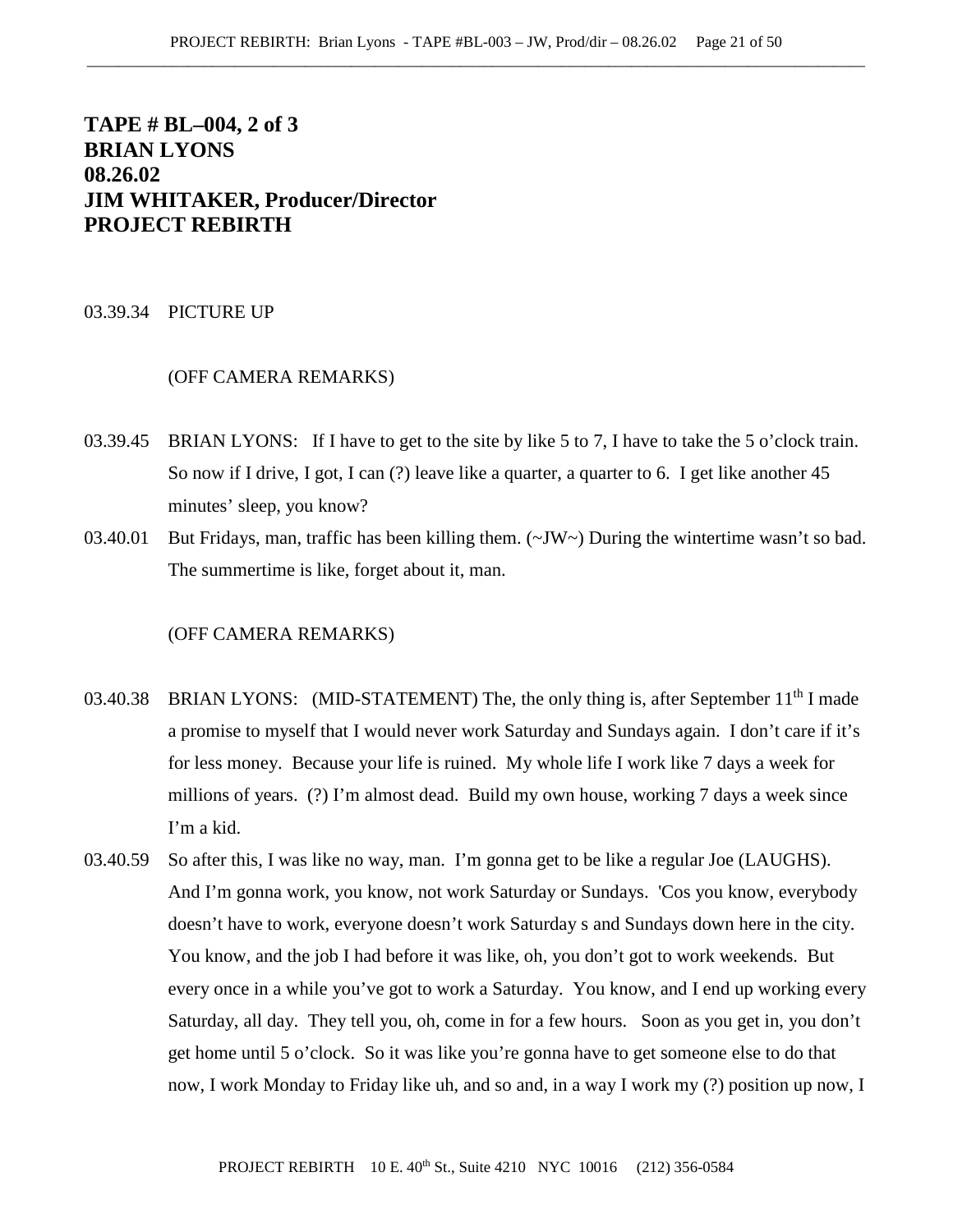# TAPE # BL–004, 2 of 3
# BRIAN LYONS
# 08.26.02
# JIM WHITAKER, Producer/Director
# PROJECT REBIRTH

03.39.34 PICTURE UP

(OFF CAMERA REMARKS)

03.39.45 BRIAN LYONS: If I have to get to the site by like 5 to 7, I have to take the 5 o'clock train. So now if I drive, I got, I can (?) leave like a quarter, a quarter to 6. I get like another 45 minutes' sleep, you know?

03.40.01 But Fridays, man, traffic has been killing them. (~JW~) During the wintertime wasn't so bad. The summertime is like, forget about it, man.

(OFF CAMERA REMARKS)

03.40.38 BRIAN LYONS: (MID-STATEMENT) The, the only thing is, after September 11th I made a promise to myself that I would never work Saturday and Sundays again. I don't care if it's for less money. Because your life is ruined. My whole life I work like 7 days a week for millions of years. (?) I'm almost dead. Build my own house, working 7 days a week since I'm a kid.

03.40.59 So after this, I was like no way, man. I'm gonna get to be like a regular Joe (LAUGHS). And I'm gonna work, you know, not work Saturday or Sundays. 'Cos you know, everybody doesn't have to work, everyone doesn't work Saturday s and Sundays down here in the city. You know, and the job I had before it was like, oh, you don't got to work weekends. But every once in a while you've got to work a Saturday. You know, and I end up working every Saturday, all day. They tell you, oh, come in for a few hours. Soon as you get in, you don't get home until 5 o'clock. So it was like you're gonna have to get someone else to do that now, I work Monday to Friday like uh, and so and, in a way I work my (?) position up now, I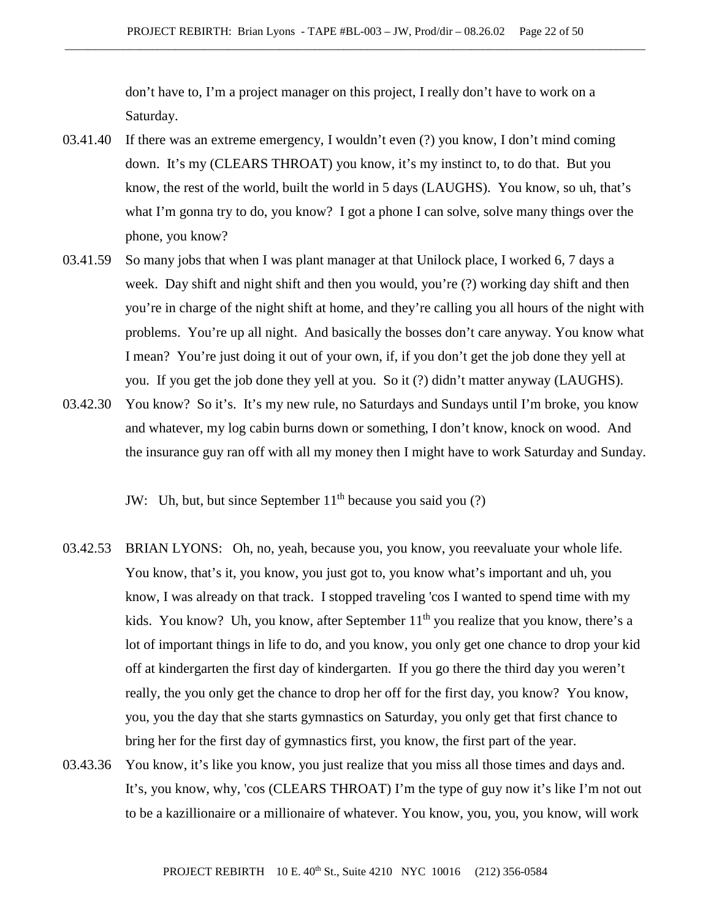don't have to, I'm a project manager on this project, I really don't have to work on a Saturday.

03.41.40 If there was an extreme emergency, I wouldn't even (?) you know, I don't mind coming down. It's my (CLEARS THROAT) you know, it's my instinct to, to do that. But you know, the rest of the world, built the world in 5 days (LAUGHS). You know, so uh, that's what I'm gonna try to do, you know? I got a phone I can solve, solve many things over the phone, you know?

03.41.59 So many jobs that when I was plant manager at that Unilock place, I worked 6, 7 days a week. Day shift and night shift and then you would, you're (?) working day shift and then you're in charge of the night shift at home, and they're calling you all hours of the night with problems. You're up all night. And basically the bosses don't care anyway. You know what I mean? You're just doing it out of your own, if, if you don't get the job done they yell at you. If you get the job done they yell at you. So it (?) didn't matter anyway (LAUGHS).

03.42.30 You know? So it's. It's my new rule, no Saturdays and Sundays until I'm broke, you know and whatever, my log cabin burns down or something, I don't know, knock on wood. And the insurance guy ran off with all my money then I might have to work Saturday and Sunday.

JW: Uh, but, but since September 11th because you said you (?)

03.42.53 BRIAN LYONS: Oh, no, yeah, because you, you know, you reevaluate your whole life. You know, that's it, you know, you just got to, you know what's important and uh, you know, I was already on that track. I stopped traveling 'cos I wanted to spend time with my kids. You know? Uh, you know, after September 11th you realize that you know, there's a lot of important things in life to do, and you know, you only get one chance to drop your kid off at kindergarten the first day of kindergarten. If you go there the third day you weren't really, the you only get the chance to drop her off for the first day, you know? You know, you, you the day that she starts gymnastics on Saturday, you only get that first chance to bring her for the first day of gymnastics first, you know, the first part of the year.

03.43.36 You know, it's like you know, you just realize that you miss all those times and days and. It's, you know, why, 'cos (CLEARS THROAT) I'm the type of guy now it's like I'm not out to be a kazillionaire or a millionaire of whatever. You know, you, you, you know, will work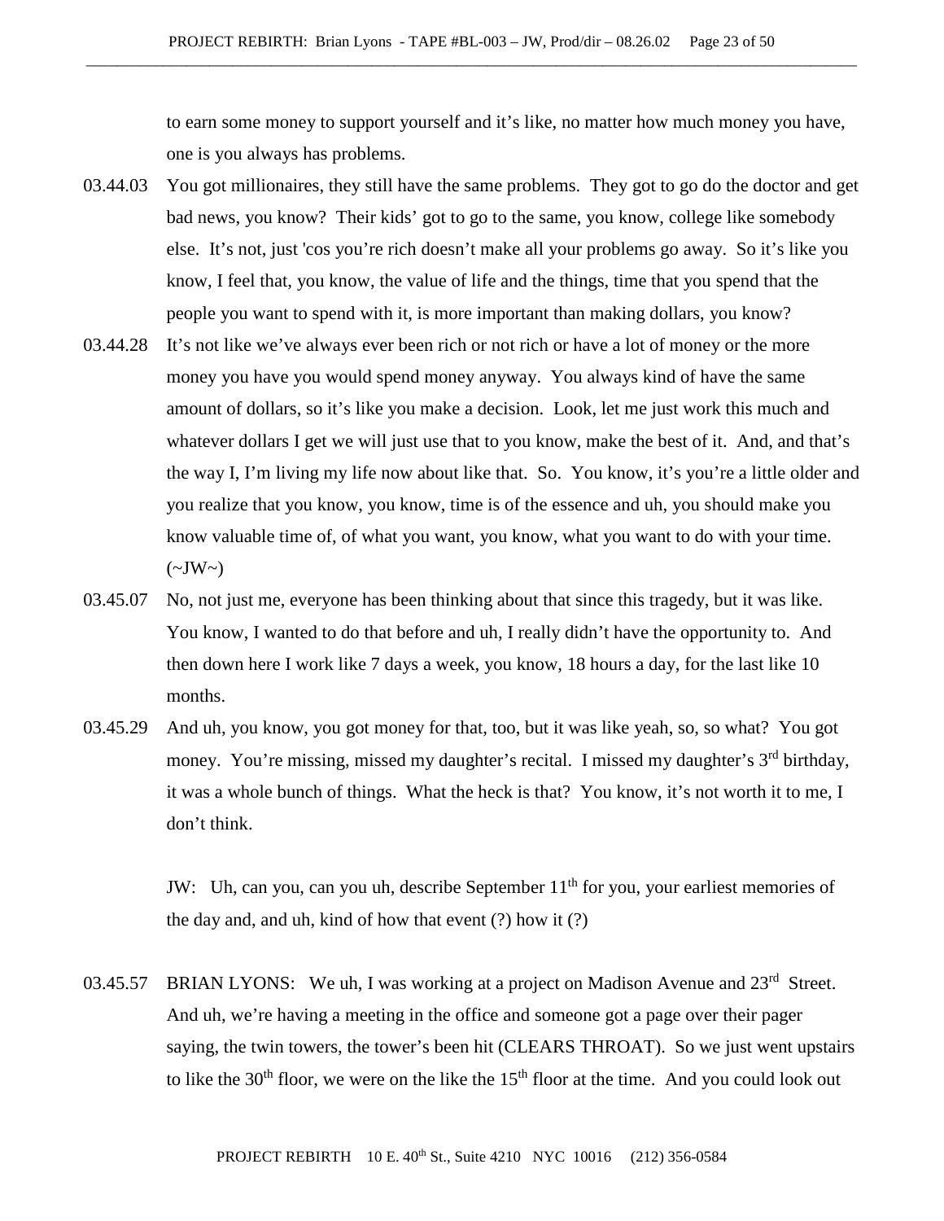to earn some money to support yourself and it's like, no matter how much money you have, one is you always has problems.

03.44.03 You got millionaires, they still have the same problems. They got to go do the doctor and get bad news, you know? Their kids' got to go to the same, you know, college like somebody else. It's not, just 'cos you're rich doesn't make all your problems go away. So it's like you know, I feel that, you know, the value of life and the things, time that you spend that the people you want to spend with it, is more important than making dollars, you know?

03.44.28 It's not like we've always ever been rich or not rich or have a lot of money or the more money you have you would spend money anyway. You always kind of have the same amount of dollars, so it's like you make a decision. Look, let me just work this much and whatever dollars I get we will just use that to you know, make the best of it. And, and that's the way I, I'm living my life now about like that. So. You know, it's you're a little older and you realize that you know, you know, time is of the essence and uh, you should make you know valuable time of, of what you want, you know, what you want to do with your time. (~JW~)

03.45.07 No, not just me, everyone has been thinking about that since this tragedy, but it was like. You know, I wanted to do that before and uh, I really didn't have the opportunity to. And then down here I work like 7 days a week, you know, 18 hours a day, for the last like 10 months.

03.45.29 And uh, you know, you got money for that, too, but it was like yeah, so, so what? You got money. You're missing, missed my daughter's recital. I missed my daughter's 3rd birthday, it was a whole bunch of things. What the heck is that? You know, it's not worth it to me, I don't think.

JW: Uh, can you, can you uh, describe September 11th for you, your earliest memories of the day and, and uh, kind of how that event (?) how it (?)

03.45.57 BRIAN LYONS: We uh, I was working at a project on Madison Avenue and 23rd Street. And uh, we're having a meeting in the office and someone got a page over their pager saying, the twin towers, the tower's been hit (CLEARS THROAT). So we just went upstairs to like the 30th floor, we were on the like the 15th floor at the time. And you could look out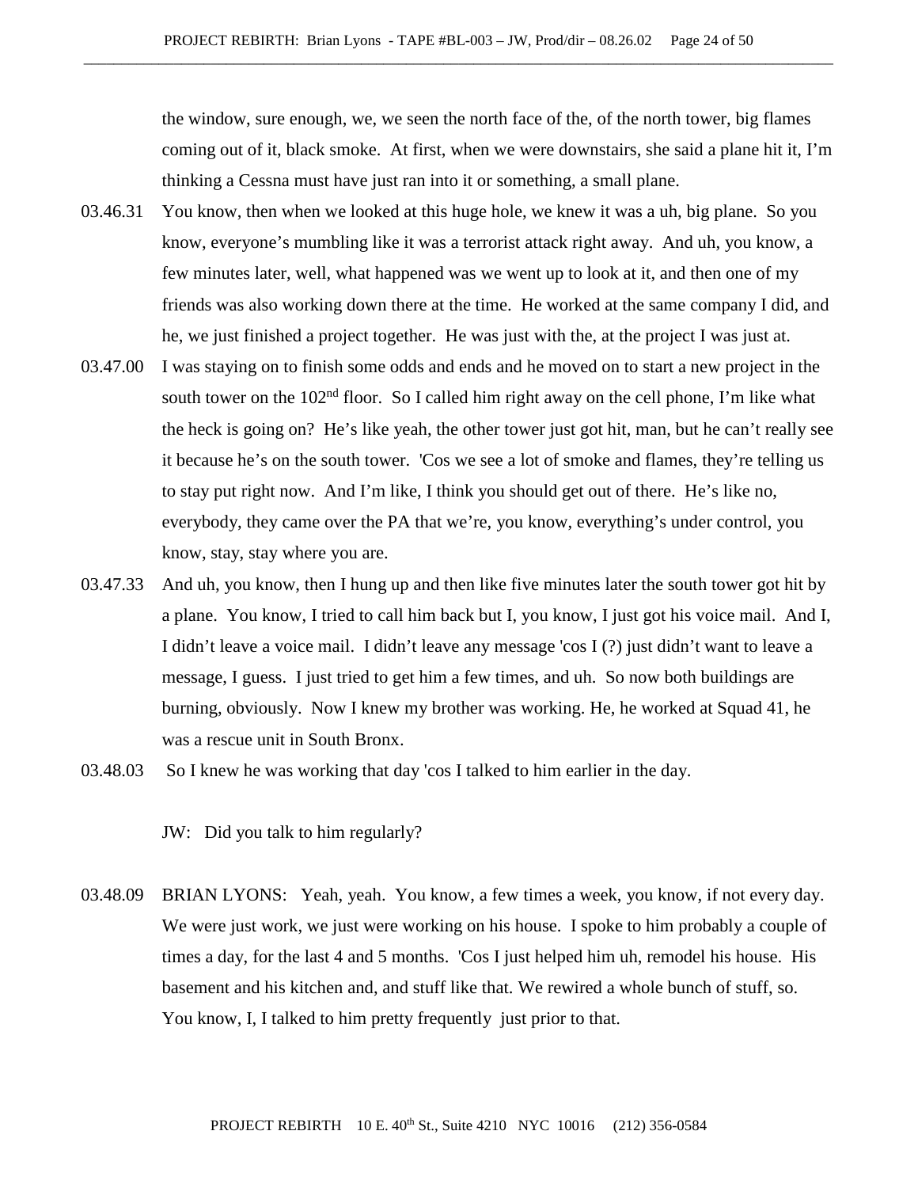the window, sure enough, we, we seen the north face of the, of the north tower, big flames coming out of it, black smoke. At first, when we were downstairs, she said a plane hit it, I'm thinking a Cessna must have just ran into it or something, a small plane.

03.46.31 You know, then when we looked at this huge hole, we knew it was a uh, big plane. So you know, everyone's mumbling like it was a terrorist attack right away. And uh, you know, a few minutes later, well, what happened was we went up to look at it, and then one of my friends was also working down there at the time. He worked at the same company I did, and he, we just finished a project together. He was just with the, at the project I was just at.

03.47.00 I was staying on to finish some odds and ends and he moved on to start a new project in the south tower on the 102nd floor. So I called him right away on the cell phone, I'm like what the heck is going on? He's like yeah, the other tower just got hit, man, but he can't really see it because he's on the south tower. 'Cos we see a lot of smoke and flames, they're telling us to stay put right now. And I'm like, I think you should get out of there. He's like no, everybody, they came over the PA that we're, you know, everything's under control, you know, stay, stay where you are.

03.47.33 And uh, you know, then I hung up and then like five minutes later the south tower got hit by a plane. You know, I tried to call him back but I, you know, I just got his voice mail. And I, I didn't leave a voice mail. I didn't leave any message 'cos I (?) just didn't want to leave a message, I guess. I just tried to get him a few times, and uh. So now both buildings are burning, obviously. Now I knew my brother was working. He, he worked at Squad 41, he was a rescue unit in South Bronx.

03.48.03 So I knew he was working that day 'cos I talked to him earlier in the day.

JW: Did you talk to him regularly?

03.48.09 BRIAN LYONS: Yeah, yeah. You know, a few times a week, you know, if not every day. We were just work, we just were working on his house. I spoke to him probably a couple of times a day, for the last 4 and 5 months. 'Cos I just helped him uh, remodel his house. His basement and his kitchen and, and stuff like that. We rewired a whole bunch of stuff, so. You know, I, I talked to him pretty frequently just prior to that.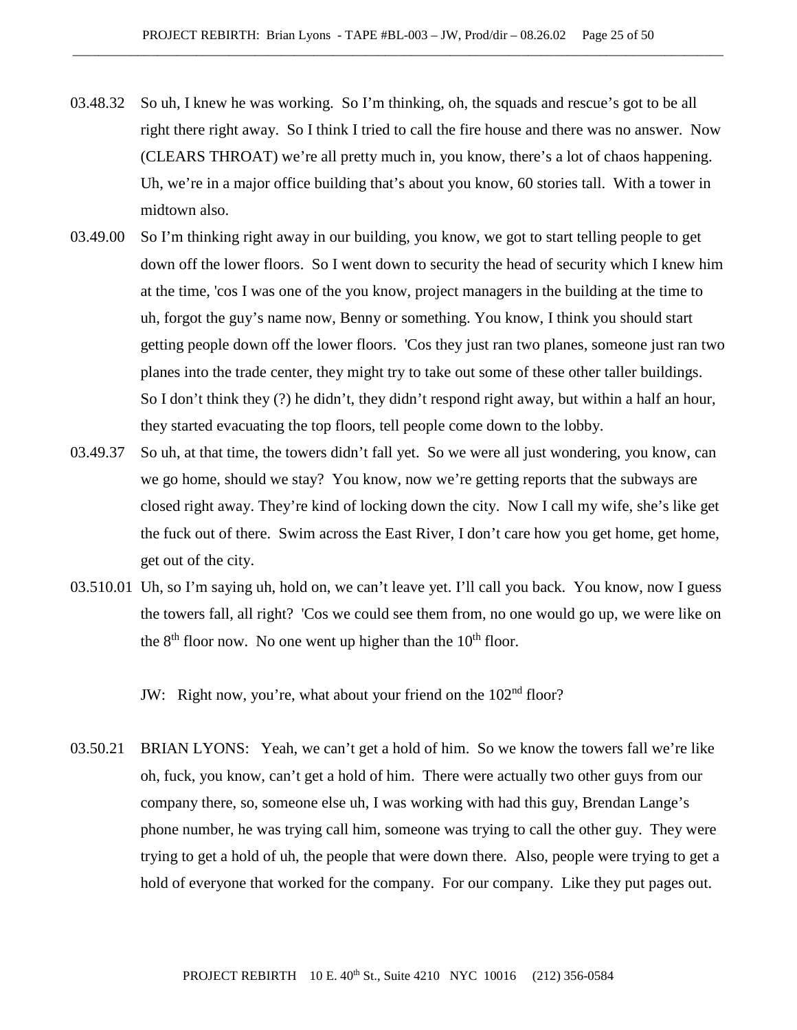03.48.32 So uh, I knew he was working. So I'm thinking, oh, the squads and rescue's got to be all right there right away. So I think I tried to call the fire house and there was no answer. Now (CLEARS THROAT) we're all pretty much in, you know, there's a lot of chaos happening. Uh, we're in a major office building that's about you know, 60 stories tall. With a tower in midtown also.

03.49.00 So I'm thinking right away in our building, you know, we got to start telling people to get down off the lower floors. So I went down to security the head of security which I knew him at the time, 'cos I was one of the you know, project managers in the building at the time to uh, forgot the guy's name now, Benny or something. You know, I think you should start getting people down off the lower floors. 'Cos they just ran two planes, someone just ran two planes into the trade center, they might try to take out some of these other taller buildings. So I don't think they (?) he didn't, they didn't respond right away, but within a half an hour, they started evacuating the top floors, tell people come down to the lobby.

03.49.37 So uh, at that time, the towers didn't fall yet. So we were all just wondering, you know, can we go home, should we stay? You know, now we're getting reports that the subways are closed right away. They're kind of locking down the city. Now I call my wife, she's like get the fuck out of there. Swim across the East River, I don't care how you get home, get home, get out of the city.

03.510.01 Uh, so I'm saying uh, hold on, we can't leave yet. I'll call you back. You know, now I guess the towers fall, all right? 'Cos we could see them from, no one would go up, we were like on the 8th floor now. No one went up higher than the 10th floor.

JW: Right now, you're, what about your friend on the 102nd floor?

03.50.21 BRIAN LYONS: Yeah, we can't get a hold of him. So we know the towers fall we're like oh, fuck, you know, can't get a hold of him. There were actually two other guys from our company there, so, someone else uh, I was working with had this guy, Brendan Lange's phone number, he was trying call him, someone was trying to call the other guy. They were trying to get a hold of uh, the people that were down there. Also, people were trying to get a hold of everyone that worked for the company. For our company. Like they put pages out.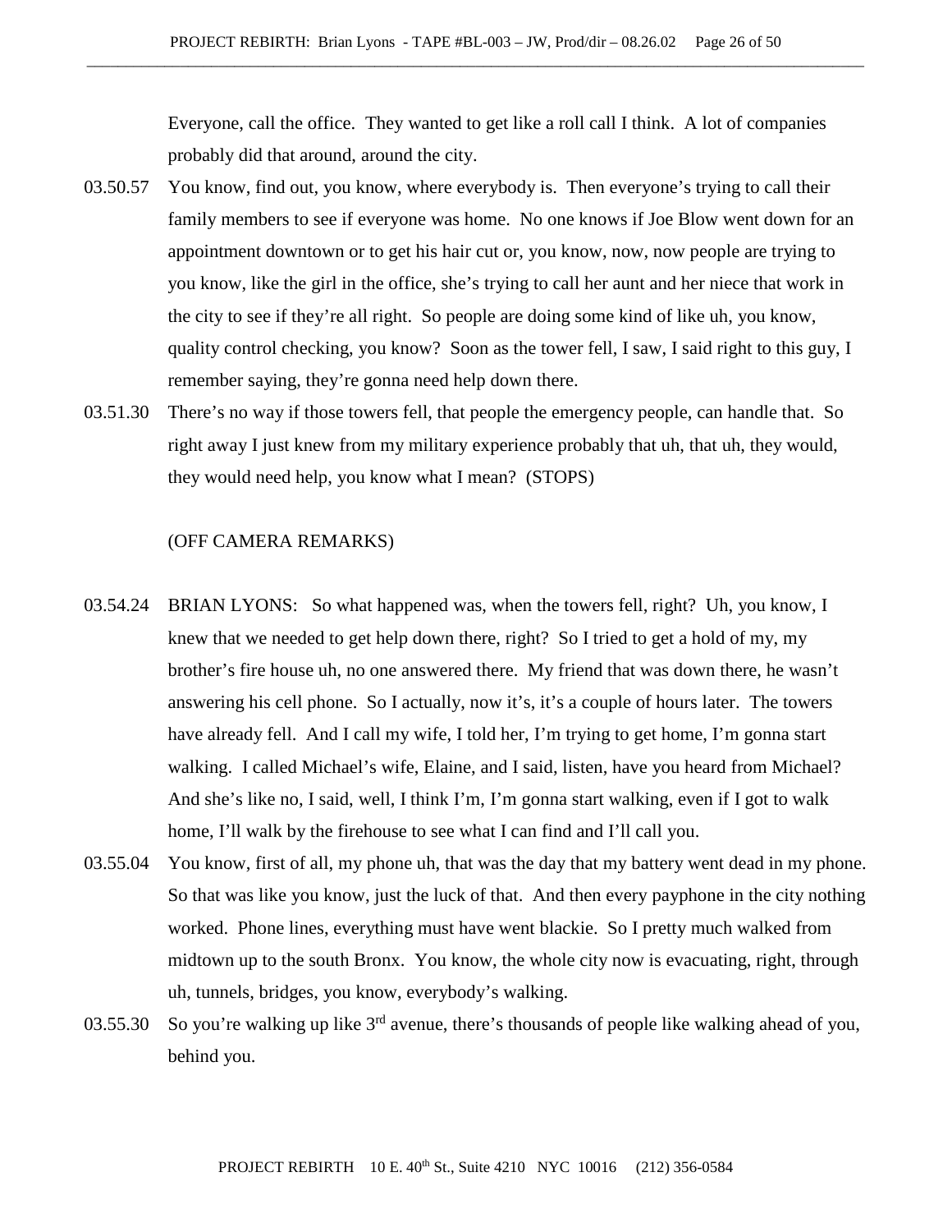Everyone, call the office. They wanted to get like a roll call I think. A lot of companies probably did that around, around the city.

03.50.57 You know, find out, you know, where everybody is. Then everyone's trying to call their family members to see if everyone was home. No one knows if Joe Blow went down for an appointment downtown or to get his hair cut or, you know, now, now people are trying to you know, like the girl in the office, she's trying to call her aunt and her niece that work in the city to see if they're all right. So people are doing some kind of like uh, you know, quality control checking, you know? Soon as the tower fell, I saw, I said right to this guy, I remember saying, they're gonna need help down there.

03.51.30 There's no way if those towers fell, that people the emergency people, can handle that. So right away I just knew from my military experience probably that uh, that uh, they would, they would need help, you know what I mean? (STOPS)

(OFF CAMERA REMARKS)

03.54.24 BRIAN LYONS: So what happened was, when the towers fell, right? Uh, you know, I knew that we needed to get help down there, right? So I tried to get a hold of my, my brother's fire house uh, no one answered there. My friend that was down there, he wasn't answering his cell phone. So I actually, now it's, it's a couple of hours later. The towers have already fell. And I call my wife, I told her, I'm trying to get home, I'm gonna start walking. I called Michael's wife, Elaine, and I said, listen, have you heard from Michael? And she's like no, I said, well, I think I'm, I'm gonna start walking, even if I got to walk home, I'll walk by the firehouse to see what I can find and I'll call you.

03.55.04 You know, first of all, my phone uh, that was the day that my battery went dead in my phone. So that was like you know, just the luck of that. And then every payphone in the city nothing worked. Phone lines, everything must have went blackie. So I pretty much walked from midtown up to the south Bronx. You know, the whole city now is evacuating, right, through uh, tunnels, bridges, you know, everybody's walking.

03.55.30 So you're walking up like 3rd avenue, there's thousands of people like walking ahead of you, behind you.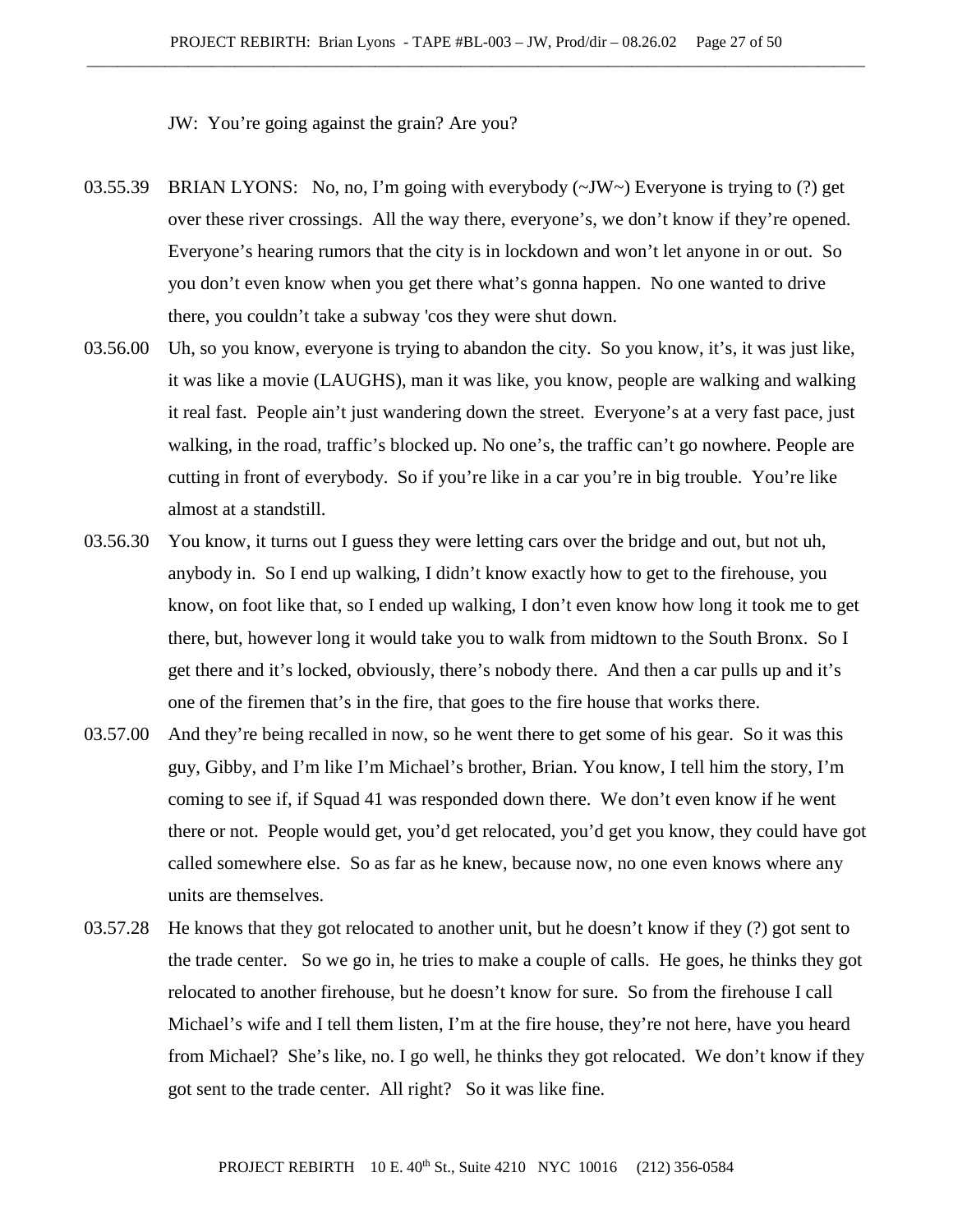JW: You're going against the grain? Are you?

03.55.39 BRIAN LYONS: No, no, I'm going with everybody (~JW~) Everyone is trying to (?) get over these river crossings. All the way there, everyone's, we don't know if they're opened. Everyone's hearing rumors that the city is in lockdown and won't let anyone in or out. So you don't even know when you get there what's gonna happen. No one wanted to drive there, you couldn't take a subway 'cos they were shut down.

03.56.00 Uh, so you know, everyone is trying to abandon the city. So you know, it's, it was just like, it was like a movie (LAUGHS), man it was like, you know, people are walking and walking it real fast. People ain't just wandering down the street. Everyone's at a very fast pace, just walking, in the road, traffic's blocked up. No one's, the traffic can't go nowhere. People are cutting in front of everybody. So if you're like in a car you're in big trouble. You're like almost at a standstill.

03.56.30 You know, it turns out I guess they were letting cars over the bridge and out, but not uh, anybody in. So I end up walking, I didn't know exactly how to get to the firehouse, you know, on foot like that, so I ended up walking, I don't even know how long it took me to get there, but, however long it would take you to walk from midtown to the South Bronx. So I get there and it's locked, obviously, there's nobody there. And then a car pulls up and it's one of the firemen that's in the fire, that goes to the fire house that works there.

03.57.00 And they're being recalled in now, so he went there to get some of his gear. So it was this guy, Gibby, and I'm like I'm Michael's brother, Brian. You know, I tell him the story, I'm coming to see if, if Squad 41 was responded down there. We don't even know if he went there or not. People would get, you'd get relocated, you'd get you know, they could have got called somewhere else. So as far as he knew, because now, no one even knows where any units are themselves.

03.57.28 He knows that they got relocated to another unit, but he doesn't know if they (?) got sent to the trade center. So we go in, he tries to make a couple of calls. He goes, he thinks they got relocated to another firehouse, but he doesn't know for sure. So from the firehouse I call Michael's wife and I tell them listen, I'm at the fire house, they're not here, have you heard from Michael? She's like, no. I go well, he thinks they got relocated. We don't know if they got sent to the trade center. All right? So it was like fine.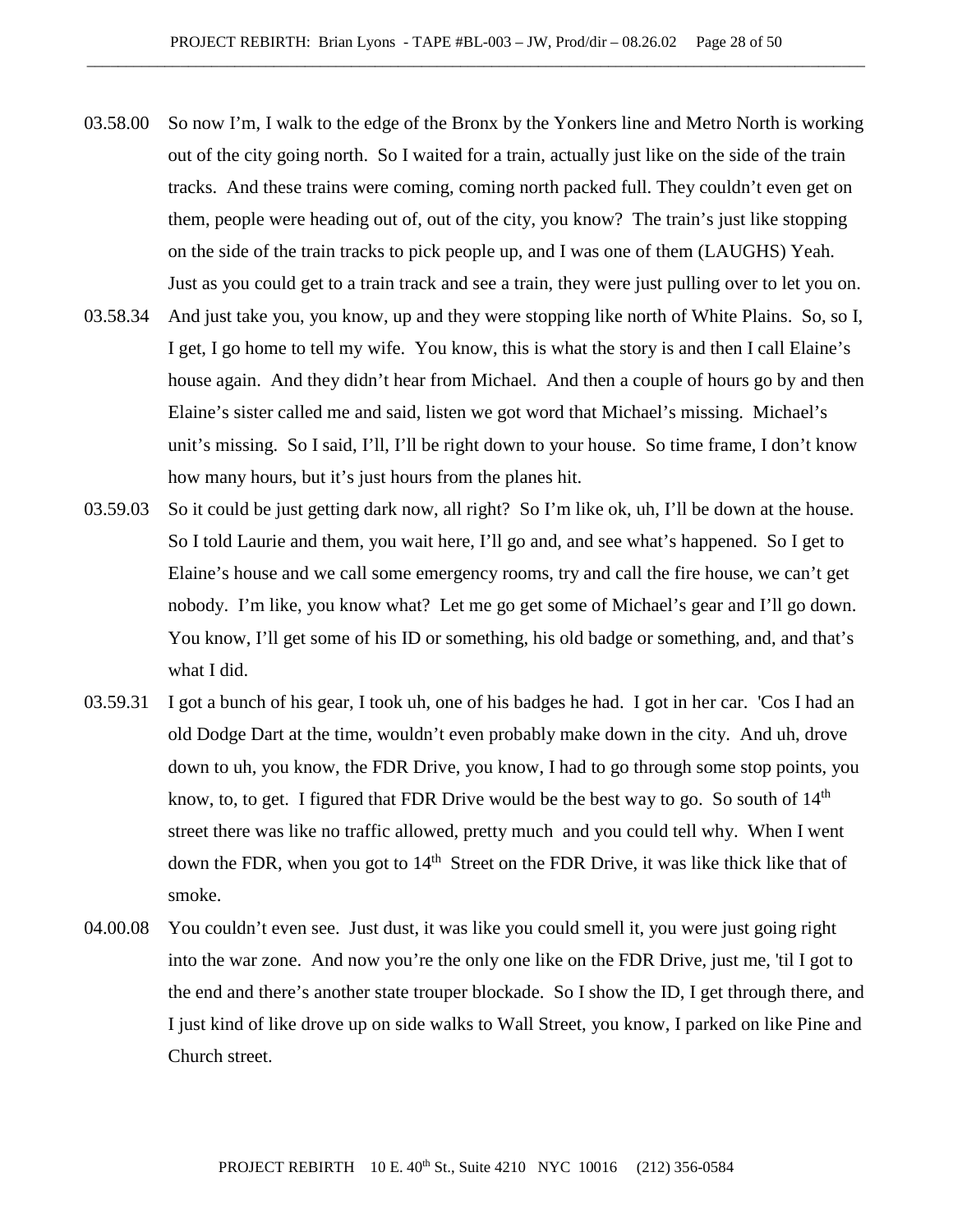03.58.00 So now I'm, I walk to the edge of the Bronx by the Yonkers line and Metro North is working out of the city going north. So I waited for a train, actually just like on the side of the train tracks. And these trains were coming, coming north packed full. They couldn't even get on them, people were heading out of, out of the city, you know? The train's just like stopping on the side of the train tracks to pick people up, and I was one of them (LAUGHS) Yeah. Just as you could get to a train track and see a train, they were just pulling over to let you on.

03.58.34 And just take you, you know, up and they were stopping like north of White Plains. So, so I, I get, I go home to tell my wife. You know, this is what the story is and then I call Elaine's house again. And they didn't hear from Michael. And then a couple of hours go by and then Elaine's sister called me and said, listen we got word that Michael's missing. Michael's unit's missing. So I said, I'll, I'll be right down to your house. So time frame, I don't know how many hours, but it's just hours from the planes hit.

03.59.03 So it could be just getting dark now, all right? So I'm like ok, uh, I'll be down at the house. So I told Laurie and them, you wait here, I'll go and, and see what's happened. So I get to Elaine's house and we call some emergency rooms, try and call the fire house, we can't get nobody. I'm like, you know what? Let me go get some of Michael's gear and I'll go down. You know, I'll get some of his ID or something, his old badge or something, and, and that's what I did.

03.59.31 I got a bunch of his gear, I took uh, one of his badges he had. I got in her car. 'Cos I had an old Dodge Dart at the time, wouldn't even probably make down in the city. And uh, drove down to uh, you know, the FDR Drive, you know, I had to go through some stop points, you know, to, to get. I figured that FDR Drive would be the best way to go. So south of 14th street there was like no traffic allowed, pretty much and you could tell why. When I went down the FDR, when you got to 14th Street on the FDR Drive, it was like thick like that of smoke.

04.00.08 You couldn't even see. Just dust, it was like you could smell it, you were just going right into the war zone. And now you're the only one like on the FDR Drive, just me, 'til I got to the end and there's another state trouper blockade. So I show the ID, I get through there, and I just kind of like drove up on side walks to Wall Street, you know, I parked on like Pine and Church street.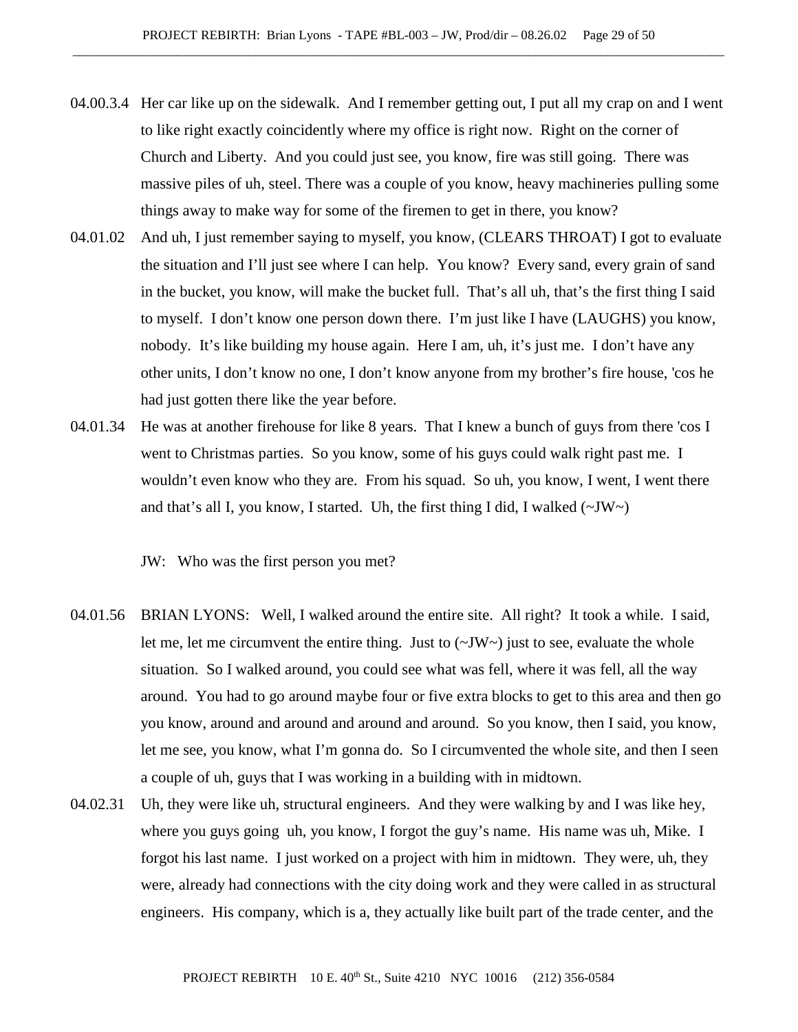04.00.3.4 Her car like up on the sidewalk. And I remember getting out, I put all my crap on and I went to like right exactly coincidently where my office is right now. Right on the corner of Church and Liberty. And you could just see, you know, fire was still going. There was massive piles of uh, steel. There was a couple of you know, heavy machineries pulling some things away to make way for some of the firemen to get in there, you know?

04.01.02 And uh, I just remember saying to myself, you know, (CLEARS THROAT) I got to evaluate the situation and I'll just see where I can help. You know? Every sand, every grain of sand in the bucket, you know, will make the bucket full. That's all uh, that's the first thing I said to myself. I don't know one person down there. I'm just like I have (LAUGHS) you know, nobody. It's like building my house again. Here I am, uh, it's just me. I don't have any other units, I don't know no one, I don't know anyone from my brother's fire house, 'cos he had just gotten there like the year before.

04.01.34 He was at another firehouse for like 8 years. That I knew a bunch of guys from there 'cos I went to Christmas parties. So you know, some of his guys could walk right past me. I wouldn't even know who they are. From his squad. So uh, you know, I went, I went there and that's all I, you know, I started. Uh, the first thing I did, I walked (~JW~)

JW: Who was the first person you met?

04.01.56 BRIAN LYONS: Well, I walked around the entire site. All right? It took a while. I said, let me, let me circumvent the entire thing. Just to (~JW~) just to see, evaluate the whole situation. So I walked around, you could see what was fell, where it was fell, all the way around. You had to go around maybe four or five extra blocks to get to this area and then go you know, around and around and around and around. So you know, then I said, you know, let me see, you know, what I'm gonna do. So I circumvented the whole site, and then I seen a couple of uh, guys that I was working in a building with in midtown.

04.02.31 Uh, they were like uh, structural engineers. And they were walking by and I was like hey, where you guys going uh, you know, I forgot the guy's name. His name was uh, Mike. I forgot his last name. I just worked on a project with him in midtown. They were, uh, they were, already had connections with the city doing work and they were called in as structural engineers. His company, which is a, they actually like built part of the trade center, and the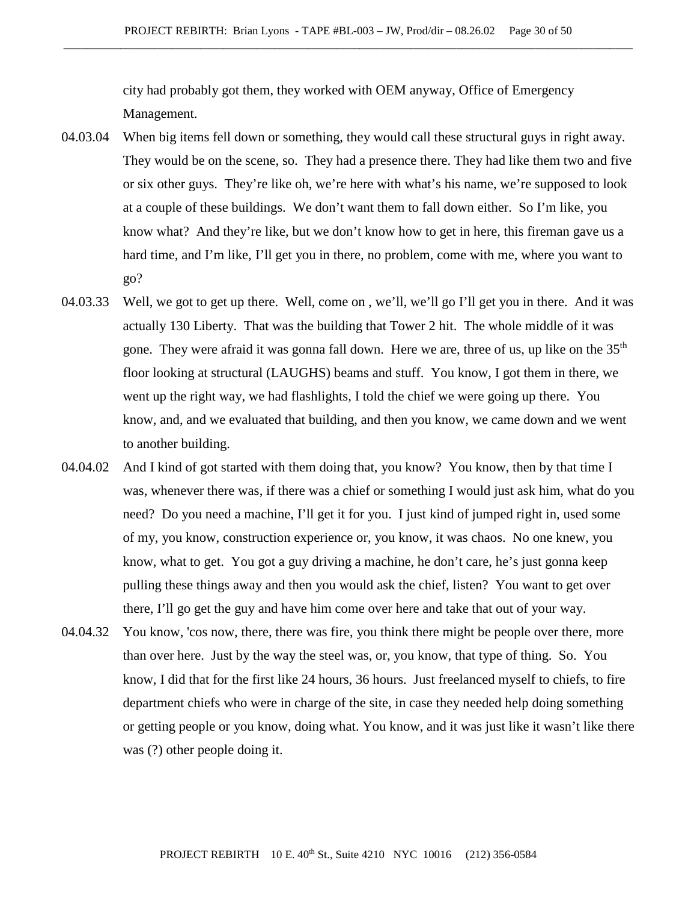city had probably got them, they worked with OEM anyway, Office of Emergency Management.

04.03.04 When big items fell down or something, they would call these structural guys in right away. They would be on the scene, so. They had a presence there. They had like them two and five or six other guys. They're like oh, we're here with what's his name, we're supposed to look at a couple of these buildings. We don't want them to fall down either. So I'm like, you know what? And they're like, but we don't know how to get in here, this fireman gave us a hard time, and I'm like, I'll get you in there, no problem, come with me, where you want to go?

04.03.33 Well, we got to get up there. Well, come on , we'll, we'll go I'll get you in there. And it was actually 130 Liberty. That was the building that Tower 2 hit. The whole middle of it was gone. They were afraid it was gonna fall down. Here we are, three of us, up like on the 35th floor looking at structural (LAUGHS) beams and stuff. You know, I got them in there, we went up the right way, we had flashlights, I told the chief we were going up there. You know, and, and we evaluated that building, and then you know, we came down and we went to another building.

04.04.02 And I kind of got started with them doing that, you know? You know, then by that time I was, whenever there was, if there was a chief or something I would just ask him, what do you need? Do you need a machine, I'll get it for you. I just kind of jumped right in, used some of my, you know, construction experience or, you know, it was chaos. No one knew, you know, what to get. You got a guy driving a machine, he don't care, he's just gonna keep pulling these things away and then you would ask the chief, listen? You want to get over there, I'll go get the guy and have him come over here and take that out of your way.

04.04.32 You know, 'cos now, there, there was fire, you think there might be people over there, more than over here. Just by the way the steel was, or, you know, that type of thing. So. You know, I did that for the first like 24 hours, 36 hours. Just freelanced myself to chiefs, to fire department chiefs who were in charge of the site, in case they needed help doing something or getting people or you know, doing what. You know, and it was just like it wasn't like there was (?) other people doing it.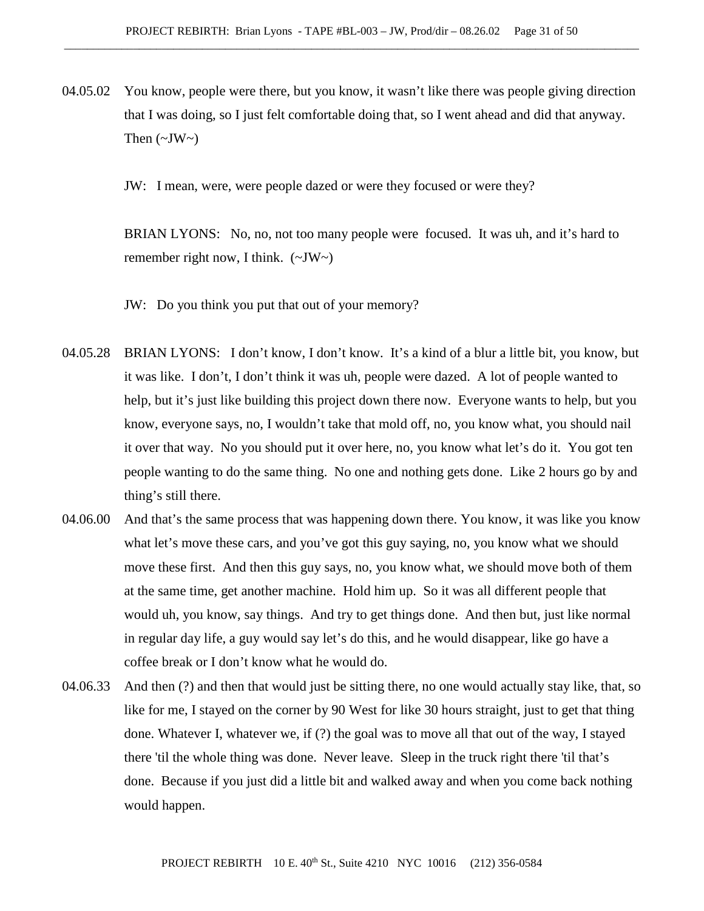04.05.02 You know, people were there, but you know, it wasn't like there was people giving direction that I was doing, so I just felt comfortable doing that, so I went ahead and did that anyway. Then (~JW~)

JW: I mean, were, were people dazed or were they focused or were they?

BRIAN LYONS: No, no, not too many people were focused. It was uh, and it's hard to remember right now, I think. (~JW~)

JW: Do you think you put that out of your memory?

04.05.28 BRIAN LYONS: I don't know, I don't know. It's a kind of a blur a little bit, you know, but it was like. I don't, I don't think it was uh, people were dazed. A lot of people wanted to help, but it's just like building this project down there now. Everyone wants to help, but you know, everyone says, no, I wouldn't take that mold off, no, you know what, you should nail it over that way. No you should put it over here, no, you know what let's do it. You got ten people wanting to do the same thing. No one and nothing gets done. Like 2 hours go by and thing's still there.

04.06.00 And that's the same process that was happening down there. You know, it was like you know what let's move these cars, and you've got this guy saying, no, you know what we should move these first. And then this guy says, no, you know what, we should move both of them at the same time, get another machine. Hold him up. So it was all different people that would uh, you know, say things. And try to get things done. And then but, just like normal in regular day life, a guy would say let's do this, and he would disappear, like go have a coffee break or I don't know what he would do.

04.06.33 And then (?) and then that would just be sitting there, no one would actually stay like, that, so like for me, I stayed on the corner by 90 West for like 30 hours straight, just to get that thing done. Whatever I, whatever we, if (?) the goal was to move all that out of the way, I stayed there 'til the whole thing was done. Never leave. Sleep in the truck right there 'til that's done. Because if you just did a little bit and walked away and when you come back nothing would happen.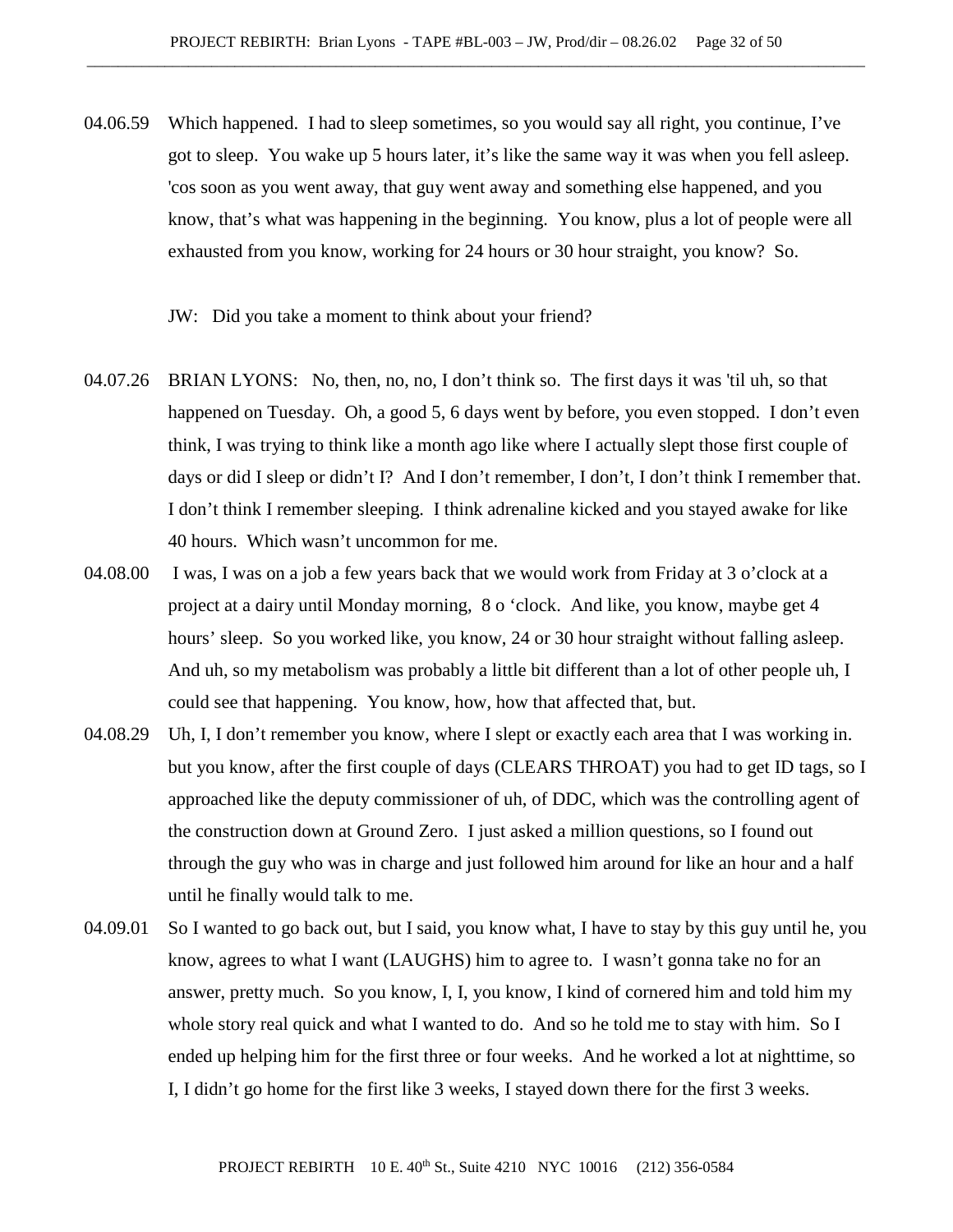04.06.59 Which happened. I had to sleep sometimes, so you would say all right, you continue, I've got to sleep. You wake up 5 hours later, it's like the same way it was when you fell asleep. 'cos soon as you went away, that guy went away and something else happened, and you know, that's what was happening in the beginning. You know, plus a lot of people were all exhausted from you know, working for 24 hours or 30 hour straight, you know? So.

JW: Did you take a moment to think about your friend?

04.07.26 BRIAN LYONS: No, then, no, no, I don't think so. The first days it was 'til uh, so that happened on Tuesday. Oh, a good 5, 6 days went by before, you even stopped. I don't even think, I was trying to think like a month ago like where I actually slept those first couple of days or did I sleep or didn't I? And I don't remember, I don't, I don't think I remember that. I don't think I remember sleeping. I think adrenaline kicked and you stayed awake for like 40 hours. Which wasn't uncommon for me.

04.08.00 I was, I was on a job a few years back that we would work from Friday at 3 o'clock at a project at a dairy until Monday morning, 8 o 'clock. And like, you know, maybe get 4 hours' sleep. So you worked like, you know, 24 or 30 hour straight without falling asleep. And uh, so my metabolism was probably a little bit different than a lot of other people uh, I could see that happening. You know, how, how that affected that, but.

04.08.29 Uh, I, I don't remember you know, where I slept or exactly each area that I was working in. but you know, after the first couple of days (CLEARS THROAT) you had to get ID tags, so I approached like the deputy commissioner of uh, of DDC, which was the controlling agent of the construction down at Ground Zero. I just asked a million questions, so I found out through the guy who was in charge and just followed him around for like an hour and a half until he finally would talk to me.

04.09.01 So I wanted to go back out, but I said, you know what, I have to stay by this guy until he, you know, agrees to what I want (LAUGHS) him to agree to. I wasn't gonna take no for an answer, pretty much. So you know, I, I, you know, I kind of cornered him and told him my whole story real quick and what I wanted to do. And so he told me to stay with him. So I ended up helping him for the first three or four weeks. And he worked a lot at nighttime, so I, I didn't go home for the first like 3 weeks, I stayed down there for the first 3 weeks.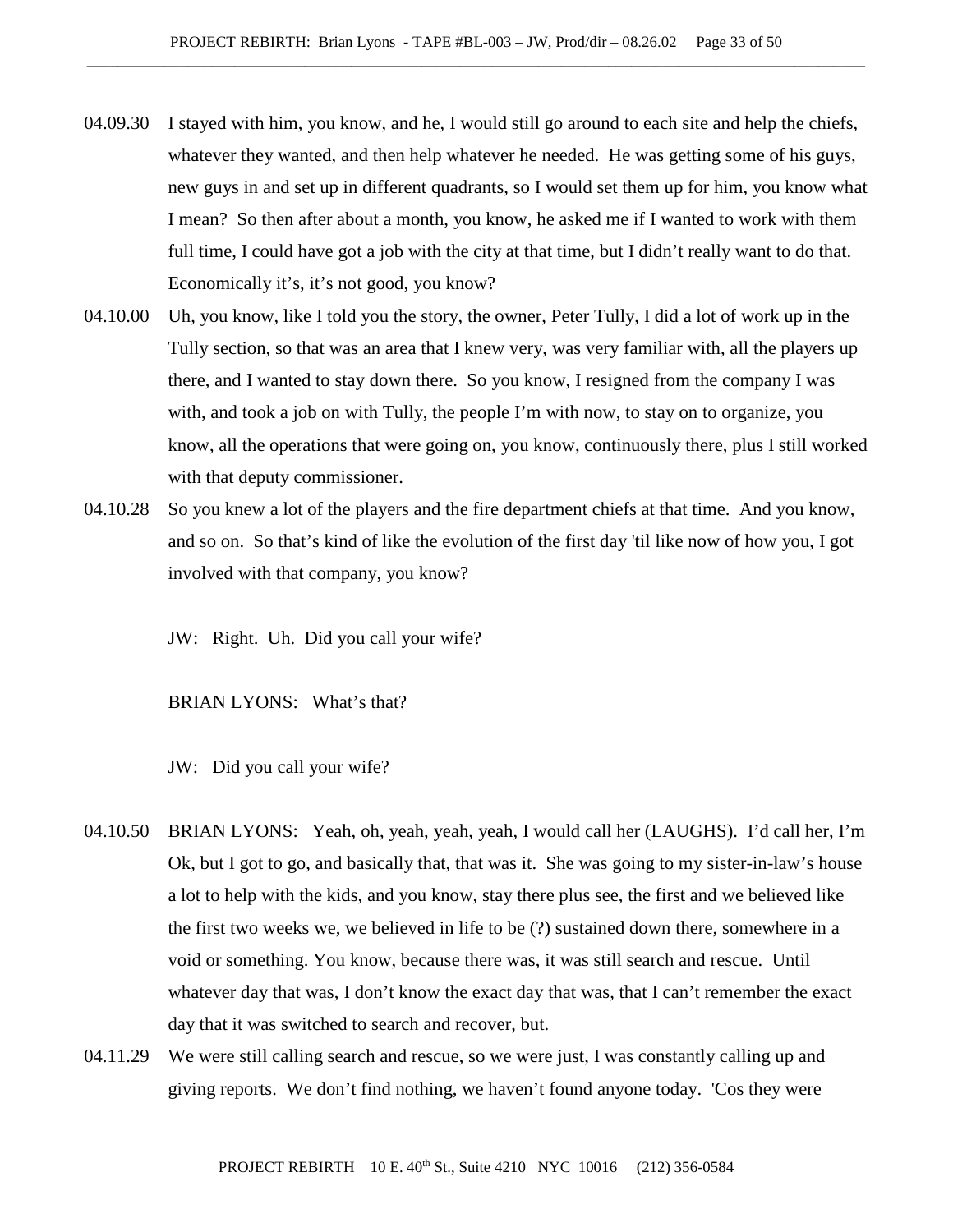04.09.30 I stayed with him, you know, and he, I would still go around to each site and help the chiefs, whatever they wanted, and then help whatever he needed. He was getting some of his guys, new guys in and set up in different quadrants, so I would set them up for him, you know what I mean? So then after about a month, you know, he asked me if I wanted to work with them full time, I could have got a job with the city at that time, but I didn't really want to do that. Economically it's, it's not good, you know?

04.10.00 Uh, you know, like I told you the story, the owner, Peter Tully, I did a lot of work up in the Tully section, so that was an area that I knew very, was very familiar with, all the players up there, and I wanted to stay down there. So you know, I resigned from the company I was with, and took a job on with Tully, the people I'm with now, to stay on to organize, you know, all the operations that were going on, you know, continuously there, plus I still worked with that deputy commissioner.

04.10.28 So you knew a lot of the players and the fire department chiefs at that time. And you know, and so on. So that's kind of like the evolution of the first day 'til like now of how you, I got involved with that company, you know?

JW: Right. Uh. Did you call your wife?

BRIAN LYONS: What's that?

JW: Did you call your wife?

04.10.50 BRIAN LYONS: Yeah, oh, yeah, yeah, yeah, I would call her (LAUGHS). I'd call her, I'm Ok, but I got to go, and basically that, that was it. She was going to my sister-in-law's house a lot to help with the kids, and you know, stay there plus see, the first and we believed like the first two weeks we, we believed in life to be (?) sustained down there, somewhere in a void or something. You know, because there was, it was still search and rescue. Until whatever day that was, I don't know the exact day that was, that I can't remember the exact day that it was switched to search and recover, but.

04.11.29 We were still calling search and rescue, so we were just, I was constantly calling up and giving reports. We don't find nothing, we haven't found anyone today. 'Cos they were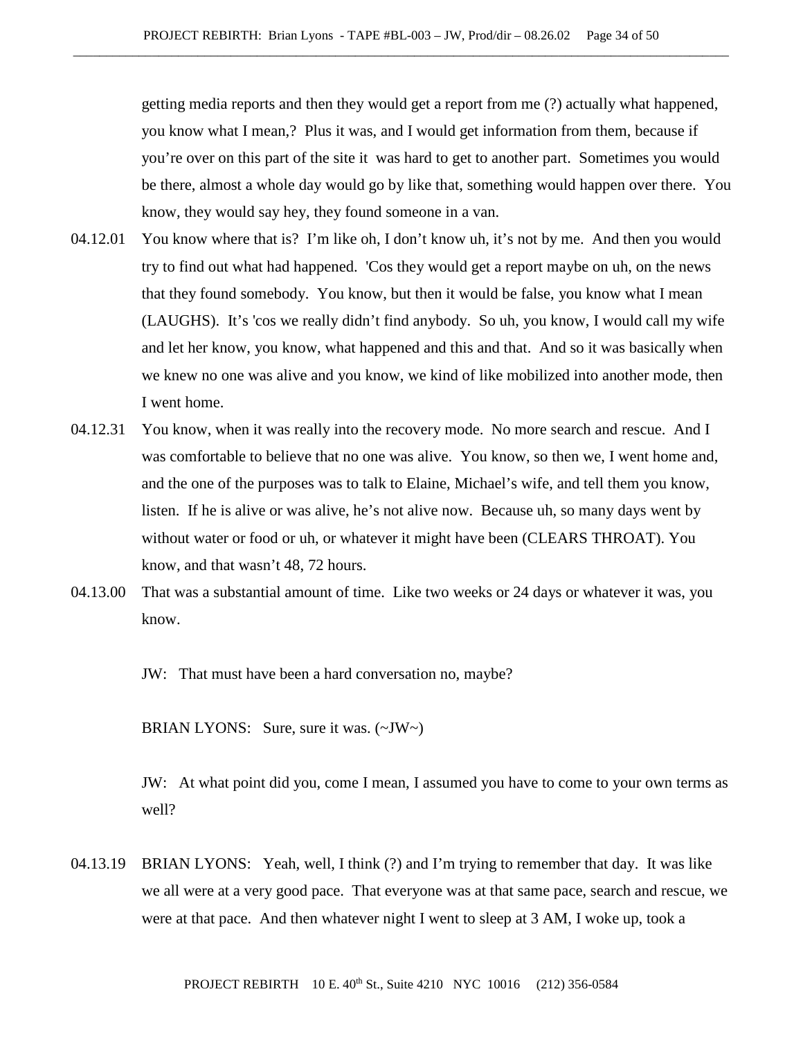getting media reports and then they would get a report from me (?) actually what happened, you know what I mean,? Plus it was, and I would get information from them, because if you're over on this part of the site it was hard to get to another part. Sometimes you would be there, almost a whole day would go by like that, something would happen over there. You know, they would say hey, they found someone in a van.

04.12.01 You know where that is? I'm like oh, I don't know uh, it's not by me. And then you would try to find out what had happened. 'Cos they would get a report maybe on uh, on the news that they found somebody. You know, but then it would be false, you know what I mean (LAUGHS). It's 'cos we really didn't find anybody. So uh, you know, I would call my wife and let her know, you know, what happened and this and that. And so it was basically when we knew no one was alive and you know, we kind of like mobilized into another mode, then I went home.

04.12.31 You know, when it was really into the recovery mode. No more search and rescue. And I was comfortable to believe that no one was alive. You know, so then we, I went home and, and the one of the purposes was to talk to Elaine, Michael's wife, and tell them you know, listen. If he is alive or was alive, he's not alive now. Because uh, so many days went by without water or food or uh, or whatever it might have been (CLEARS THROAT). You know, and that wasn't 48, 72 hours.

04.13.00 That was a substantial amount of time. Like two weeks or 24 days or whatever it was, you know.

JW: That must have been a hard conversation no, maybe?

BRIAN LYONS: Sure, sure it was. (~JW~)

JW: At what point did you, come I mean, I assumed you have to come to your own terms as well?

04.13.19 BRIAN LYONS: Yeah, well, I think (?) and I'm trying to remember that day. It was like we all were at a very good pace. That everyone was at that same pace, search and rescue, we were at that pace. And then whatever night I went to sleep at 3 AM, I woke up, took a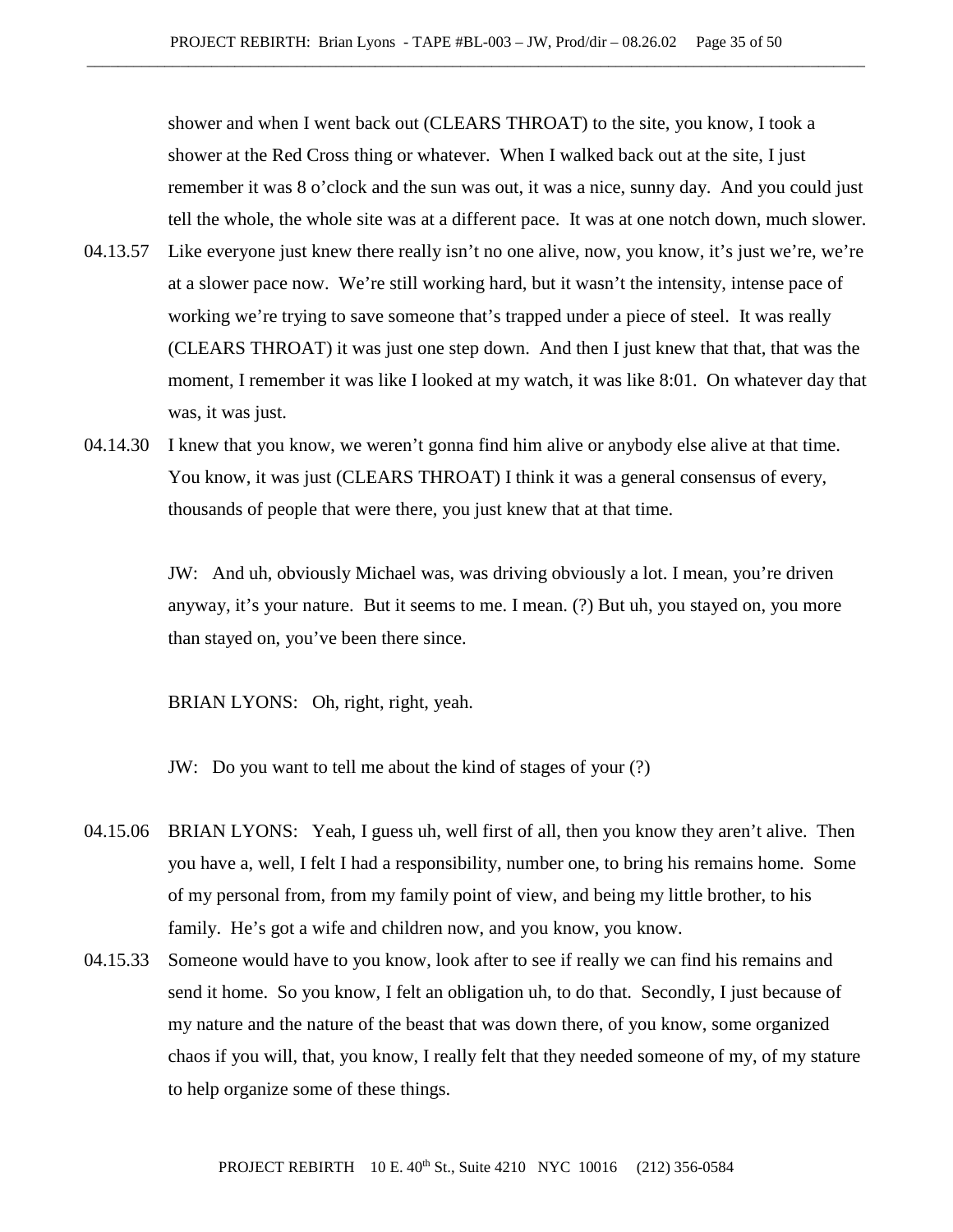shower and when I went back out (CLEARS THROAT) to the site, you know, I took a shower at the Red Cross thing or whatever. When I walked back out at the site, I just remember it was 8 o'clock and the sun was out, it was a nice, sunny day. And you could just tell the whole, the whole site was at a different pace. It was at one notch down, much slower.

04.13.57 Like everyone just knew there really isn't no one alive, now, you know, it's just we're, we're at a slower pace now. We're still working hard, but it wasn't the intensity, intense pace of working we're trying to save someone that's trapped under a piece of steel. It was really (CLEARS THROAT) it was just one step down. And then I just knew that that, that was the moment, I remember it was like I looked at my watch, it was like 8:01. On whatever day that was, it was just.

04.14.30 I knew that you know, we weren't gonna find him alive or anybody else alive at that time. You know, it was just (CLEARS THROAT) I think it was a general consensus of every, thousands of people that were there, you just knew that at that time.

JW: And uh, obviously Michael was, was driving obviously a lot. I mean, you're driven anyway, it's your nature. But it seems to me. I mean. (?) But uh, you stayed on, you more than stayed on, you've been there since.

BRIAN LYONS: Oh, right, right, yeah.

JW: Do you want to tell me about the kind of stages of your (?)

04.15.06 BRIAN LYONS: Yeah, I guess uh, well first of all, then you know they aren't alive. Then you have a, well, I felt I had a responsibility, number one, to bring his remains home. Some of my personal from, from my family point of view, and being my little brother, to his family. He's got a wife and children now, and you know, you know.

04.15.33 Someone would have to you know, look after to see if really we can find his remains and send it home. So you know, I felt an obligation uh, to do that. Secondly, I just because of my nature and the nature of the beast that was down there, of you know, some organized chaos if you will, that, you know, I really felt that they needed someone of my, of my stature to help organize some of these things.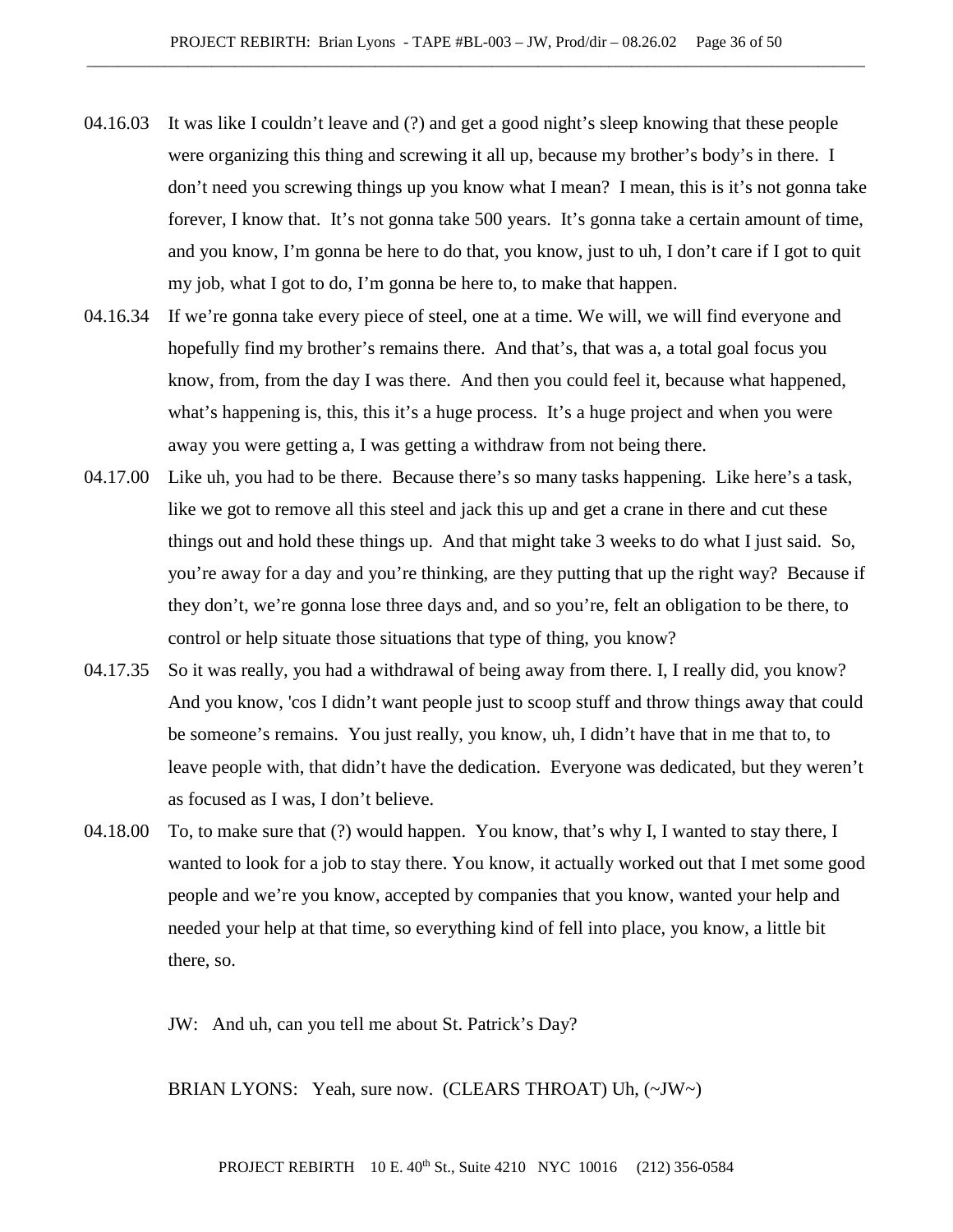04.16.03 It was like I couldn't leave and (?) and get a good night's sleep knowing that these people were organizing this thing and screwing it all up, because my brother's body's in there. I don't need you screwing things up you know what I mean? I mean, this is it's not gonna take forever, I know that. It's not gonna take 500 years. It's gonna take a certain amount of time, and you know, I'm gonna be here to do that, you know, just to uh, I don't care if I got to quit my job, what I got to do, I'm gonna be here to, to make that happen.

04.16.34 If we're gonna take every piece of steel, one at a time. We will, we will find everyone and hopefully find my brother's remains there. And that's, that was a, a total goal focus you know, from, from the day I was there. And then you could feel it, because what happened, what's happening is, this, this it's a huge process. It's a huge project and when you were away you were getting a, I was getting a withdraw from not being there.

04.17.00 Like uh, you had to be there. Because there's so many tasks happening. Like here's a task, like we got to remove all this steel and jack this up and get a crane in there and cut these things out and hold these things up. And that might take 3 weeks to do what I just said. So, you're away for a day and you're thinking, are they putting that up the right way? Because if they don't, we're gonna lose three days and, and so you're, felt an obligation to be there, to control or help situate those situations that type of thing, you know?

04.17.35 So it was really, you had a withdrawal of being away from there. I, I really did, you know? And you know, 'cos I didn't want people just to scoop stuff and throw things away that could be someone's remains. You just really, you know, uh, I didn't have that in me that to, to leave people with, that didn't have the dedication. Everyone was dedicated, but they weren't as focused as I was, I don't believe.

04.18.00 To, to make sure that (?) would happen. You know, that's why I, I wanted to stay there, I wanted to look for a job to stay there. You know, it actually worked out that I met some good people and we're you know, accepted by companies that you know, wanted your help and needed your help at that time, so everything kind of fell into place, you know, a little bit there, so.

JW: And uh, can you tell me about St. Patrick's Day?

BRIAN LYONS: Yeah, sure now. (CLEARS THROAT) Uh, (~JW~)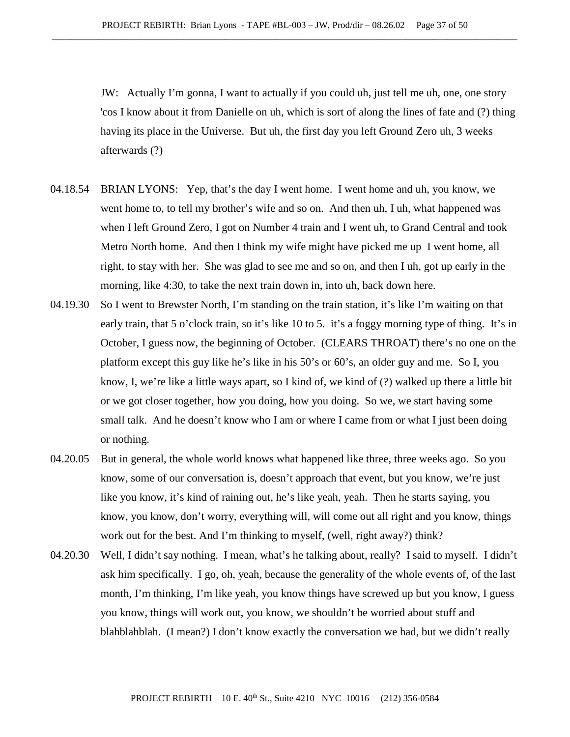JW: Actually I'm gonna, I want to actually if you could uh, just tell me uh, one, one story 'cos I know about it from Danielle on uh, which is sort of along the lines of fate and (?) thing having its place in the Universe. But uh, the first day you left Ground Zero uh, 3 weeks afterwards (?)

04.18.54 BRIAN LYONS: Yep, that's the day I went home. I went home and uh, you know, we went home to, to tell my brother's wife and so on. And then uh, I uh, what happened was when I left Ground Zero, I got on Number 4 train and I went uh, to Grand Central and took Metro North home. And then I think my wife might have picked me up I went home, all right, to stay with her. She was glad to see me and so on, and then I uh, got up early in the morning, like 4:30, to take the next train down in, into uh, back down here.

04.19.30 So I went to Brewster North, I'm standing on the train station, it's like I'm waiting on that early train, that 5 o'clock train, so it's like 10 to 5. it's a foggy morning type of thing. It's in October, I guess now, the beginning of October. (CLEARS THROAT) there's no one on the platform except this guy like he's like in his 50's or 60's, an older guy and me. So I, you know, I, we're like a little ways apart, so I kind of, we kind of (?) walked up there a little bit or we got closer together, how you doing, how you doing. So we, we start having some small talk. And he doesn't know who I am or where I came from or what I just been doing or nothing.

04.20.05 But in general, the whole world knows what happened like three, three weeks ago. So you know, some of our conversation is, doesn't approach that event, but you know, we're just like you know, it's kind of raining out, he's like yeah, yeah. Then he starts saying, you know, you know, don't worry, everything will, will come out all right and you know, things work out for the best. And I'm thinking to myself, (well, right away?) think?

04.20.30 Well, I didn't say nothing. I mean, what's he talking about, really? I said to myself. I didn't ask him specifically. I go, oh, yeah, because the generality of the whole events of, of the last month, I'm thinking, I'm like yeah, you know things have screwed up but you know, I guess you know, things will work out, you know, we shouldn't be worried about stuff and blahblahblah. (I mean?) I don't know exactly the conversation we had, but we didn't really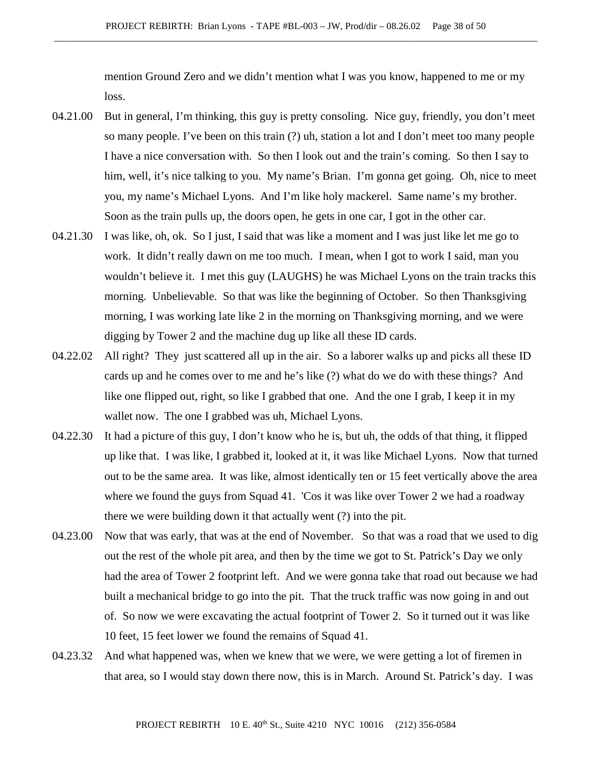mention Ground Zero and we didn't mention what I was you know, happened to me or my loss.

04.21.00 But in general, I'm thinking, this guy is pretty consoling. Nice guy, friendly, you don't meet so many people. I've been on this train (?) uh, station a lot and I don't meet too many people I have a nice conversation with. So then I look out and the train's coming. So then I say to him, well, it's nice talking to you. My name's Brian. I'm gonna get going. Oh, nice to meet you, my name's Michael Lyons. And I'm like holy mackerel. Same name's my brother. Soon as the train pulls up, the doors open, he gets in one car, I got in the other car.

04.21.30 I was like, oh, ok. So I just, I said that was like a moment and I was just like let me go to work. It didn't really dawn on me too much. I mean, when I got to work I said, man you wouldn't believe it. I met this guy (LAUGHS) he was Michael Lyons on the train tracks this morning. Unbelievable. So that was like the beginning of October. So then Thanksgiving morning, I was working late like 2 in the morning on Thanksgiving morning, and we were digging by Tower 2 and the machine dug up like all these ID cards.

04.22.02 All right? They just scattered all up in the air. So a laborer walks up and picks all these ID cards up and he comes over to me and he's like (?) what do we do with these things? And like one flipped out, right, so like I grabbed that one. And the one I grab, I keep it in my wallet now. The one I grabbed was uh, Michael Lyons.

04.22.30 It had a picture of this guy, I don't know who he is, but uh, the odds of that thing, it flipped up like that. I was like, I grabbed it, looked at it, it was like Michael Lyons. Now that turned out to be the same area. It was like, almost identically ten or 15 feet vertically above the area where we found the guys from Squad 41. 'Cos it was like over Tower 2 we had a roadway there we were building down it that actually went (?) into the pit.

04.23.00 Now that was early, that was at the end of November. So that was a road that we used to dig out the rest of the whole pit area, and then by the time we got to St. Patrick's Day we only had the area of Tower 2 footprint left. And we were gonna take that road out because we had built a mechanical bridge to go into the pit. That the truck traffic was now going in and out of. So now we were excavating the actual footprint of Tower 2. So it turned out it was like 10 feet, 15 feet lower we found the remains of Squad 41.

04.23.32 And what happened was, when we knew that we were, we were getting a lot of firemen in that area, so I would stay down there now, this is in March. Around St. Patrick's day. I was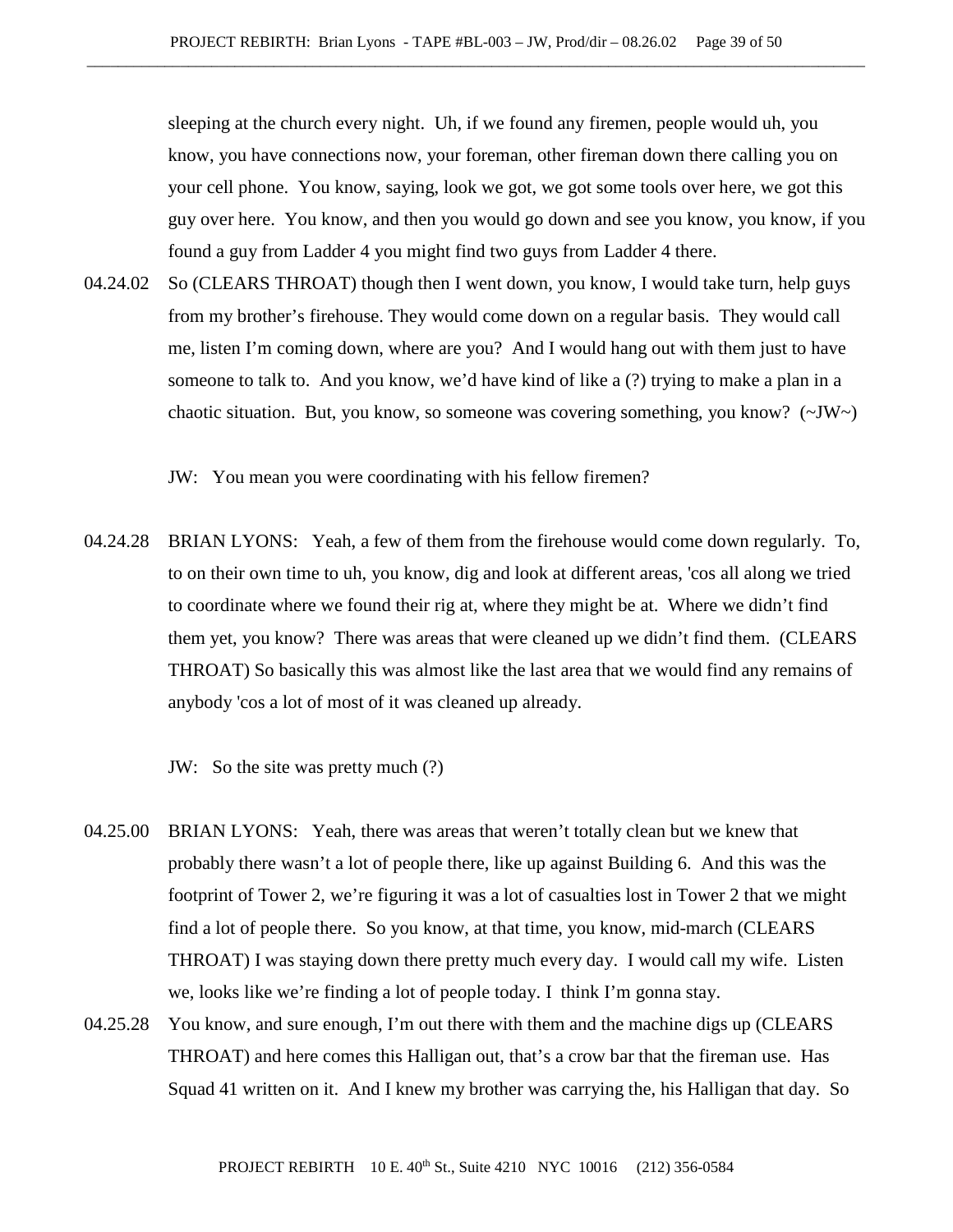sleeping at the church every night. Uh, if we found any firemen, people would uh, you know, you have connections now, your foreman, other fireman down there calling you on your cell phone. You know, saying, look we got, we got some tools over here, we got this guy over here. You know, and then you would go down and see you know, you know, if you found a guy from Ladder 4 you might find two guys from Ladder 4 there.

04.24.02 So (CLEARS THROAT) though then I went down, you know, I would take turn, help guys from my brother's firehouse. They would come down on a regular basis. They would call me, listen I'm coming down, where are you? And I would hang out with them just to have someone to talk to. And you know, we'd have kind of like a (?) trying to make a plan in a chaotic situation. But, you know, so someone was covering something, you know? (~JW~)

JW: You mean you were coordinating with his fellow firemen?

04.24.28 BRIAN LYONS: Yeah, a few of them from the firehouse would come down regularly. To, to on their own time to uh, you know, dig and look at different areas, 'cos all along we tried to coordinate where we found their rig at, where they might be at. Where we didn't find them yet, you know? There was areas that were cleaned up we didn't find them. (CLEARS THROAT) So basically this was almost like the last area that we would find any remains of anybody 'cos a lot of most of it was cleaned up already.

JW: So the site was pretty much (?)

04.25.00 BRIAN LYONS: Yeah, there was areas that weren't totally clean but we knew that probably there wasn't a lot of people there, like up against Building 6. And this was the footprint of Tower 2, we're figuring it was a lot of casualties lost in Tower 2 that we might find a lot of people there. So you know, at that time, you know, mid-march (CLEARS THROAT) I was staying down there pretty much every day. I would call my wife. Listen we, looks like we're finding a lot of people today. I think I'm gonna stay.

04.25.28 You know, and sure enough, I'm out there with them and the machine digs up (CLEARS THROAT) and here comes this Halligan out, that's a crow bar that the fireman use. Has Squad 41 written on it. And I knew my brother was carrying the, his Halligan that day. So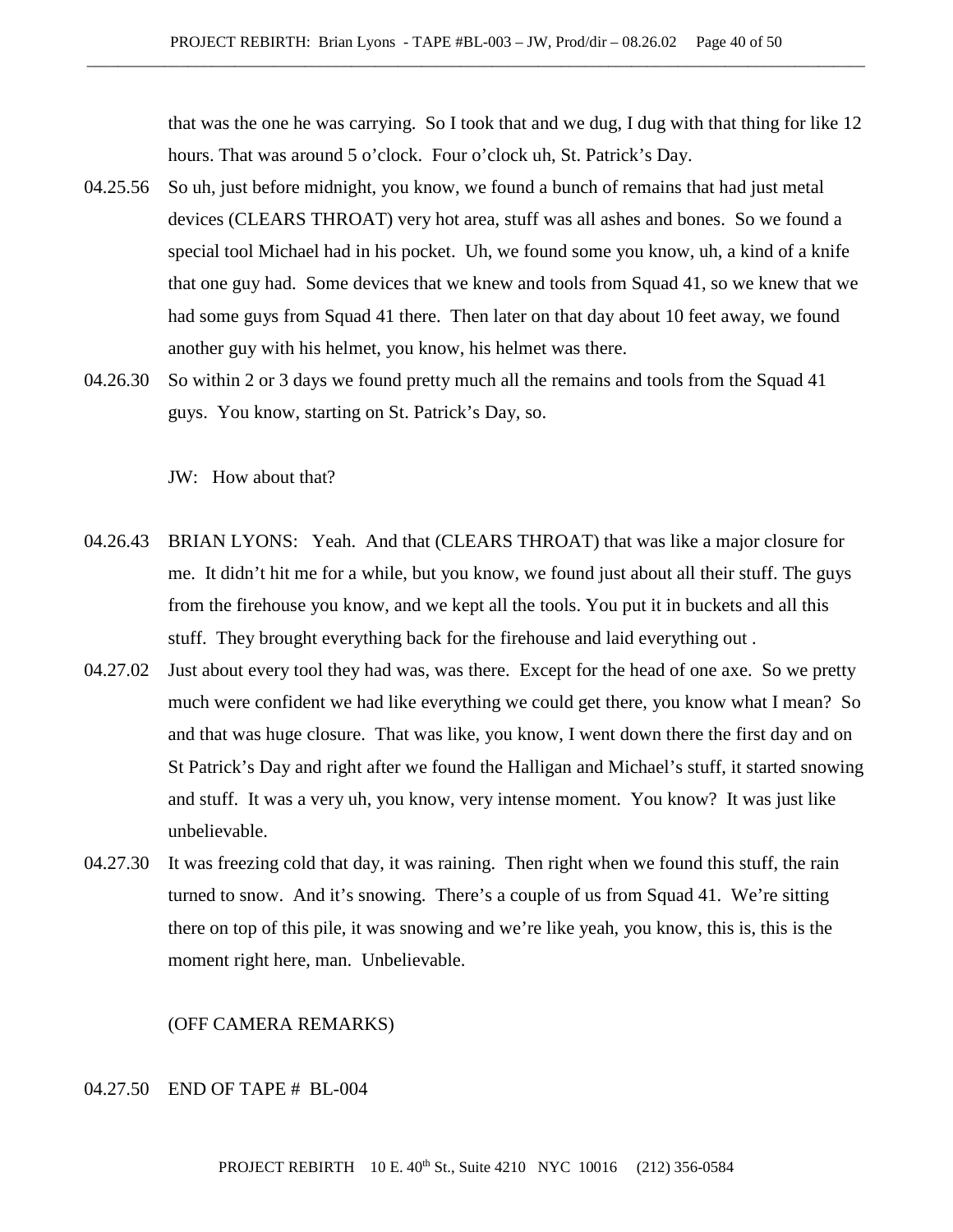that was the one he was carrying. So I took that and we dug, I dug with that thing for like 12 hours. That was around 5 o'clock. Four o'clock uh, St. Patrick's Day.

04.25.56 So uh, just before midnight, you know, we found a bunch of remains that had just metal devices (CLEARS THROAT) very hot area, stuff was all ashes and bones. So we found a special tool Michael had in his pocket. Uh, we found some you know, uh, a kind of a knife that one guy had. Some devices that we knew and tools from Squad 41, so we knew that we had some guys from Squad 41 there. Then later on that day about 10 feet away, we found another guy with his helmet, you know, his helmet was there.

04.26.30 So within 2 or 3 days we found pretty much all the remains and tools from the Squad 41 guys. You know, starting on St. Patrick's Day, so.

JW: How about that?

04.26.43 BRIAN LYONS: Yeah. And that (CLEARS THROAT) that was like a major closure for me. It didn't hit me for a while, but you know, we found just about all their stuff. The guys from the firehouse you know, and we kept all the tools. You put it in buckets and all this stuff. They brought everything back for the firehouse and laid everything out .

04.27.02 Just about every tool they had was, was there. Except for the head of one axe. So we pretty much were confident we had like everything we could get there, you know what I mean? So and that was huge closure. That was like, you know, I went down there the first day and on St Patrick's Day and right after we found the Halligan and Michael's stuff, it started snowing and stuff. It was a very uh, you know, very intense moment. You know? It was just like unbelievable.

04.27.30 It was freezing cold that day, it was raining. Then right when we found this stuff, the rain turned to snow. And it's snowing. There's a couple of us from Squad 41. We're sitting there on top of this pile, it was snowing and we're like yeah, you know, this is, this is the moment right here, man. Unbelievable.

(OFF CAMERA REMARKS)

04.27.50 END OF TAPE # BL-004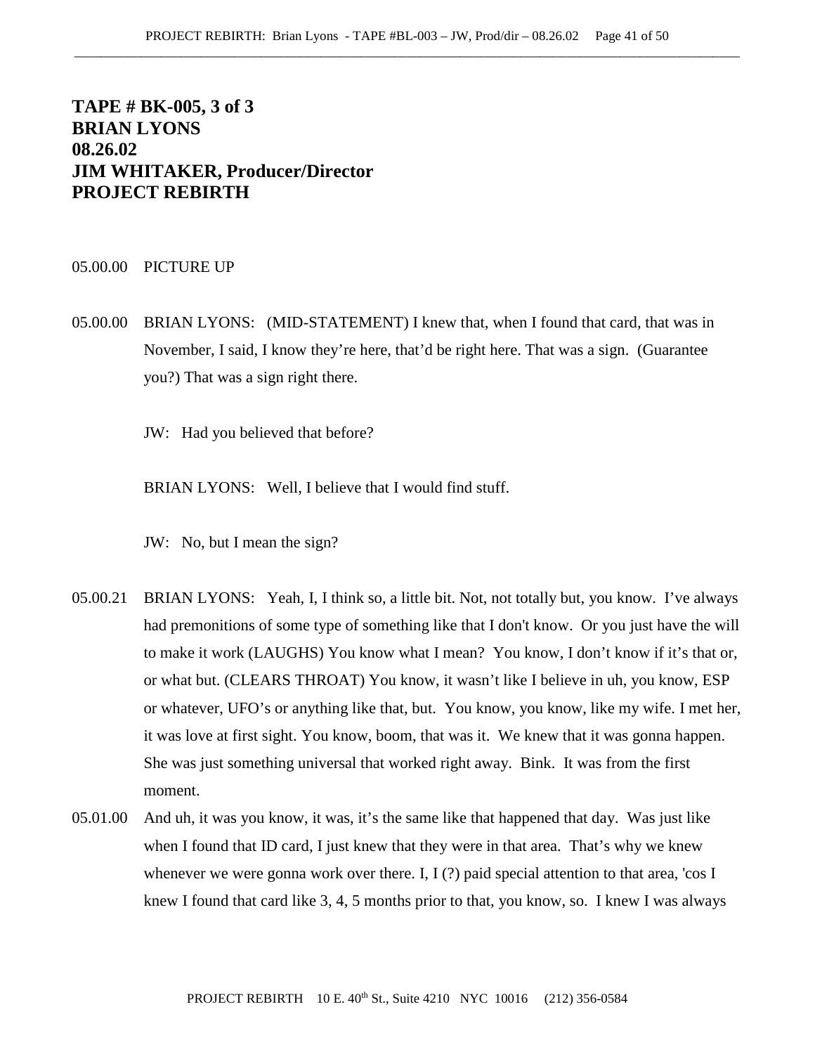**TAPE # BK-005, 3 of 3**
**BRIAN LYONS**
**08.26.02**
**JIM WHITAKER, Producer/Director**
**PROJECT REBIRTH**

05.00.00 PICTURE UP

05.00.00 BRIAN LYONS: (MID-STATEMENT) I knew that, when I found that card, that was in November, I said, I know they're here, that'd be right here. That was a sign. (Guarantee you?) That was a sign right there.

JW: Had you believed that before?

BRIAN LYONS: Well, I believe that I would find stuff.

JW: No, but I mean the sign?

05.00.21 BRIAN LYONS: Yeah, I, I think so, a little bit. Not, not totally but, you know. I've always had premonitions of some type of something like that I don't know. Or you just have the will to make it work (LAUGHS) You know what I mean? You know, I don't know if it's that or, or what but. (CLEARS THROAT) You know, it wasn't like I believe in uh, you know, ESP or whatever, UFO's or anything like that, but. You know, you know, like my wife. I met her, it was love at first sight. You know, boom, that was it. We knew that it was gonna happen. She was just something universal that worked right away. Bink. It was from the first moment.

05.01.00 And uh, it was you know, it was, it's the same like that happened that day. Was just like when I found that ID card, I just knew that they were in that area. That's why we knew whenever we were gonna work over there. I, I (?) paid special attention to that area, 'cos I knew I found that card like 3, 4, 5 months prior to that, you know, so. I knew I was always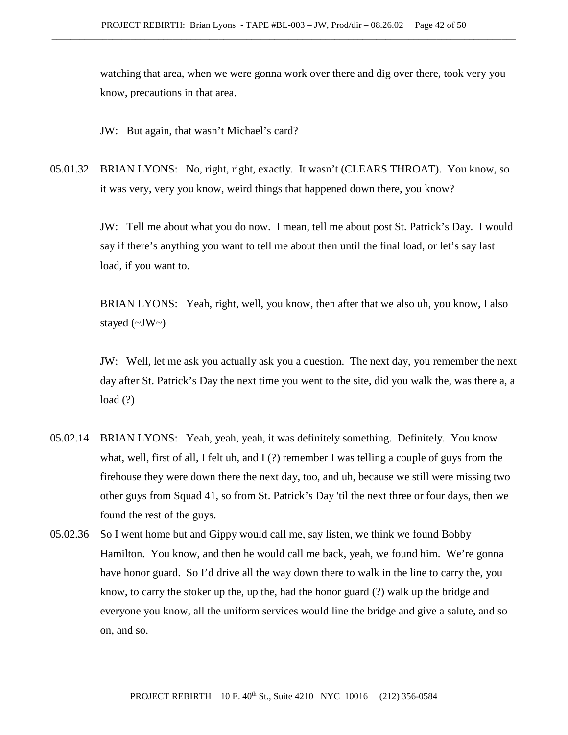watching that area, when we were gonna work over there and dig over there, took very you know, precautions in that area.

JW: But again, that wasn't Michael's card?

05.01.32 BRIAN LYONS: No, right, right, exactly. It wasn't (CLEARS THROAT). You know, so it was very, very you know, weird things that happened down there, you know?

JW: Tell me about what you do now. I mean, tell me about post St. Patrick's Day. I would say if there's anything you want to tell me about then until the final load, or let's say last load, if you want to.

BRIAN LYONS: Yeah, right, well, you know, then after that we also uh, you know, I also stayed (~JW~)

JW: Well, let me ask you actually ask you a question. The next day, you remember the next day after St. Patrick's Day the next time you went to the site, did you walk the, was there a, a load (?)

05.02.14 BRIAN LYONS: Yeah, yeah, yeah, it was definitely something. Definitely. You know what, well, first of all, I felt uh, and I (?) remember I was telling a couple of guys from the firehouse they were down there the next day, too, and uh, because we still were missing two other guys from Squad 41, so from St. Patrick's Day 'til the next three or four days, then we found the rest of the guys.

05.02.36 So I went home but and Gippy would call me, say listen, we think we found Bobby Hamilton. You know, and then he would call me back, yeah, we found him. We're gonna have honor guard. So I'd drive all the way down there to walk in the line to carry the, you know, to carry the stoker up the, up the, had the honor guard (?) walk up the bridge and everyone you know, all the uniform services would line the bridge and give a salute, and so on, and so.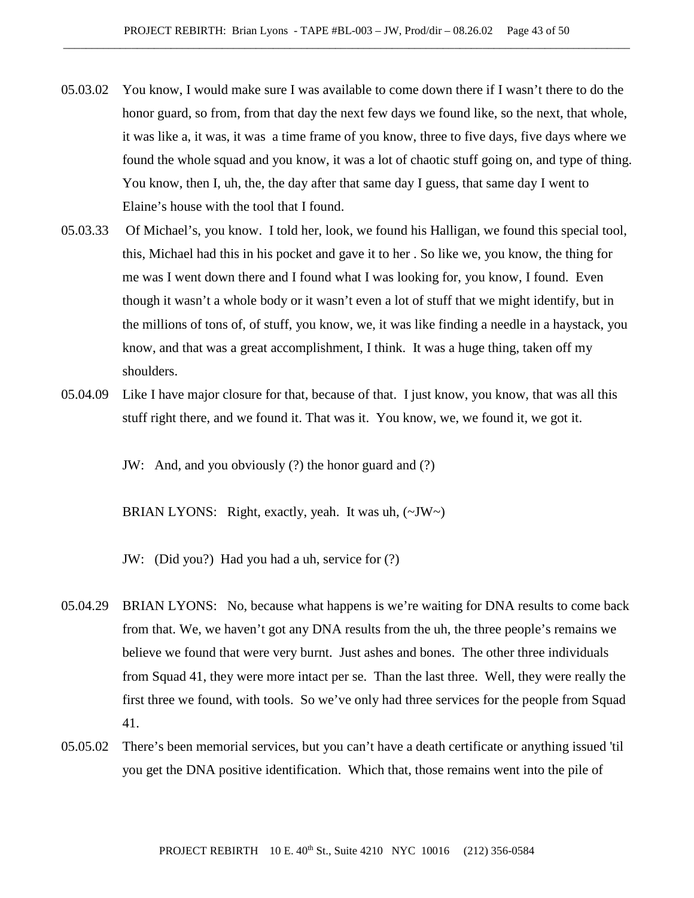05.03.02 You know, I would make sure I was available to come down there if I wasn't there to do the honor guard, so from, from that day the next few days we found like, so the next, that whole, it was like a, it was, it was a time frame of you know, three to five days, five days where we found the whole squad and you know, it was a lot of chaotic stuff going on, and type of thing. You know, then I, uh, the, the day after that same day I guess, that same day I went to Elaine's house with the tool that I found.

05.03.33 Of Michael's, you know. I told her, look, we found his Halligan, we found this special tool, this, Michael had this in his pocket and gave it to her . So like we, you know, the thing for me was I went down there and I found what I was looking for, you know, I found. Even though it wasn't a whole body or it wasn't even a lot of stuff that we might identify, but in the millions of tons of, of stuff, you know, we, it was like finding a needle in a haystack, you know, and that was a great accomplishment, I think. It was a huge thing, taken off my shoulders.

05.04.09 Like I have major closure for that, because of that. I just know, you know, that was all this stuff right there, and we found it. That was it. You know, we, we found it, we got it.

JW: And, and you obviously (?) the honor guard and (?)

BRIAN LYONS: Right, exactly, yeah. It was uh, (~JW~)

JW: (Did you?) Had you had a uh, service for (?)

05.04.29 BRIAN LYONS: No, because what happens is we're waiting for DNA results to come back from that. We, we haven't got any DNA results from the uh, the three people's remains we believe we found that were very burnt. Just ashes and bones. The other three individuals from Squad 41, they were more intact per se. Than the last three. Well, they were really the first three we found, with tools. So we've only had three services for the people from Squad 41.

05.05.02 There's been memorial services, but you can't have a death certificate or anything issued 'til you get the DNA positive identification. Which that, those remains went into the pile of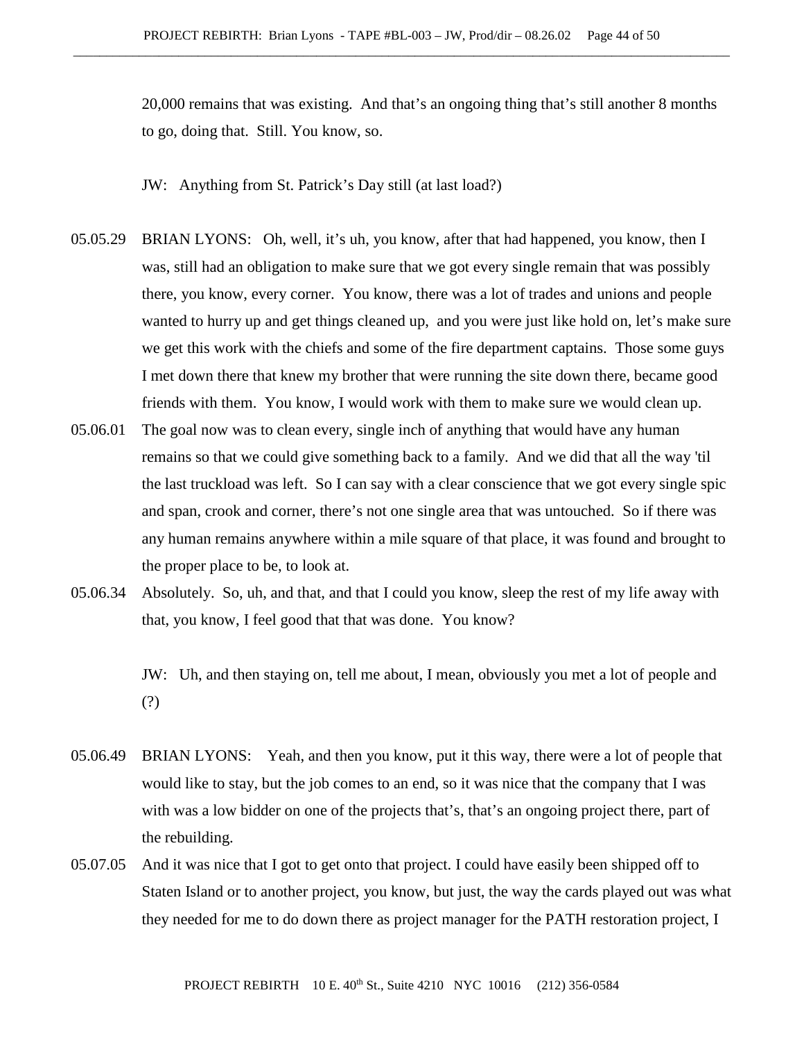20,000 remains that was existing. And that's an ongoing thing that's still another 8 months to go, doing that. Still. You know, so.

JW: Anything from St. Patrick's Day still (at last load?)

05.05.29 BRIAN LYONS: Oh, well, it's uh, you know, after that had happened, you know, then I was, still had an obligation to make sure that we got every single remain that was possibly there, you know, every corner. You know, there was a lot of trades and unions and people wanted to hurry up and get things cleaned up, and you were just like hold on, let's make sure we get this work with the chiefs and some of the fire department captains. Those some guys I met down there that knew my brother that were running the site down there, became good friends with them. You know, I would work with them to make sure we would clean up.

05.06.01 The goal now was to clean every, single inch of anything that would have any human remains so that we could give something back to a family. And we did that all the way 'til the last truckload was left. So I can say with a clear conscience that we got every single spic and span, crook and corner, there's not one single area that was untouched. So if there was any human remains anywhere within a mile square of that place, it was found and brought to the proper place to be, to look at.

05.06.34 Absolutely. So, uh, and that, and that I could you know, sleep the rest of my life away with that, you know, I feel good that that was done. You know?

JW: Uh, and then staying on, tell me about, I mean, obviously you met a lot of people and (?)

05.06.49 BRIAN LYONS: Yeah, and then you know, put it this way, there were a lot of people that would like to stay, but the job comes to an end, so it was nice that the company that I was with was a low bidder on one of the projects that's, that's an ongoing project there, part of the rebuilding.

05.07.05 And it was nice that I got to get onto that project. I could have easily been shipped off to Staten Island or to another project, you know, but just, the way the cards played out was what they needed for me to do down there as project manager for the PATH restoration project, I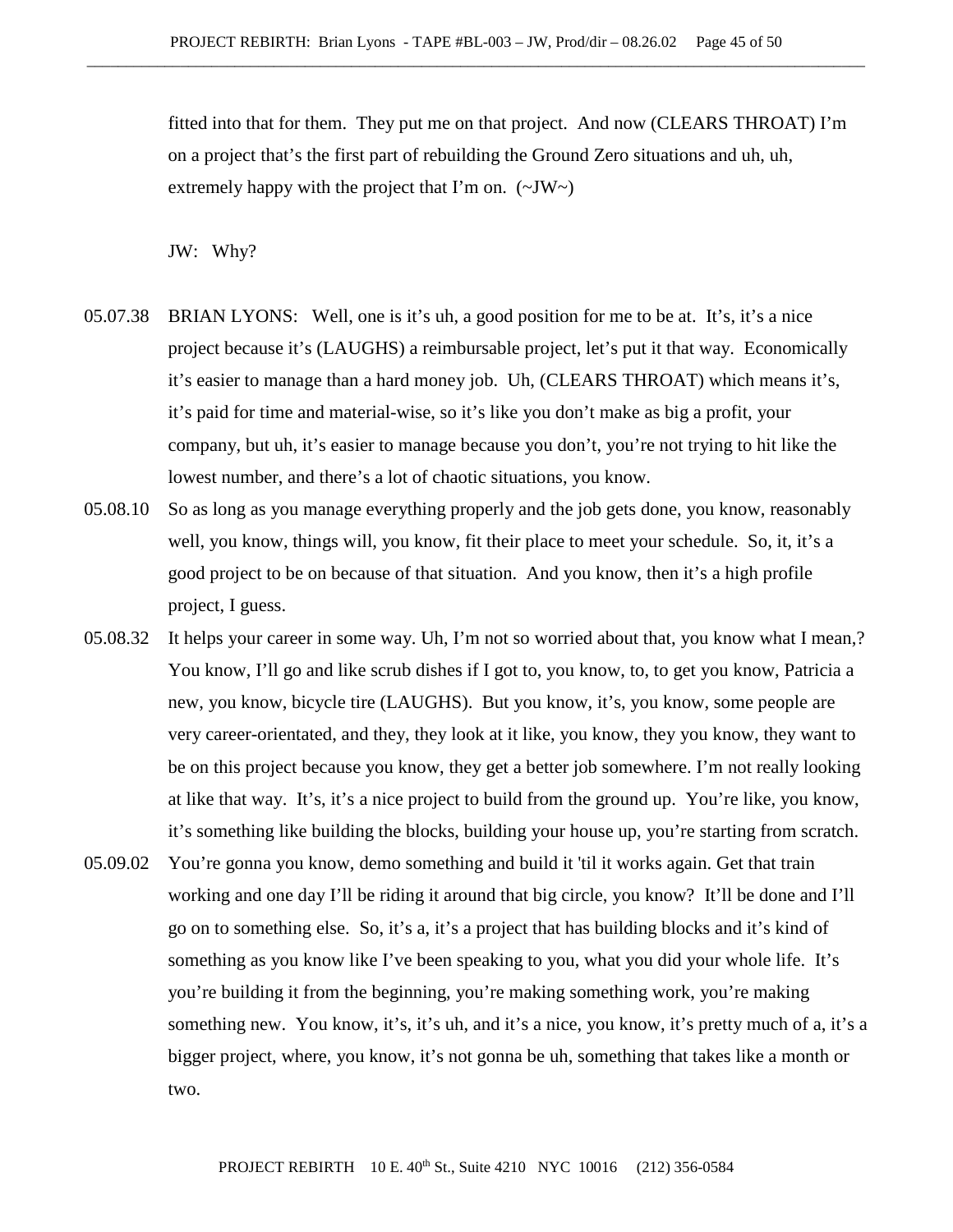fitted into that for them. They put me on that project. And now (CLEARS THROAT) I'm on a project that's the first part of rebuilding the Ground Zero situations and uh, uh, extremely happy with the project that I'm on. (~JW~)

JW: Why?

05.07.38 BRIAN LYONS: Well, one is it's uh, a good position for me to be at. It's, it's a nice project because it's (LAUGHS) a reimbursable project, let's put it that way. Economically it's easier to manage than a hard money job. Uh, (CLEARS THROAT) which means it's, it's paid for time and material-wise, so it's like you don't make as big a profit, your company, but uh, it's easier to manage because you don't, you're not trying to hit like the lowest number, and there's a lot of chaotic situations, you know.

05.08.10 So as long as you manage everything properly and the job gets done, you know, reasonably well, you know, things will, you know, fit their place to meet your schedule. So, it, it's a good project to be on because of that situation. And you know, then it's a high profile project, I guess.

05.08.32 It helps your career in some way. Uh, I'm not so worried about that, you know what I mean,? You know, I'll go and like scrub dishes if I got to, you know, to, to get you know, Patricia a new, you know, bicycle tire (LAUGHS). But you know, it's, you know, some people are very career-orientated, and they, they look at it like, you know, they you know, they want to be on this project because you know, they get a better job somewhere. I'm not really looking at like that way. It's, it's a nice project to build from the ground up. You're like, you know, it's something like building the blocks, building your house up, you're starting from scratch.

05.09.02 You're gonna you know, demo something and build it 'til it works again. Get that train working and one day I'll be riding it around that big circle, you know? It'll be done and I'll go on to something else. So, it's a, it's a project that has building blocks and it's kind of something as you know like I've been speaking to you, what you did your whole life. It's you're building it from the beginning, you're making something work, you're making something new. You know, it's, it's uh, and it's a nice, you know, it's pretty much of a, it's a bigger project, where, you know, it's not gonna be uh, something that takes like a month or two.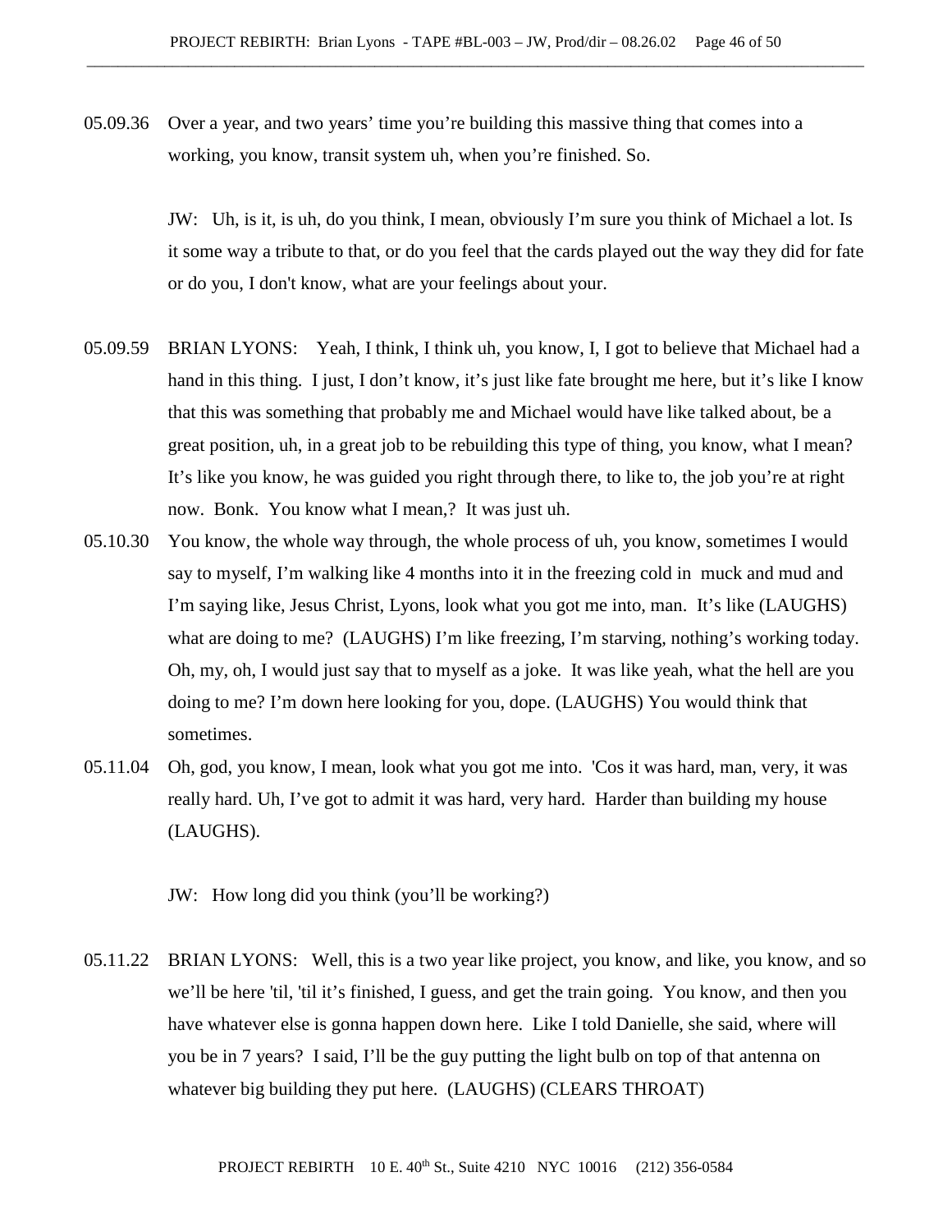05.09.36 Over a year, and two years' time you're building this massive thing that comes into a working, you know, transit system uh, when you're finished. So.

JW: Uh, is it, is uh, do you think, I mean, obviously I'm sure you think of Michael a lot. Is it some way a tribute to that, or do you feel that the cards played out the way they did for fate or do you, I don't know, what are your feelings about your.

05.09.59 BRIAN LYONS: Yeah, I think, I think uh, you know, I, I got to believe that Michael had a hand in this thing. I just, I don't know, it's just like fate brought me here, but it's like I know that this was something that probably me and Michael would have like talked about, be a great position, uh, in a great job to be rebuilding this type of thing, you know, what I mean? It's like you know, he was guided you right through there, to like to, the job you're at right now. Bonk. You know what I mean,? It was just uh.

05.10.30 You know, the whole way through, the whole process of uh, you know, sometimes I would say to myself, I'm walking like 4 months into it in the freezing cold in muck and mud and I'm saying like, Jesus Christ, Lyons, look what you got me into, man. It's like (LAUGHS) what are doing to me? (LAUGHS) I'm like freezing, I'm starving, nothing's working today. Oh, my, oh, I would just say that to myself as a joke. It was like yeah, what the hell are you doing to me? I'm down here looking for you, dope. (LAUGHS) You would think that sometimes.

05.11.04 Oh, god, you know, I mean, look what you got me into. 'Cos it was hard, man, very, it was really hard. Uh, I've got to admit it was hard, very hard. Harder than building my house (LAUGHS).

JW: How long did you think (you'll be working?)

05.11.22 BRIAN LYONS: Well, this is a two year like project, you know, and like, you know, and so we'll be here 'til, 'til it's finished, I guess, and get the train going. You know, and then you have whatever else is gonna happen down here. Like I told Danielle, she said, where will you be in 7 years? I said, I'll be the guy putting the light bulb on top of that antenna on whatever big building they put here. (LAUGHS) (CLEARS THROAT)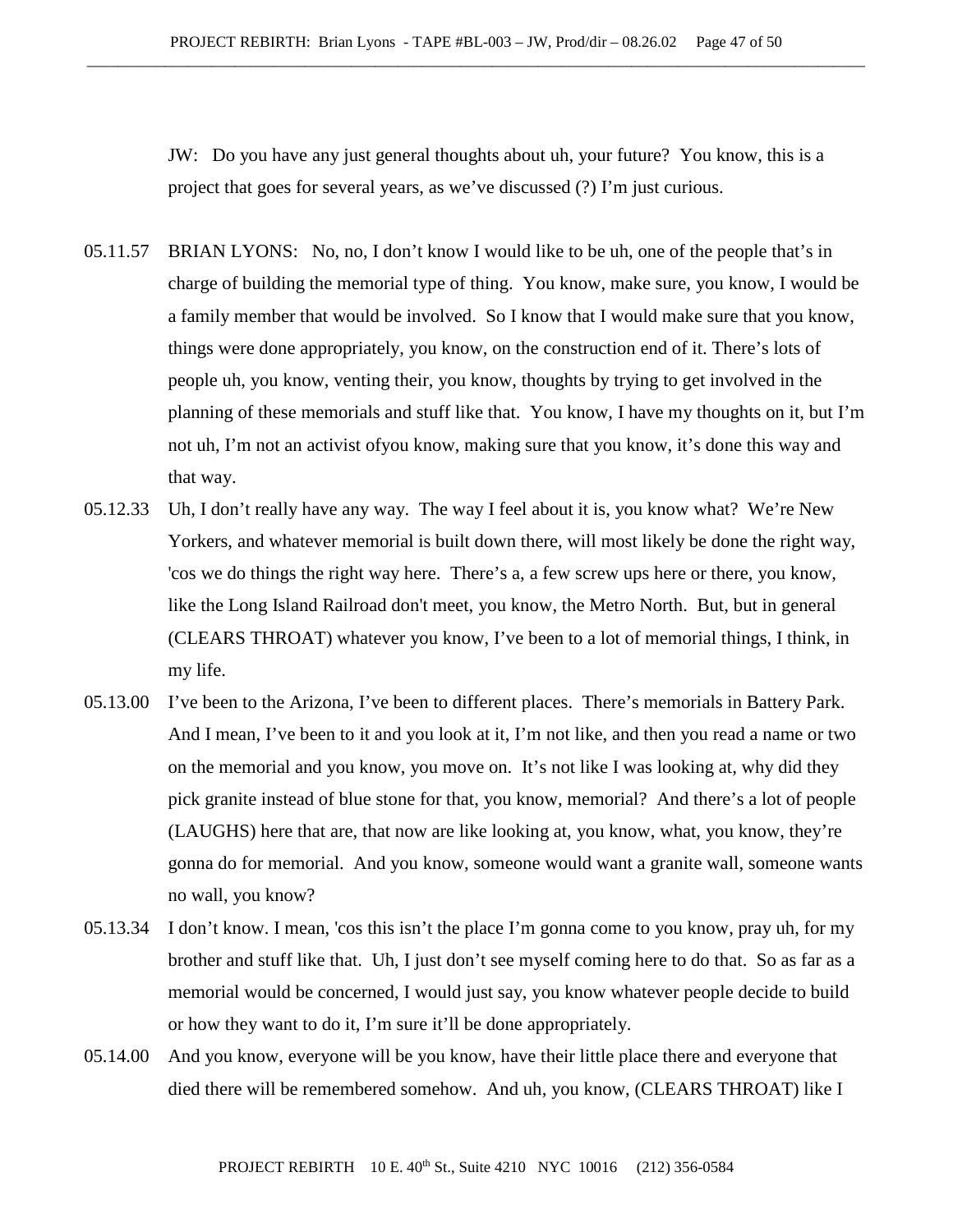JW: Do you have any just general thoughts about uh, your future? You know, this is a project that goes for several years, as we've discussed (?) I'm just curious.

05.11.57 BRIAN LYONS: No, no, I don't know I would like to be uh, one of the people that's in charge of building the memorial type of thing. You know, make sure, you know, I would be a family member that would be involved. So I know that I would make sure that you know, things were done appropriately, you know, on the construction end of it. There's lots of people uh, you know, venting their, you know, thoughts by trying to get involved in the planning of these memorials and stuff like that. You know, I have my thoughts on it, but I'm not uh, I'm not an activist ofyou know, making sure that you know, it's done this way and that way.

05.12.33 Uh, I don't really have any way. The way I feel about it is, you know what? We're New Yorkers, and whatever memorial is built down there, will most likely be done the right way, 'cos we do things the right way here. There's a, a few screw ups here or there, you know, like the Long Island Railroad don't meet, you know, the Metro North. But, but in general (CLEARS THROAT) whatever you know, I've been to a lot of memorial things, I think, in my life.

05.13.00 I've been to the Arizona, I've been to different places. There's memorials in Battery Park. And I mean, I've been to it and you look at it, I'm not like, and then you read a name or two on the memorial and you know, you move on. It's not like I was looking at, why did they pick granite instead of blue stone for that, you know, memorial? And there's a lot of people (LAUGHS) here that are, that now are like looking at, you know, what, you know, they're gonna do for memorial. And you know, someone would want a granite wall, someone wants no wall, you know?

05.13.34 I don't know. I mean, 'cos this isn't the place I'm gonna come to you know, pray uh, for my brother and stuff like that. Uh, I just don't see myself coming here to do that. So as far as a memorial would be concerned, I would just say, you know whatever people decide to build or how they want to do it, I'm sure it'll be done appropriately.

05.14.00 And you know, everyone will be you know, have their little place there and everyone that died there will be remembered somehow. And uh, you know, (CLEARS THROAT) like I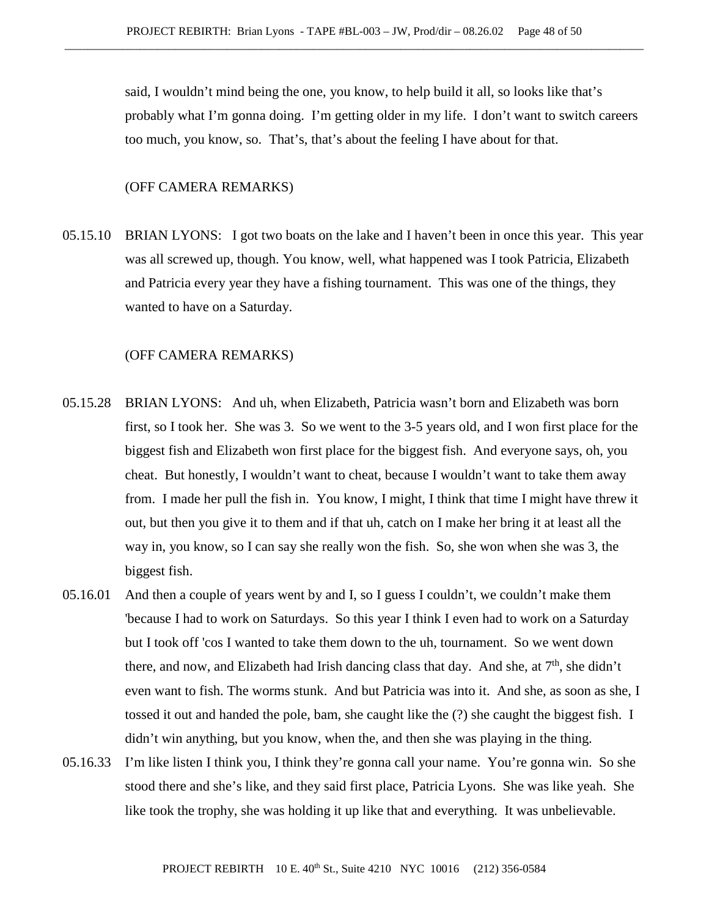said, I wouldn't mind being the one, you know, to help build it all, so looks like that's probably what I'm gonna doing. I'm getting older in my life. I don't want to switch careers too much, you know, so. That's, that's about the feeling I have about for that.

(OFF CAMERA REMARKS)

05.15.10 BRIAN LYONS: I got two boats on the lake and I haven't been in once this year. This year was all screwed up, though. You know, well, what happened was I took Patricia, Elizabeth and Patricia every year they have a fishing tournament. This was one of the things, they wanted to have on a Saturday.

(OFF CAMERA REMARKS)

05.15.28 BRIAN LYONS: And uh, when Elizabeth, Patricia wasn't born and Elizabeth was born first, so I took her. She was 3. So we went to the 3-5 years old, and I won first place for the biggest fish and Elizabeth won first place for the biggest fish. And everyone says, oh, you cheat. But honestly, I wouldn't want to cheat, because I wouldn't want to take them away from. I made her pull the fish in. You know, I might, I think that time I might have threw it out, but then you give it to them and if that uh, catch on I make her bring it at least all the way in, you know, so I can say she really won the fish. So, she won when she was 3, the biggest fish.

05.16.01 And then a couple of years went by and I, so I guess I couldn't, we couldn't make them 'because I had to work on Saturdays. So this year I think I even had to work on a Saturday but I took off 'cos I wanted to take them down to the uh, tournament. So we went down there, and now, and Elizabeth had Irish dancing class that day. And she, at 7th, she didn't even want to fish. The worms stunk. And but Patricia was into it. And she, as soon as she, I tossed it out and handed the pole, bam, she caught like the (?) she caught the biggest fish. I didn't win anything, but you know, when the, and then she was playing in the thing.

05.16.33 I'm like listen I think you, I think they're gonna call your name. You're gonna win. So she stood there and she's like, and they said first place, Patricia Lyons. She was like yeah. She like took the trophy, she was holding it up like that and everything. It was unbelievable.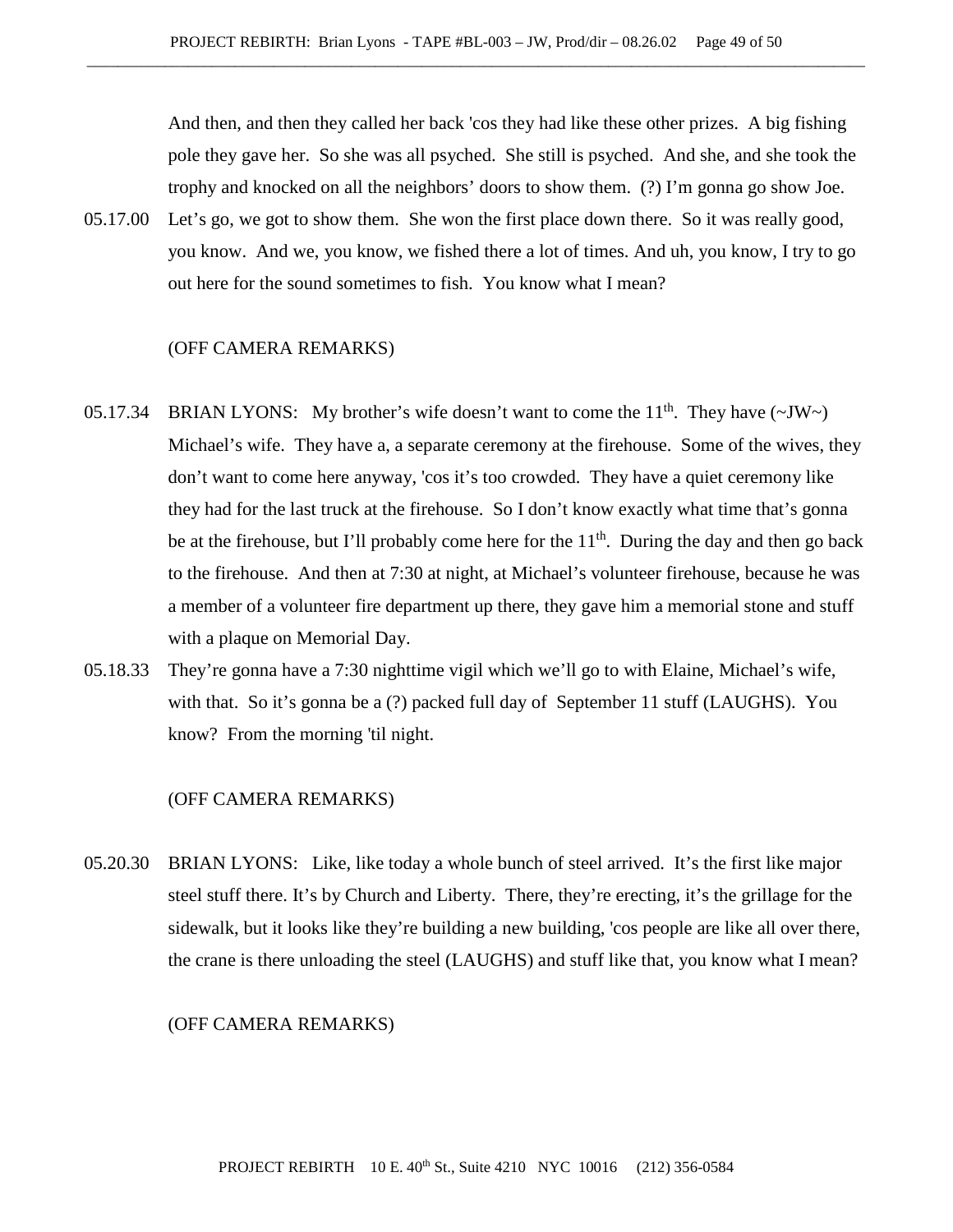And then, and then they called her back 'cos they had like these other prizes. A big fishing pole they gave her. So she was all psyched. She still is psyched. And she, and she took the trophy and knocked on all the neighbors' doors to show them. (?) I'm gonna go show Joe.

05.17.00 Let's go, we got to show them. She won the first place down there. So it was really good, you know. And we, you know, we fished there a lot of times. And uh, you know, I try to go out here for the sound sometimes to fish. You know what I mean?

(OFF CAMERA REMARKS)

05.17.34 BRIAN LYONS: My brother's wife doesn't want to come the 11th. They have (~JW~) Michael's wife. They have a, a separate ceremony at the firehouse. Some of the wives, they don't want to come here anyway, 'cos it's too crowded. They have a quiet ceremony like they had for the last truck at the firehouse. So I don't know exactly what time that's gonna be at the firehouse, but I'll probably come here for the 11th. During the day and then go back to the firehouse. And then at 7:30 at night, at Michael's volunteer firehouse, because he was a member of a volunteer fire department up there, they gave him a memorial stone and stuff with a plaque on Memorial Day.

05.18.33 They're gonna have a 7:30 nighttime vigil which we'll go to with Elaine, Michael's wife, with that. So it's gonna be a (?) packed full day of September 11 stuff (LAUGHS). You know? From the morning 'til night.

(OFF CAMERA REMARKS)

05.20.30 BRIAN LYONS: Like, like today a whole bunch of steel arrived. It's the first like major steel stuff there. It's by Church and Liberty. There, they're erecting, it's the grillage for the sidewalk, but it looks like they're building a new building, 'cos people are like all over there, the crane is there unloading the steel (LAUGHS) and stuff like that, you know what I mean?

(OFF CAMERA REMARKS)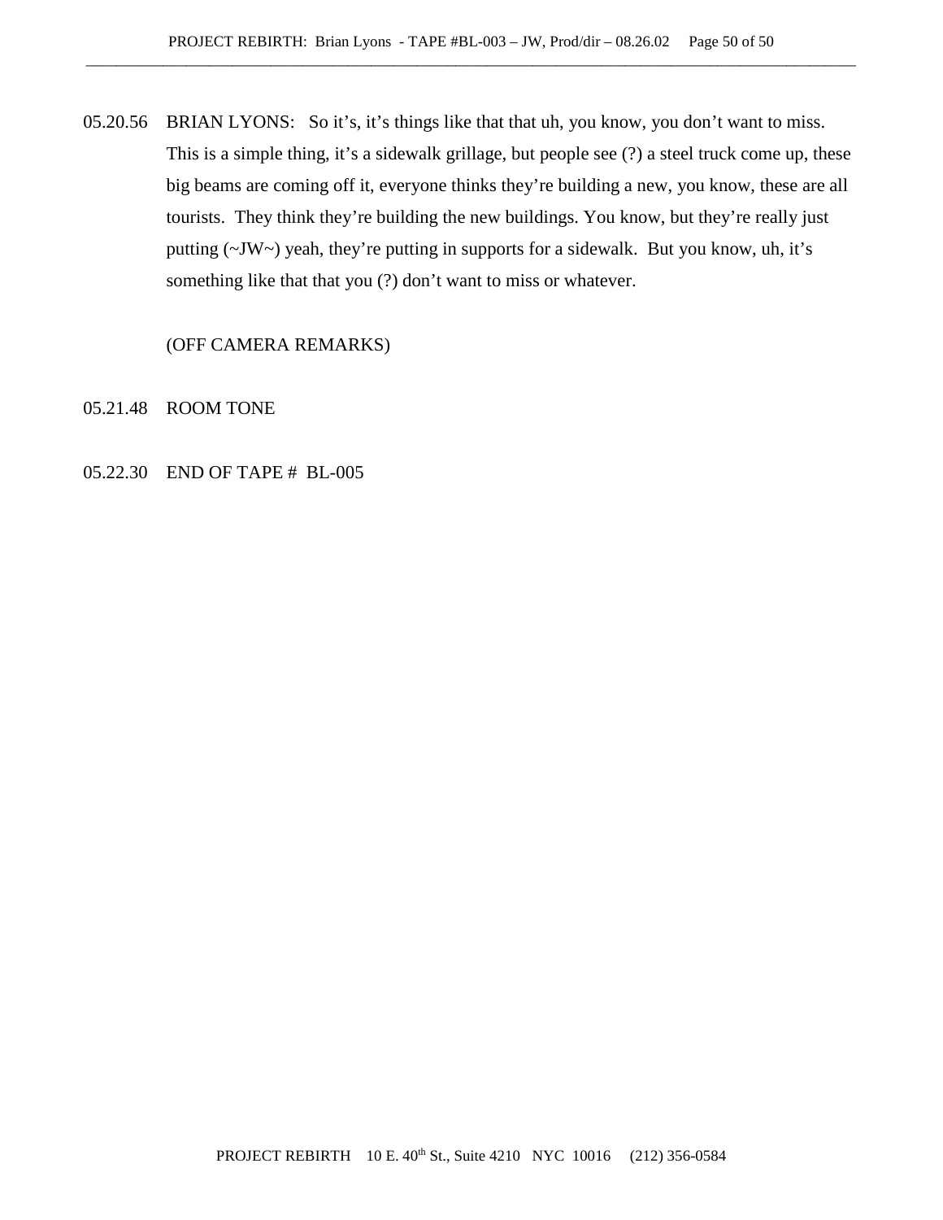05.20.56 BRIAN LYONS: So it's, it's things like that that uh, you know, you don't want to miss. This is a simple thing, it's a sidewalk grillage, but people see (?) a steel truck come up, these big beams are coming off it, everyone thinks they're building a new, you know, these are all tourists. They think they're building the new buildings. You know, but they're really just putting (~JW~) yeah, they're putting in supports for a sidewalk. But you know, uh, it's something like that that you (?) don't want to miss or whatever.

(OFF CAMERA REMARKS)

05.21.48 ROOM TONE

05.22.30 END OF TAPE # BL-005